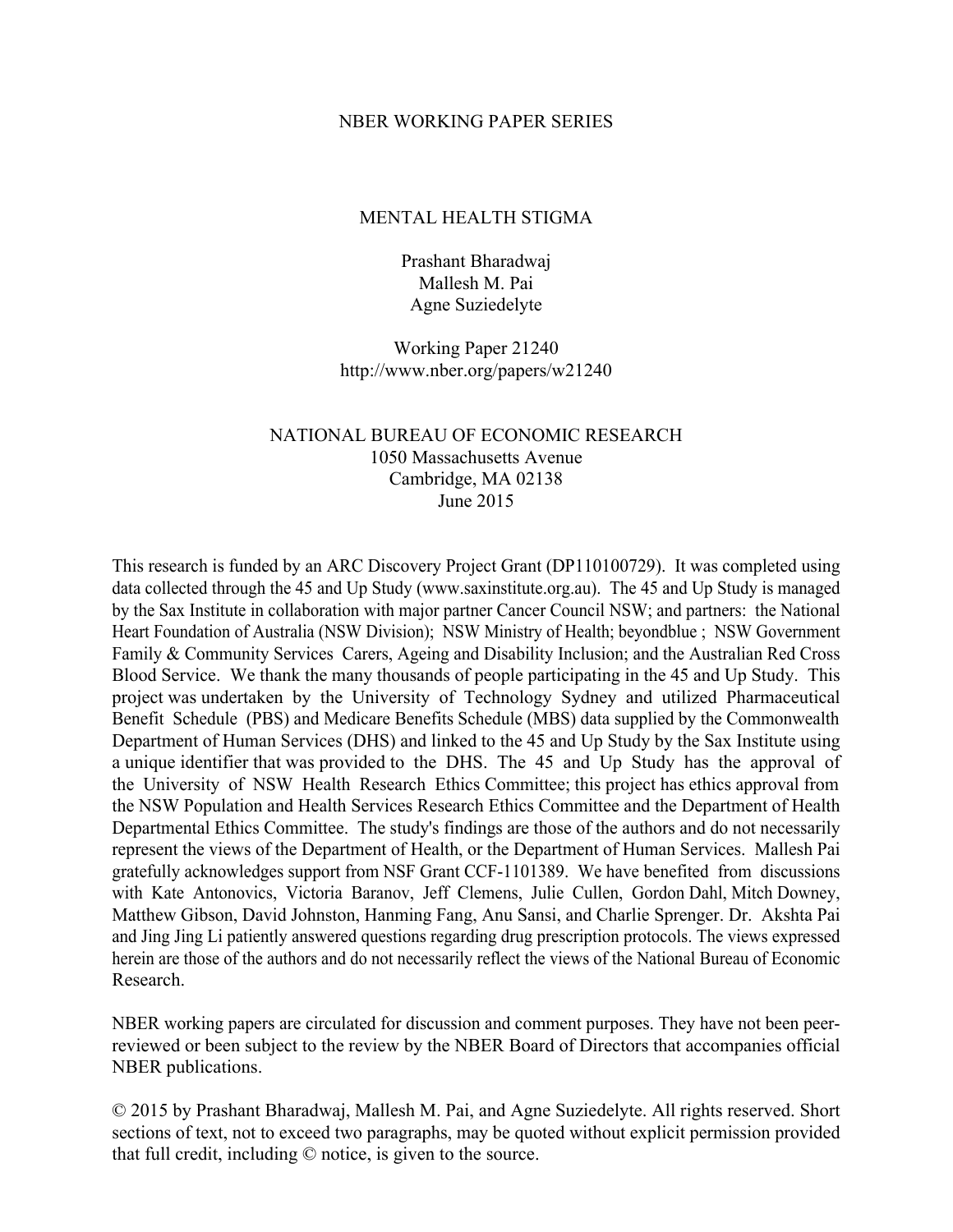NBER WORKING PAPER SERIES

# MENTAL HEALTH STIGMA

Prashant Bharadwaj
Mallesh M. Pai
Agne Suziedelyte

Working Paper 21240
http://www.nber.org/papers/w21240

NATIONAL BUREAU OF ECONOMIC RESEARCH
1050 Massachusetts Avenue
Cambridge, MA 02138
June 2015

This research is funded by an ARC Discovery Project Grant (DP110100729). It was completed using data collected through the 45 and Up Study (www.saxinstitute.org.au). The 45 and Up Study is managed by the Sax Institute in collaboration with major partner Cancer Council NSW; and partners: the National Heart Foundation of Australia (NSW Division); NSW Ministry of Health; beyondblue ; NSW Government Family & Community Services Carers, Ageing and Disability Inclusion; and the Australian Red Cross Blood Service. We thank the many thousands of people participating in the 45 and Up Study. This project was undertaken by the University of Technology Sydney and utilized Pharmaceutical Benefit Schedule (PBS) and Medicare Benefits Schedule (MBS) data supplied by the Commonwealth Department of Human Services (DHS) and linked to the 45 and Up Study by the Sax Institute using a unique identifier that was provided to the DHS. The 45 and Up Study has the approval of the University of NSW Health Research Ethics Committee; this project has ethics approval from the NSW Population and Health Services Research Ethics Committee and the Department of Health Departmental Ethics Committee. The study's findings are those of the authors and do not necessarily represent the views of the Department of Health, or the Department of Human Services. Mallesh Pai gratefully acknowledges support from NSF Grant CCF-1101389. We have benefited from discussions with Kate Antonovics, Victoria Baranov, Jeff Clemens, Julie Cullen, Gordon Dahl, Mitch Downey, Matthew Gibson, David Johnston, Hanming Fang, Anu Sansi, and Charlie Sprenger. Dr. Akshta Pai and Jing Jing Li patiently answered questions regarding drug prescription protocols. The views expressed herein are those of the authors and do not necessarily reflect the views of the National Bureau of Economic Research.

NBER working papers are circulated for discussion and comment purposes. They have not been peer-reviewed or been subject to the review by the NBER Board of Directors that accompanies official NBER publications.

© 2015 by Prashant Bharadwaj, Mallesh M. Pai, and Agne Suziedelyte. All rights reserved. Short sections of text, not to exceed two paragraphs, may be quoted without explicit permission provided that full credit, including © notice, is given to the source.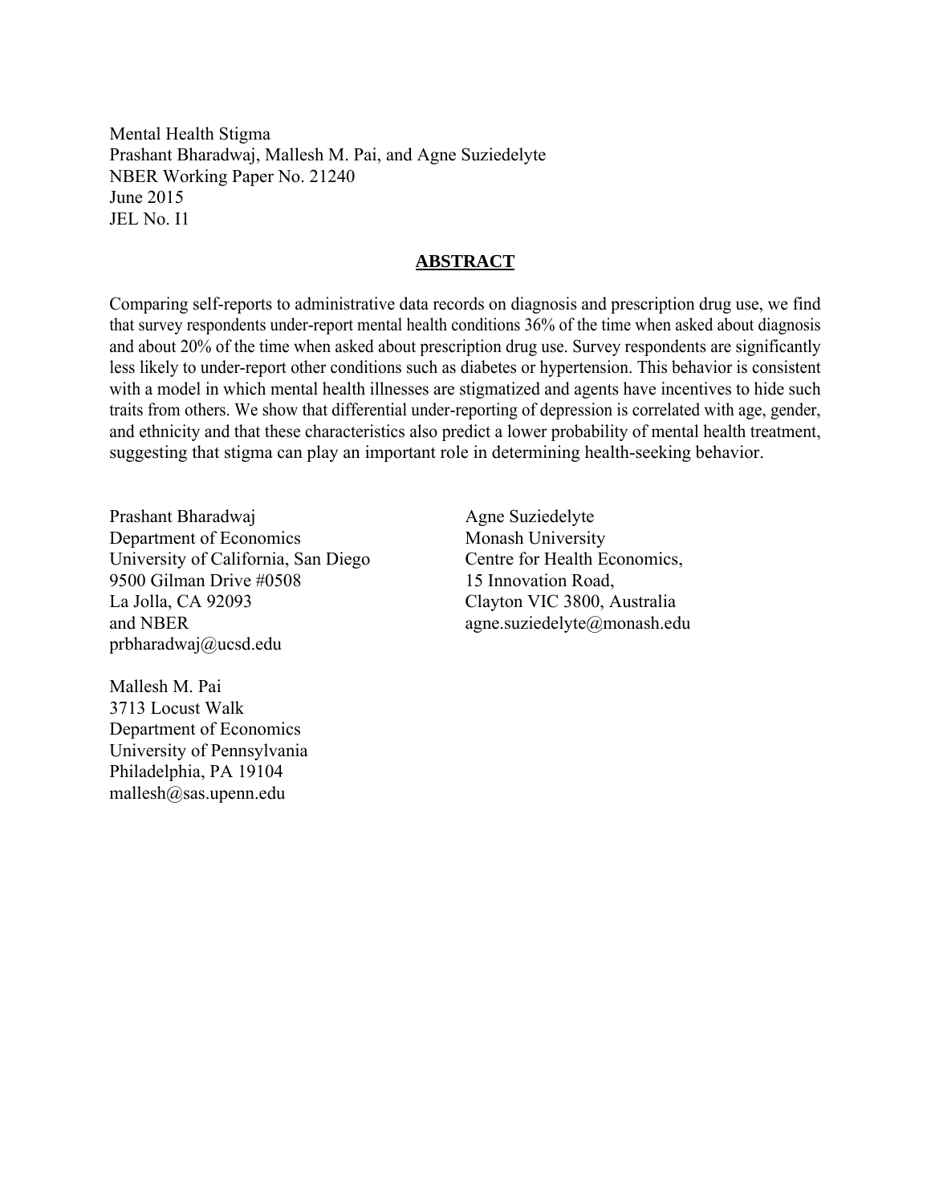Mental Health Stigma
Prashant Bharadwaj, Mallesh M. Pai, and Agne Suziedelyte
NBER Working Paper No. 21240
June 2015
JEL No. I1

## ABSTRACT

Comparing self-reports to administrative data records on diagnosis and prescription drug use, we find that survey respondents under-report mental health conditions 36% of the time when asked about diagnosis and about 20% of the time when asked about prescription drug use. Survey respondents are significantly less likely to under-report other conditions such as diabetes or hypertension. This behavior is consistent with a model in which mental health illnesses are stigmatized and agents have incentives to hide such traits from others. We show that differential under-reporting of depression is correlated with age, gender, and ethnicity and that these characteristics also predict a lower probability of mental health treatment, suggesting that stigma can play an important role in determining health-seeking behavior.

Prashant Bharadwaj
Department of Economics
University of California, San Diego
9500 Gilman Drive #0508
La Jolla, CA 92093
and NBER
prbharadwaj@ucsd.edu

Mallesh M. Pai
3713 Locust Walk
Department of Economics
University of Pennsylvania
Philadelphia, PA 19104
mallesh@sas.upenn.edu

Agne Suziedelyte
Monash University
Centre for Health Economics,
15 Innovation Road,
Clayton VIC 3800, Australia
agne.suziedelyte@monash.edu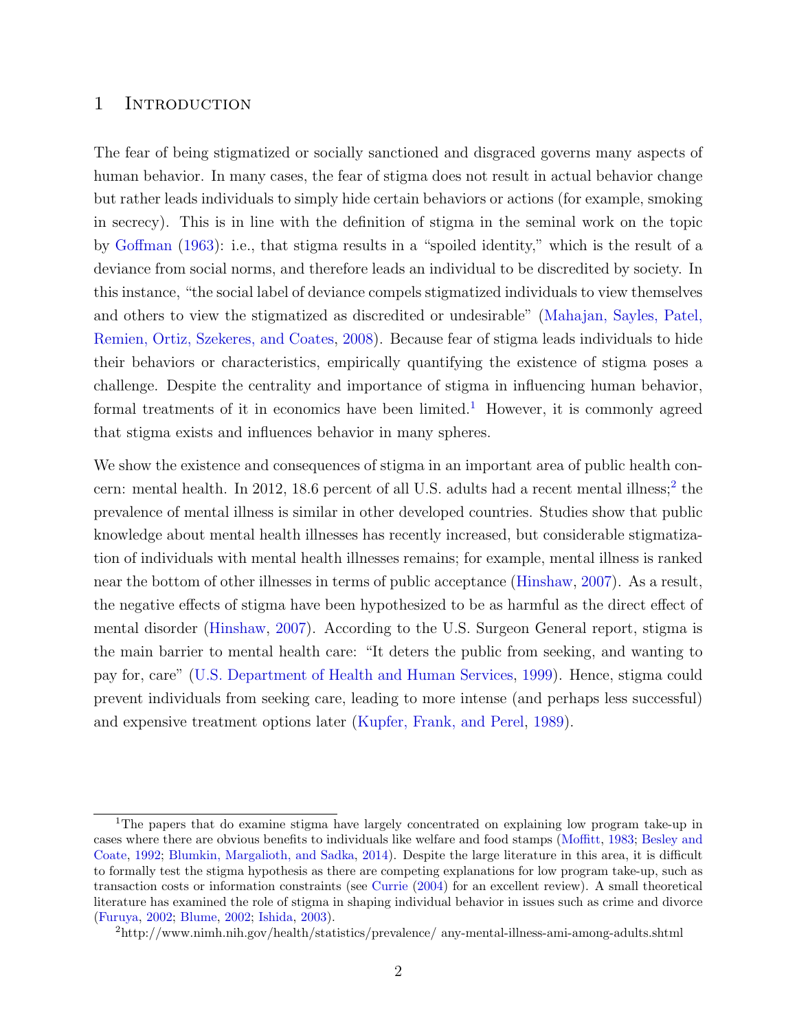# 1 Introduction

The fear of being stigmatized or socially sanctioned and disgraced governs many aspects of human behavior. In many cases, the fear of stigma does not result in actual behavior change but rather leads individuals to simply hide certain behaviors or actions (for example, smoking in secrecy). This is in line with the definition of stigma in the seminal work on the topic by Goffman (1963): i.e., that stigma results in a "spoiled identity," which is the result of a deviance from social norms, and therefore leads an individual to be discredited by society. In this instance, "the social label of deviance compels stigmatized individuals to view themselves and others to view the stigmatized as discredited or undesirable" (Mahajan, Sayles, Patel, Remien, Ortiz, Szekeres, and Coates, 2008). Because fear of stigma leads individuals to hide their behaviors or characteristics, empirically quantifying the existence of stigma poses a challenge. Despite the centrality and importance of stigma in influencing human behavior, formal treatments of it in economics have been limited.[1] However, it is commonly agreed that stigma exists and influences behavior in many spheres.

We show the existence and consequences of stigma in an important area of public health concern: mental health. In 2012, 18.6 percent of all U.S. adults had a recent mental illness;[2] the prevalence of mental illness is similar in other developed countries. Studies show that public knowledge about mental health illnesses has recently increased, but considerable stigmatization of individuals with mental health illnesses remains; for example, mental illness is ranked near the bottom of other illnesses in terms of public acceptance (Hinshaw, 2007). As a result, the negative effects of stigma have been hypothesized to be as harmful as the direct effect of mental disorder (Hinshaw, 2007). According to the U.S. Surgeon General report, stigma is the main barrier to mental health care: "It deters the public from seeking, and wanting to pay for, care" (U.S. Department of Health and Human Services, 1999). Hence, stigma could prevent individuals from seeking care, leading to more intense (and perhaps less successful) and expensive treatment options later (Kupfer, Frank, and Perel, 1989).

---

[1] The papers that do examine stigma have largely concentrated on explaining low program take-up in cases where there are obvious benefits to individuals like welfare and food stamps (Moffitt, 1983; Besley and Coate, 1992; Blumkin, Margalioth, and Sadka, 2014). Despite the large literature in this area, it is difficult to formally test the stigma hypothesis as there are competing explanations for low program take-up, such as transaction costs or information constraints (see Currie (2004) for an excellent review). A small theoretical literature has examined the role of stigma in shaping individual behavior in issues such as crime and divorce (Furuya, 2002; Blume, 2002; Ishida, 2003).

[2] http://www.nimh.nih.gov/health/statistics/prevalence/ any-mental-illness-ami-among-adults.shtml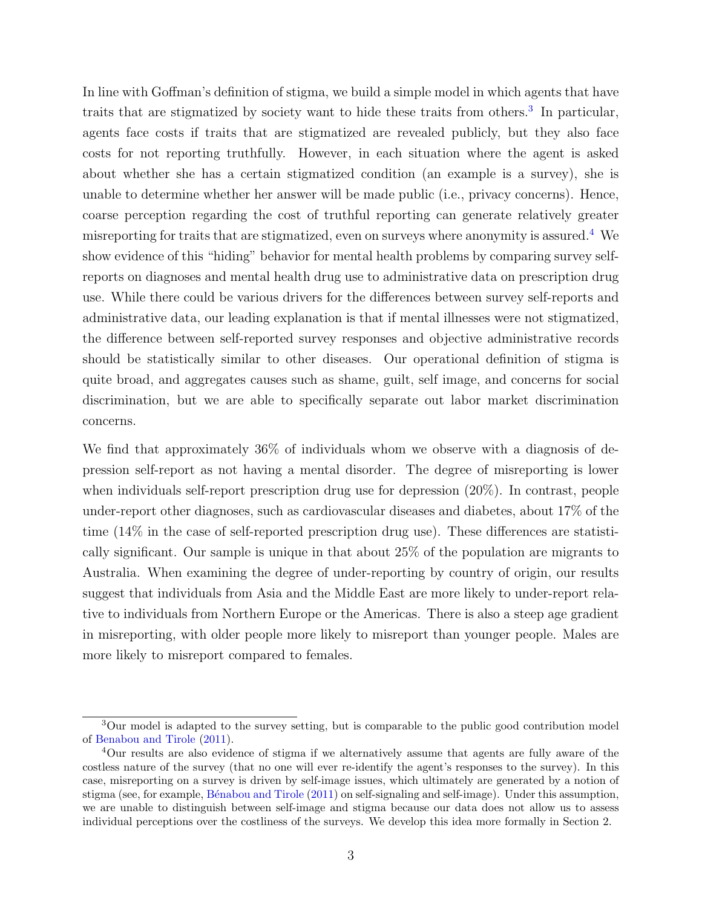In line with Goffman's definition of stigma, we build a simple model in which agents that have traits that are stigmatized by society want to hide these traits from others.[3] In particular, agents face costs if traits that are stigmatized are revealed publicly, but they also face costs for not reporting truthfully. However, in each situation where the agent is asked about whether she has a certain stigmatized condition (an example is a survey), she is unable to determine whether her answer will be made public (i.e., privacy concerns). Hence, coarse perception regarding the cost of truthful reporting can generate relatively greater misreporting for traits that are stigmatized, even on surveys where anonymity is assured.[4] We show evidence of this "hiding" behavior for mental health problems by comparing survey self-reports on diagnoses and mental health drug use to administrative data on prescription drug use. While there could be various drivers for the differences between survey self-reports and administrative data, our leading explanation is that if mental illnesses were not stigmatized, the difference between self-reported survey responses and objective administrative records should be statistically similar to other diseases. Our operational definition of stigma is quite broad, and aggregates causes such as shame, guilt, self image, and concerns for social discrimination, but we are able to specifically separate out labor market discrimination concerns.

We find that approximately 36% of individuals whom we observe with a diagnosis of depression self-report as not having a mental disorder. The degree of misreporting is lower when individuals self-report prescription drug use for depression (20%). In contrast, people under-report other diagnoses, such as cardiovascular diseases and diabetes, about 17% of the time (14% in the case of self-reported prescription drug use). These differences are statistically significant. Our sample is unique in that about 25% of the population are migrants to Australia. When examining the degree of under-reporting by country of origin, our results suggest that individuals from Asia and the Middle East are more likely to under-report relative to individuals from Northern Europe or the Americas. There is also a steep age gradient in misreporting, with older people more likely to misreport than younger people. Males are more likely to misreport compared to females.

[3] Our model is adapted to the survey setting, but is comparable to the public good contribution model of Benabou and Tirole (2011).

[4] Our results are also evidence of stigma if we alternatively assume that agents are fully aware of the costless nature of the survey (that no one will ever re-identify the agent's responses to the survey). In this case, misreporting on a survey is driven by self-image issues, which ultimately are generated by a notion of stigma (see, for example, Bénabou and Tirole (2011) on self-signaling and self-image). Under this assumption, we are unable to distinguish between self-image and stigma because our data does not allow us to assess individual perceptions over the costliness of the surveys. We develop this idea more formally in Section 2.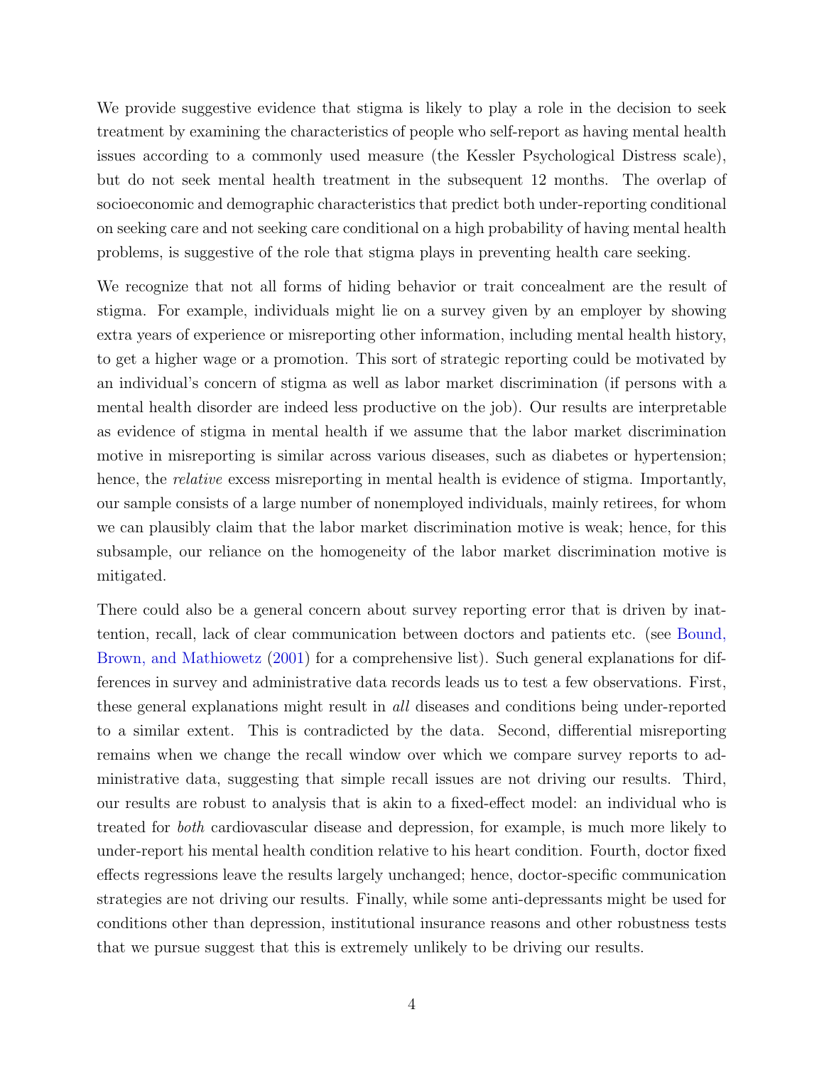We provide suggestive evidence that stigma is likely to play a role in the decision to seek treatment by examining the characteristics of people who self-report as having mental health issues according to a commonly used measure (the Kessler Psychological Distress scale), but do not seek mental health treatment in the subsequent 12 months. The overlap of socioeconomic and demographic characteristics that predict both under-reporting conditional on seeking care and not seeking care conditional on a high probability of having mental health problems, is suggestive of the role that stigma plays in preventing health care seeking.

We recognize that not all forms of hiding behavior or trait concealment are the result of stigma. For example, individuals might lie on a survey given by an employer by showing extra years of experience or misreporting other information, including mental health history, to get a higher wage or a promotion. This sort of strategic reporting could be motivated by an individual's concern of stigma as well as labor market discrimination (if persons with a mental health disorder are indeed less productive on the job). Our results are interpretable as evidence of stigma in mental health if we assume that the labor market discrimination motive in misreporting is similar across various diseases, such as diabetes or hypertension; hence, the *relative* excess misreporting in mental health is evidence of stigma. Importantly, our sample consists of a large number of nonemployed individuals, mainly retirees, for whom we can plausibly claim that the labor market discrimination motive is weak; hence, for this subsample, our reliance on the homogeneity of the labor market discrimination motive is mitigated.

There could also be a general concern about survey reporting error that is driven by inattention, recall, lack of clear communication between doctors and patients etc. (see Bound, Brown, and Mathiowetz (2001) for a comprehensive list). Such general explanations for differences in survey and administrative data records leads us to test a few observations. First, these general explanations might result in *all* diseases and conditions being under-reported to a similar extent. This is contradicted by the data. Second, differential misreporting remains when we change the recall window over which we compare survey reports to administrative data, suggesting that simple recall issues are not driving our results. Third, our results are robust to analysis that is akin to a fixed-effect model: an individual who is treated for *both* cardiovascular disease and depression, for example, is much more likely to under-report his mental health condition relative to his heart condition. Fourth, doctor fixed effects regressions leave the results largely unchanged; hence, doctor-specific communication strategies are not driving our results. Finally, while some anti-depressants might be used for conditions other than depression, institutional insurance reasons and other robustness tests that we pursue suggest that this is extremely unlikely to be driving our results.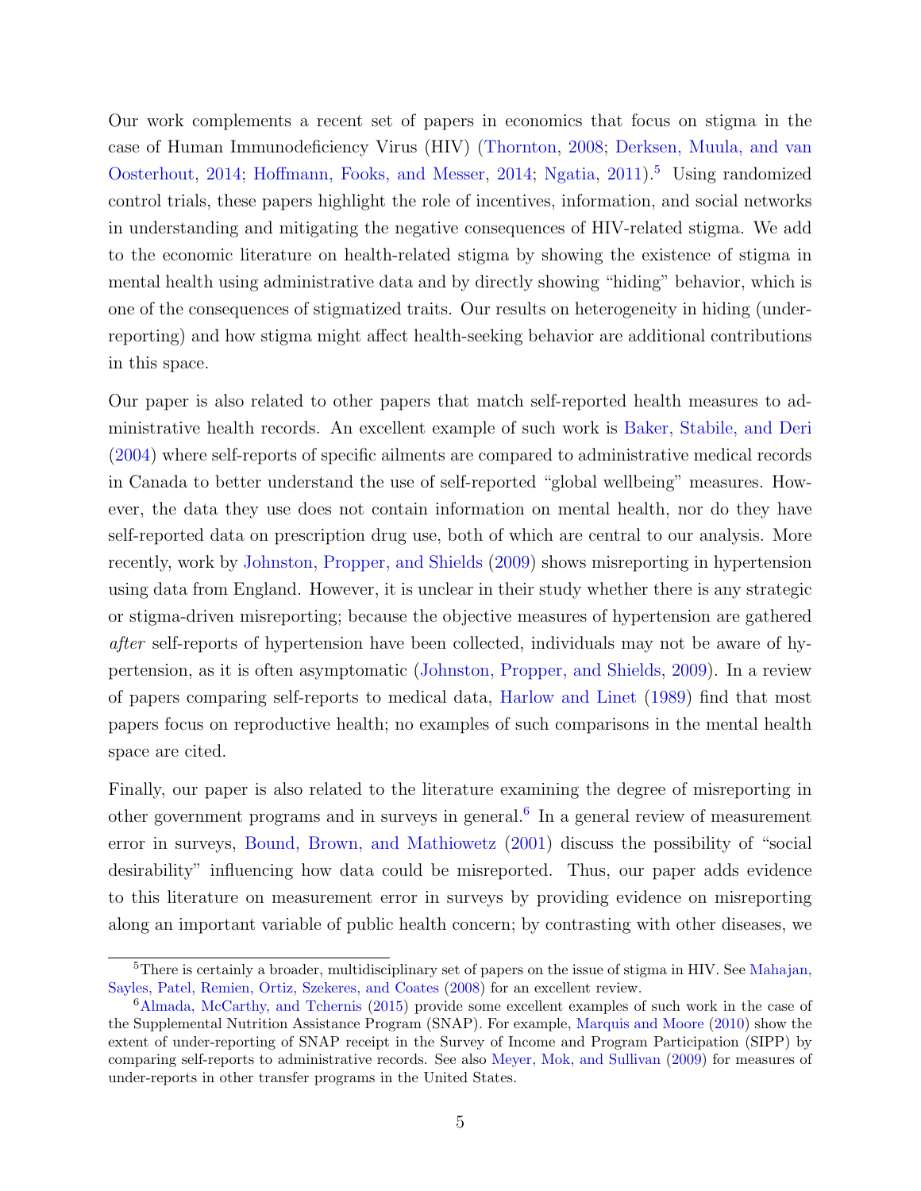Our work complements a recent set of papers in economics that focus on stigma in the case of Human Immunodeficiency Virus (HIV) (Thornton, 2008; Derksen, Muula, and van Oosterhout, 2014; Hoffmann, Fooks, and Messer, 2014; Ngatia, 2011).[5] Using randomized control trials, these papers highlight the role of incentives, information, and social networks in understanding and mitigating the negative consequences of HIV-related stigma. We add to the economic literature on health-related stigma by showing the existence of stigma in mental health using administrative data and by directly showing "hiding" behavior, which is one of the consequences of stigmatized traits. Our results on heterogeneity in hiding (under-reporting) and how stigma might affect health-seeking behavior are additional contributions in this space.

Our paper is also related to other papers that match self-reported health measures to administrative health records. An excellent example of such work is Baker, Stabile, and Deri (2004) where self-reports of specific ailments are compared to administrative medical records in Canada to better understand the use of self-reported "global wellbeing" measures. However, the data they use does not contain information on mental health, nor do they have self-reported data on prescription drug use, both of which are central to our analysis. More recently, work by Johnston, Propper, and Shields (2009) shows misreporting in hypertension using data from England. However, it is unclear in their study whether there is any strategic or stigma-driven misreporting; because the objective measures of hypertension are gathered *after* self-reports of hypertension have been collected, individuals may not be aware of hypertension, as it is often asymptomatic (Johnston, Propper, and Shields, 2009). In a review of papers comparing self-reports to medical data, Harlow and Linet (1989) find that most papers focus on reproductive health; no examples of such comparisons in the mental health space are cited.

Finally, our paper is also related to the literature examining the degree of misreporting in other government programs and in surveys in general.[6] In a general review of measurement error in surveys, Bound, Brown, and Mathiowetz (2001) discuss the possibility of "social desirability" influencing how data could be misreported. Thus, our paper adds evidence to this literature on measurement error in surveys by providing evidence on misreporting along an important variable of public health concern; by contrasting with other diseases, we

[5] There is certainly a broader, multidisciplinary set of papers on the issue of stigma in HIV. See Mahajan, Sayles, Patel, Remien, Ortiz, Szekeres, and Coates (2008) for an excellent review.

[6] Almada, McCarthy, and Tchernis (2015) provide some excellent examples of such work in the case of the Supplemental Nutrition Assistance Program (SNAP). For example, Marquis and Moore (2010) show the extent of under-reporting of SNAP receipt in the Survey of Income and Program Participation (SIPP) by comparing self-reports to administrative records. See also Meyer, Mok, and Sullivan (2009) for measures of under-reports in other transfer programs in the United States.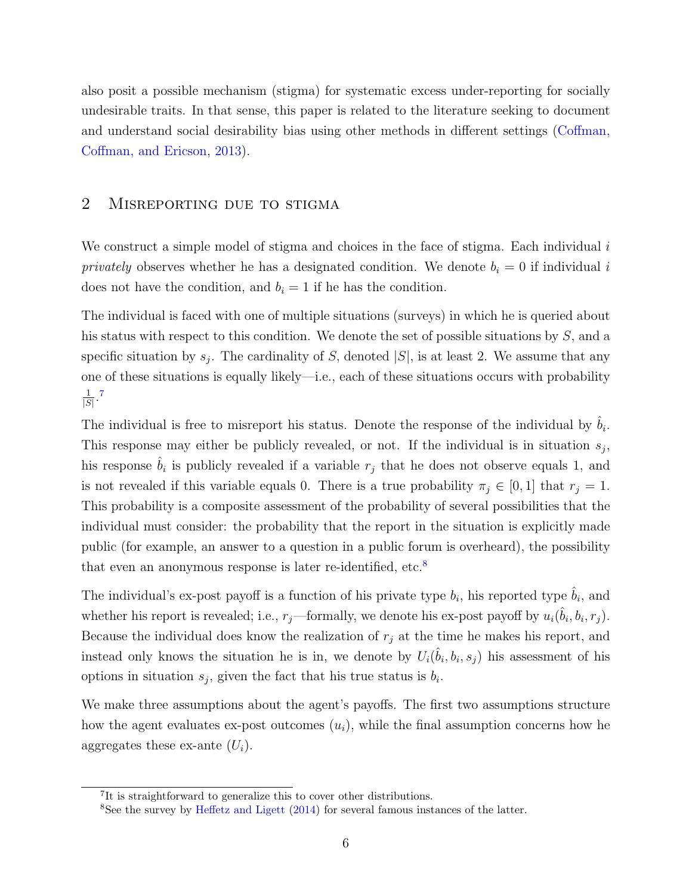also posit a possible mechanism (stigma) for systematic excess under-reporting for socially undesirable traits. In that sense, this paper is related to the literature seeking to document and understand social desirability bias using other methods in different settings (Coffman, Coffman, and Ericson, 2013).

## 2 Misreporting due to stigma

We construct a simple model of stigma and choices in the face of stigma. Each individual $i$ *privately* observes whether he has a designated condition. We denote $b_i = 0$ if individual $i$ does not have the condition, and $b_i = 1$ if he has the condition.

The individual is faced with one of multiple situations (surveys) in which he is queried about his status with respect to this condition. We denote the set of possible situations by $S$, and a specific situation by $s_j$. The cardinality of $S$, denoted $|S|$, is at least 2. We assume that any one of these situations is equally likely—i.e., each of these situations occurs with probability $\frac{1}{|S|}$.[7]

The individual is free to misreport his status. Denote the response of the individual by $\hat{b}_i$. This response may either be publicly revealed, or not. If the individual is in situation $s_j$, his response $\hat{b}_i$ is publicly revealed if a variable $r_j$ that he does not observe equals 1, and is not revealed if this variable equals 0. There is a true probability $\pi_j \in [0, 1]$ that $r_j = 1$. This probability is a composite assessment of the probability of several possibilities that the individual must consider: the probability that the report in the situation is explicitly made public (for example, an answer to a question in a public forum is overheard), the possibility that even an anonymous response is later re-identified, etc.[8]

The individual's ex-post payoff is a function of his private type $b_i$, his reported type $\hat{b}_i$, and whether his report is revealed; i.e., $r_j$—formally, we denote his ex-post payoff by $u_i(\hat{b}_i, b_i, r_j)$. Because the individual does know the realization of $r_j$ at the time he makes his report, and instead only knows the situation he is in, we denote by $U_i(\hat{b}_i, b_i, s_j)$ his assessment of his options in situation $s_j$, given the fact that his true status is $b_i$.

We make three assumptions about the agent's payoffs. The first two assumptions structure how the agent evaluates ex-post outcomes ($u_i$), while the final assumption concerns how he aggregates these ex-ante ($U_i$).

[7] It is straightforward to generalize this to cover other distributions.

[8] See the survey by Heffetz and Ligett (2014) for several famous instances of the latter.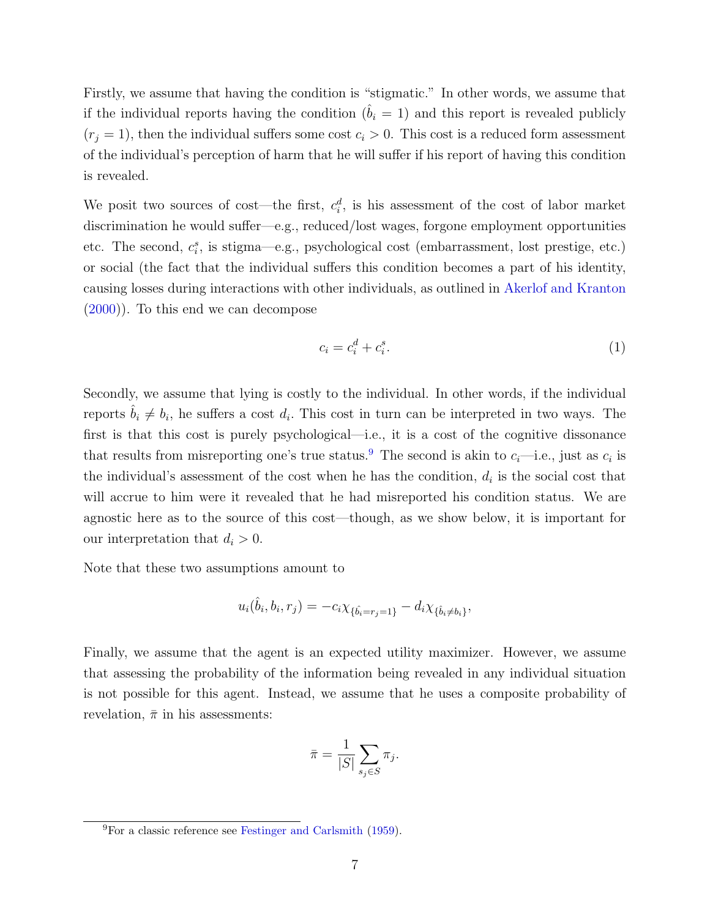Firstly, we assume that having the condition is "stigmatic." In other words, we assume that if the individual reports having the condition ($\hat{b}_i = 1$) and this report is revealed publicly ($r_j = 1$), then the individual suffers some cost $c_i > 0$. This cost is a reduced form assessment of the individual's perception of harm that he will suffer if his report of having this condition is revealed.

We posit two sources of cost—the first, $c_i^d$, is his assessment of the cost of labor market discrimination he would suffer—e.g., reduced/lost wages, forgone employment opportunities etc. The second, $c_i^s$, is stigma—e.g., psychological cost (embarrassment, lost prestige, etc.) or social (the fact that the individual suffers this condition becomes a part of his identity, causing losses during interactions with other individuals, as outlined in Akerlof and Kranton (2000)). To this end we can decompose

$$c_i = c_i^d + c_i^s. \tag{1}$$

Secondly, we assume that lying is costly to the individual. In other words, if the individual reports $\hat{b}_i \neq b_i$, he suffers a cost $d_i$. This cost in turn can be interpreted in two ways. The first is that this cost is purely psychological—i.e., it is a cost of the cognitive dissonance that results from misreporting one's true status.[9] The second is akin to $c_i$—i.e., just as $c_i$ is the individual's assessment of the cost when he has the condition, $d_i$ is the social cost that will accrue to him were it revealed that he had misreported his condition status. We are agnostic here as to the source of this cost—though, as we show below, it is important for our interpretation that $d_i > 0$.

Note that these two assumptions amount to

$$u_i(\hat{b}_i, b_i, r_j) = -c_i \chi_{\{\hat{b}_i = r_j = 1\}} - d_i \chi_{\{\hat{b}_i \neq b_i\}},$$

Finally, we assume that the agent is an expected utility maximizer. However, we assume that assessing the probability of the information being revealed in any individual situation is not possible for this agent. Instead, we assume that he uses a composite probability of revelation, $\bar{\pi}$ in his assessments:

$$\bar{\pi} = \frac{1}{|S|} \sum_{s_j \in S} \pi_j.$$

[9] For a classic reference see Festinger and Carlsmith (1959).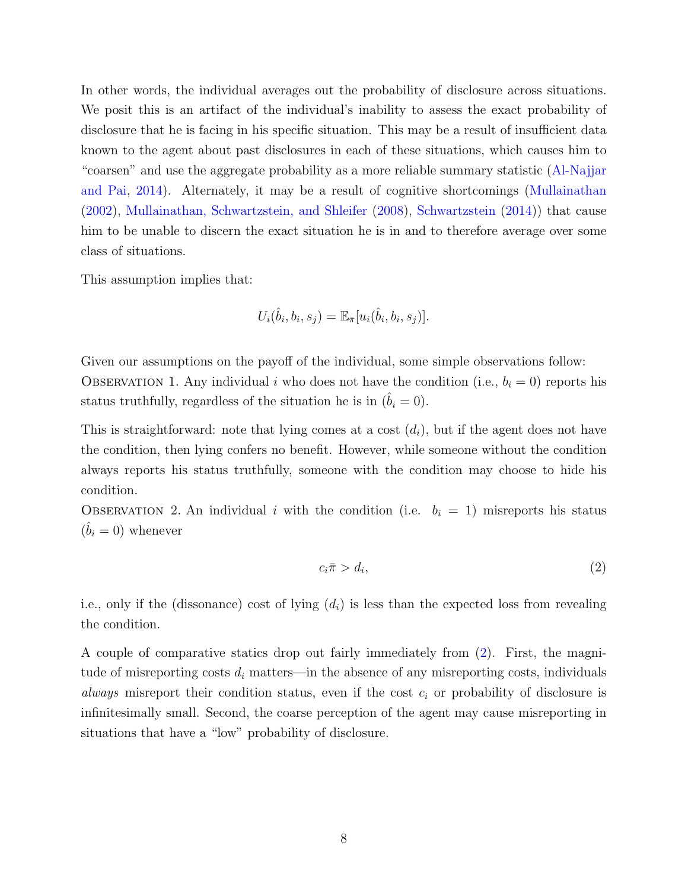In other words, the individual averages out the probability of disclosure across situations. We posit this is an artifact of the individual's inability to assess the exact probability of disclosure that he is facing in his specific situation. This may be a result of insufficient data known to the agent about past disclosures in each of these situations, which causes him to "coarsen" and use the aggregate probability as a more reliable summary statistic (Al-Najjar and Pai, 2014). Alternately, it may be a result of cognitive shortcomings (Mullainathan (2002), Mullainathan, Schwartzstein, and Shleifer (2008), Schwartzstein (2014)) that cause him to be unable to discern the exact situation he is in and to therefore average over some class of situations.

This assumption implies that:

$$U_i(\hat{b}_i, b_i, s_j) = \mathbb{E}_{\bar{\pi}}[u_i(\hat{b}_i, b_i, s_j)].$$

Given our assumptions on the payoff of the individual, some simple observations follow:

Observation 1. Any individual $i$ who does not have the condition (i.e., $b_i = 0$) reports his status truthfully, regardless of the situation he is in ($\hat{b}_i = 0$).

This is straightforward: note that lying comes at a cost ($d_i$), but if the agent does not have the condition, then lying confers no benefit. However, while someone without the condition always reports his status truthfully, someone with the condition may choose to hide his condition.

Observation 2. An individual $i$ with the condition (i.e. $b_i = 1$) misreports his status ($\hat{b}_i = 0$) whenever

$$c_i \bar{\pi} > d_i, \tag{2}$$

i.e., only if the (dissonance) cost of lying ($d_i$) is less than the expected loss from revealing the condition.

A couple of comparative statics drop out fairly immediately from (2). First, the magnitude of misreporting costs $d_i$ matters—in the absence of any misreporting costs, individuals *always* misreport their condition status, even if the cost $c_i$ or probability of disclosure is infinitesimally small. Second, the coarse perception of the agent may cause misreporting in situations that have a "low" probability of disclosure.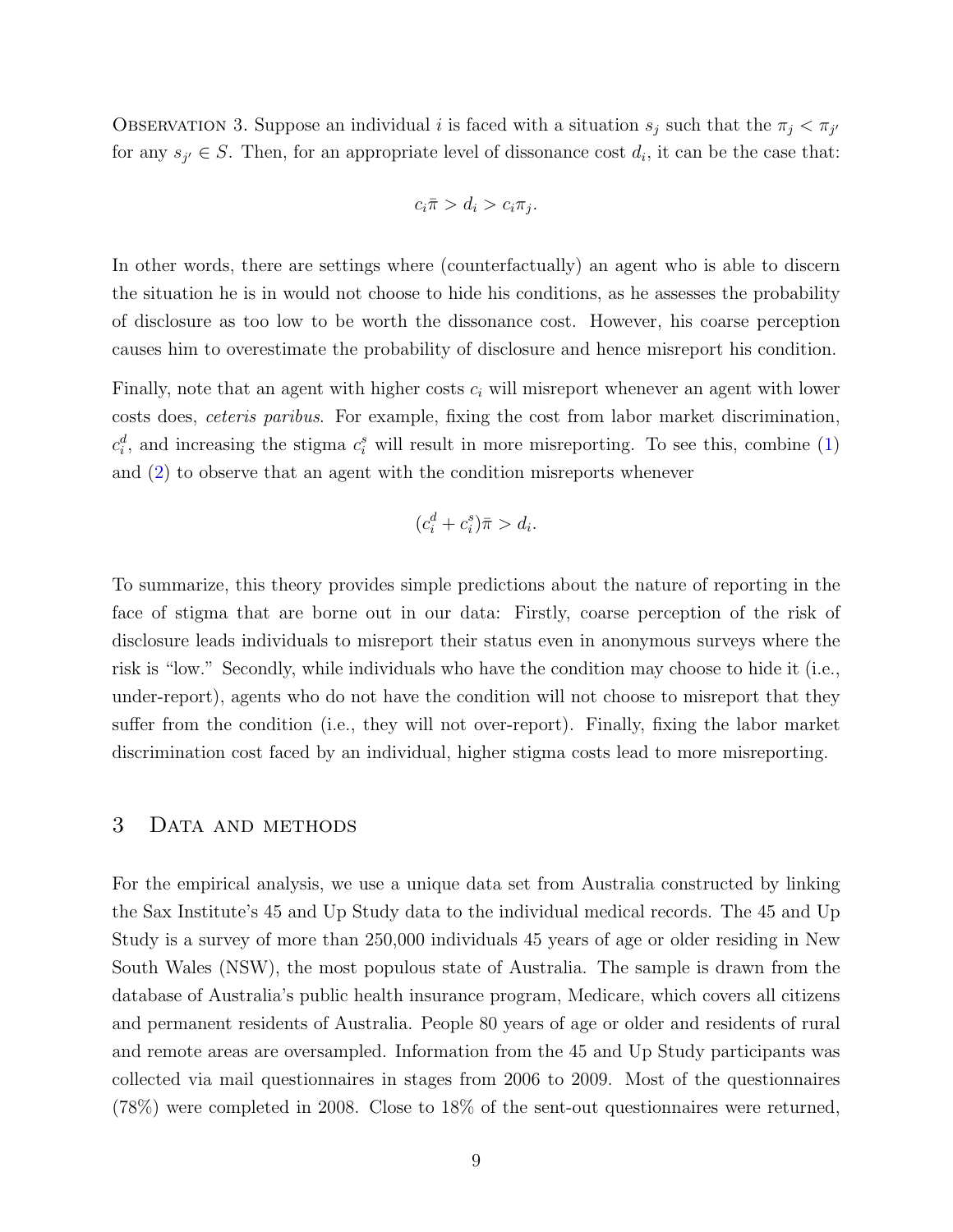Observation 3. Suppose an individual $i$ is faced with a situation $s_j$ such that the $\pi_j < \pi_{j'}$ for any $s_{j'} \in S$. Then, for an appropriate level of dissonance cost $d_i$, it can be the case that:

$$c_i\bar{\pi} > d_i > c_i\pi_j.$$

In other words, there are settings where (counterfactually) an agent who is able to discern the situation he is in would not choose to hide his conditions, as he assesses the probability of disclosure as too low to be worth the dissonance cost. However, his coarse perception causes him to overestimate the probability of disclosure and hence misreport his condition.

Finally, note that an agent with higher costs $c_i$ will misreport whenever an agent with lower costs does, *ceteris paribus*. For example, fixing the cost from labor market discrimination, $c_i^d$, and increasing the stigma $c_i^s$ will result in more misreporting. To see this, combine (1) and (2) to observe that an agent with the condition misreports whenever

$$(c_i^d + c_i^s)\bar{\pi} > d_i.$$

To summarize, this theory provides simple predictions about the nature of reporting in the face of stigma that are borne out in our data: Firstly, coarse perception of the risk of disclosure leads individuals to misreport their status even in anonymous surveys where the risk is "low." Secondly, while individuals who have the condition may choose to hide it (i.e., under-report), agents who do not have the condition will not choose to misreport that they suffer from the condition (i.e., they will not over-report). Finally, fixing the labor market discrimination cost faced by an individual, higher stigma costs lead to more misreporting.

## 3 Data and methods

For the empirical analysis, we use a unique data set from Australia constructed by linking the Sax Institute's 45 and Up Study data to the individual medical records. The 45 and Up Study is a survey of more than 250,000 individuals 45 years of age or older residing in New South Wales (NSW), the most populous state of Australia. The sample is drawn from the database of Australia's public health insurance program, Medicare, which covers all citizens and permanent residents of Australia. People 80 years of age or older and residents of rural and remote areas are oversampled. Information from the 45 and Up Study participants was collected via mail questionnaires in stages from 2006 to 2009. Most of the questionnaires (78%) were completed in 2008. Close to 18% of the sent-out questionnaires were returned,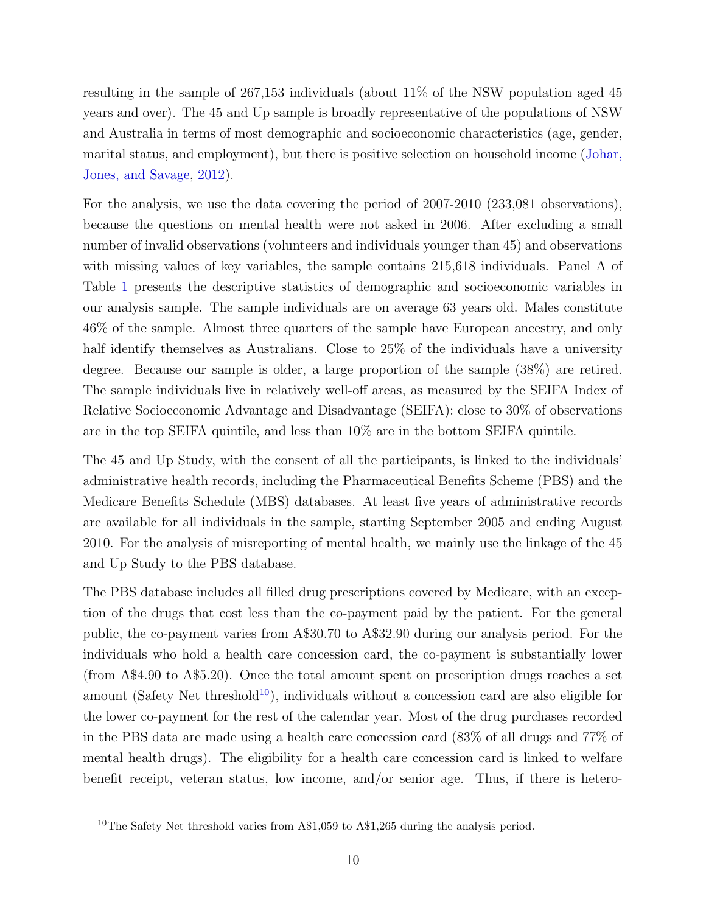resulting in the sample of 267,153 individuals (about 11% of the NSW population aged 45 years and over). The 45 and Up sample is broadly representative of the populations of NSW and Australia in terms of most demographic and socioeconomic characteristics (age, gender, marital status, and employment), but there is positive selection on household income (Johar, Jones, and Savage, 2012).

For the analysis, we use the data covering the period of 2007-2010 (233,081 observations), because the questions on mental health were not asked in 2006. After excluding a small number of invalid observations (volunteers and individuals younger than 45) and observations with missing values of key variables, the sample contains 215,618 individuals. Panel A of Table 1 presents the descriptive statistics of demographic and socioeconomic variables in our analysis sample. The sample individuals are on average 63 years old. Males constitute 46% of the sample. Almost three quarters of the sample have European ancestry, and only half identify themselves as Australians. Close to 25% of the individuals have a university degree. Because our sample is older, a large proportion of the sample (38%) are retired. The sample individuals live in relatively well-off areas, as measured by the SEIFA Index of Relative Socioeconomic Advantage and Disadvantage (SEIFA): close to 30% of observations are in the top SEIFA quintile, and less than 10% are in the bottom SEIFA quintile.

The 45 and Up Study, with the consent of all the participants, is linked to the individuals' administrative health records, including the Pharmaceutical Benefits Scheme (PBS) and the Medicare Benefits Schedule (MBS) databases. At least five years of administrative records are available for all individuals in the sample, starting September 2005 and ending August 2010. For the analysis of misreporting of mental health, we mainly use the linkage of the 45 and Up Study to the PBS database.

The PBS database includes all filled drug prescriptions covered by Medicare, with an exception of the drugs that cost less than the co-payment paid by the patient. For the general public, the co-payment varies from A$30.70 to A$32.90 during our analysis period. For the individuals who hold a health care concession card, the co-payment is substantially lower (from A$4.90 to A$5.20). Once the total amount spent on prescription drugs reaches a set amount (Safety Net threshold[10]), individuals without a concession card are also eligible for the lower co-payment for the rest of the calendar year. Most of the drug purchases recorded in the PBS data are made using a health care concession card (83% of all drugs and 77% of mental health drugs). The eligibility for a health care concession card is linked to welfare benefit receipt, veteran status, low income, and/or senior age. Thus, if there is hetero-

[10]The Safety Net threshold varies from A$1,059 to A$1,265 during the analysis period.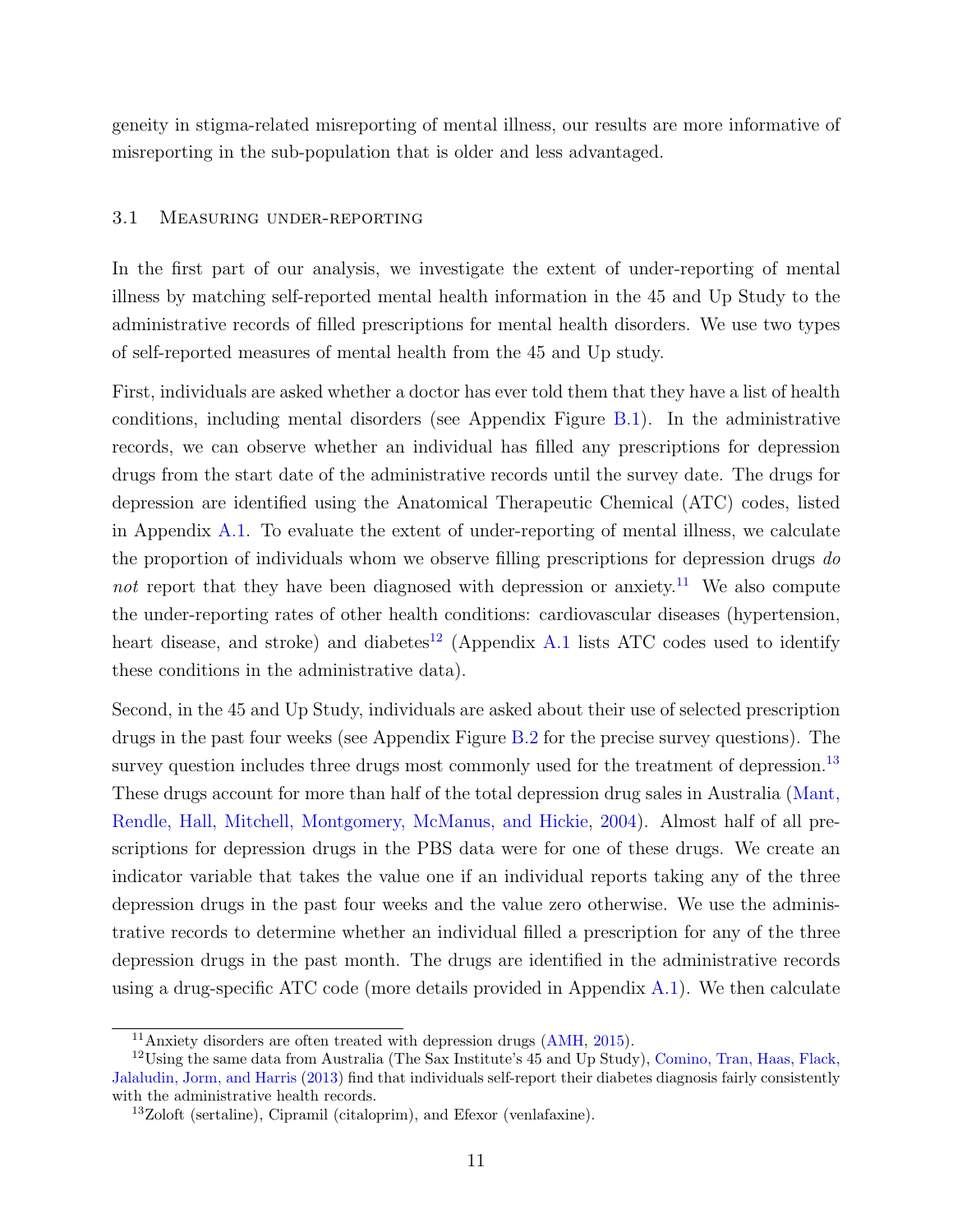geneity in stigma-related misreporting of mental illness, our results are more informative of misreporting in the sub-population that is older and less advantaged.

### 3.1 Measuring under-reporting

In the first part of our analysis, we investigate the extent of under-reporting of mental illness by matching self-reported mental health information in the 45 and Up Study to the administrative records of filled prescriptions for mental health disorders. We use two types of self-reported measures of mental health from the 45 and Up study.

First, individuals are asked whether a doctor has ever told them that they have a list of health conditions, including mental disorders (see Appendix Figure B.1). In the administrative records, we can observe whether an individual has filled any prescriptions for depression drugs from the start date of the administrative records until the survey date. The drugs for depression are identified using the Anatomical Therapeutic Chemical (ATC) codes, listed in Appendix A.1. To evaluate the extent of under-reporting of mental illness, we calculate the proportion of individuals whom we observe filling prescriptions for depression drugs *do not* report that they have been diagnosed with depression or anxiety.[11] We also compute the under-reporting rates of other health conditions: cardiovascular diseases (hypertension, heart disease, and stroke) and diabetes[12] (Appendix A.1 lists ATC codes used to identify these conditions in the administrative data).

Second, in the 45 and Up Study, individuals are asked about their use of selected prescription drugs in the past four weeks (see Appendix Figure B.2 for the precise survey questions). The survey question includes three drugs most commonly used for the treatment of depression.[13] These drugs account for more than half of the total depression drug sales in Australia (Mant, Rendle, Hall, Mitchell, Montgomery, McManus, and Hickie, 2004). Almost half of all prescriptions for depression drugs in the PBS data were for one of these drugs. We create an indicator variable that takes the value one if an individual reports taking any of the three depression drugs in the past four weeks and the value zero otherwise. We use the administrative records to determine whether an individual filled a prescription for any of the three depression drugs in the past month. The drugs are identified in the administrative records using a drug-specific ATC code (more details provided in Appendix A.1). We then calculate

---

[11] Anxiety disorders are often treated with depression drugs (AMH, 2015).

[12] Using the same data from Australia (The Sax Institute's 45 and Up Study), Comino, Tran, Haas, Flack, Jalaludin, Jorm, and Harris (2013) find that individuals self-report their diabetes diagnosis fairly consistently with the administrative health records.

[13] Zoloft (sertaline), Cipramil (citaloprim), and Efexor (venlafaxine).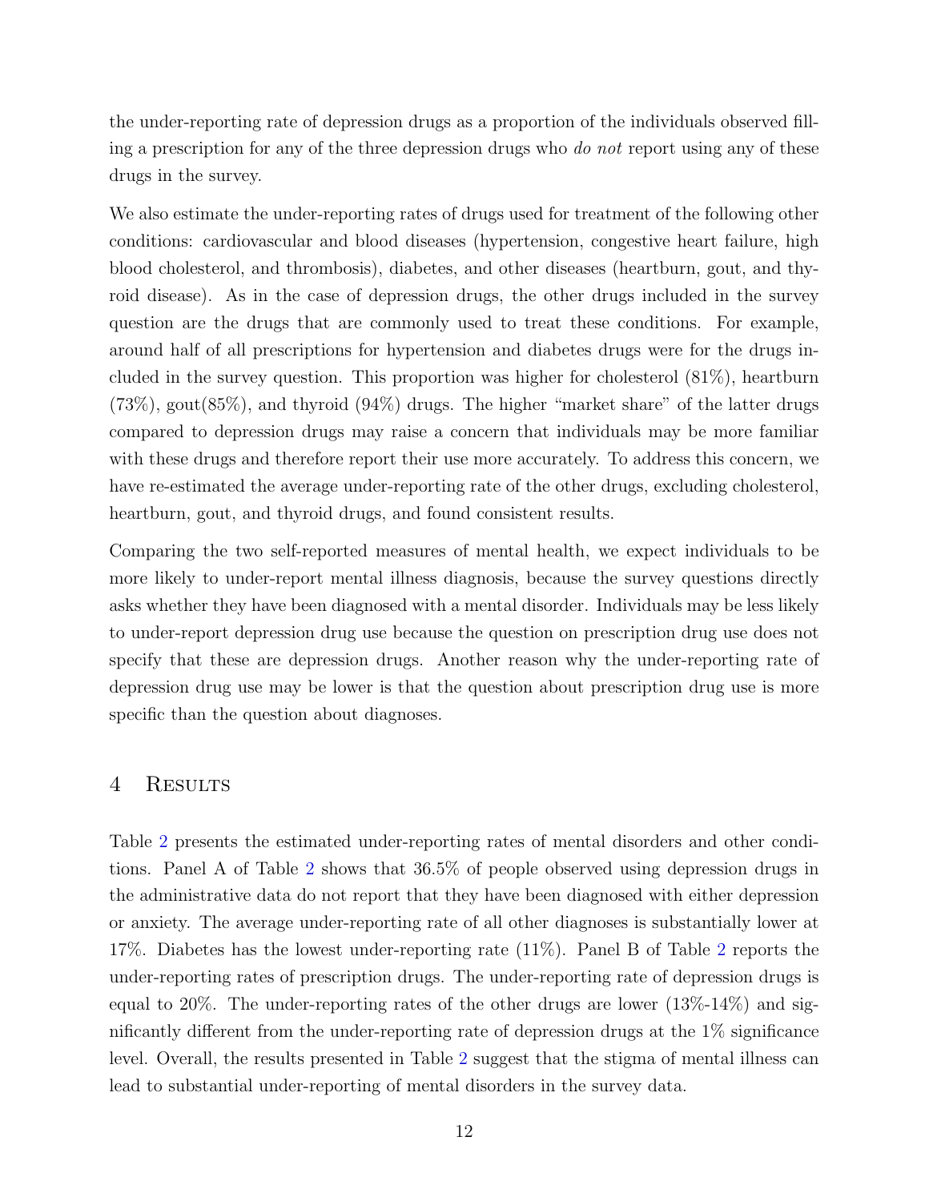the under-reporting rate of depression drugs as a proportion of the individuals observed filling a prescription for any of the three depression drugs who *do not* report using any of these drugs in the survey.

We also estimate the under-reporting rates of drugs used for treatment of the following other conditions: cardiovascular and blood diseases (hypertension, congestive heart failure, high blood cholesterol, and thrombosis), diabetes, and other diseases (heartburn, gout, and thyroid disease). As in the case of depression drugs, the other drugs included in the survey question are the drugs that are commonly used to treat these conditions. For example, around half of all prescriptions for hypertension and diabetes drugs were for the drugs included in the survey question. This proportion was higher for cholesterol (81%), heartburn (73%), gout(85%), and thyroid (94%) drugs. The higher "market share" of the latter drugs compared to depression drugs may raise a concern that individuals may be more familiar with these drugs and therefore report their use more accurately. To address this concern, we have re-estimated the average under-reporting rate of the other drugs, excluding cholesterol, heartburn, gout, and thyroid drugs, and found consistent results.

Comparing the two self-reported measures of mental health, we expect individuals to be more likely to under-report mental illness diagnosis, because the survey questions directly asks whether they have been diagnosed with a mental disorder. Individuals may be less likely to under-report depression drug use because the question on prescription drug use does not specify that these are depression drugs. Another reason why the under-reporting rate of depression drug use may be lower is that the question about prescription drug use is more specific than the question about diagnoses.

## 4 Results

Table 2 presents the estimated under-reporting rates of mental disorders and other conditions. Panel A of Table 2 shows that 36.5% of people observed using depression drugs in the administrative data do not report that they have been diagnosed with either depression or anxiety. The average under-reporting rate of all other diagnoses is substantially lower at 17%. Diabetes has the lowest under-reporting rate (11%). Panel B of Table 2 reports the under-reporting rates of prescription drugs. The under-reporting rate of depression drugs is equal to 20%. The under-reporting rates of the other drugs are lower (13%-14%) and significantly different from the under-reporting rate of depression drugs at the 1% significance level. Overall, the results presented in Table 2 suggest that the stigma of mental illness can lead to substantial under-reporting of mental disorders in the survey data.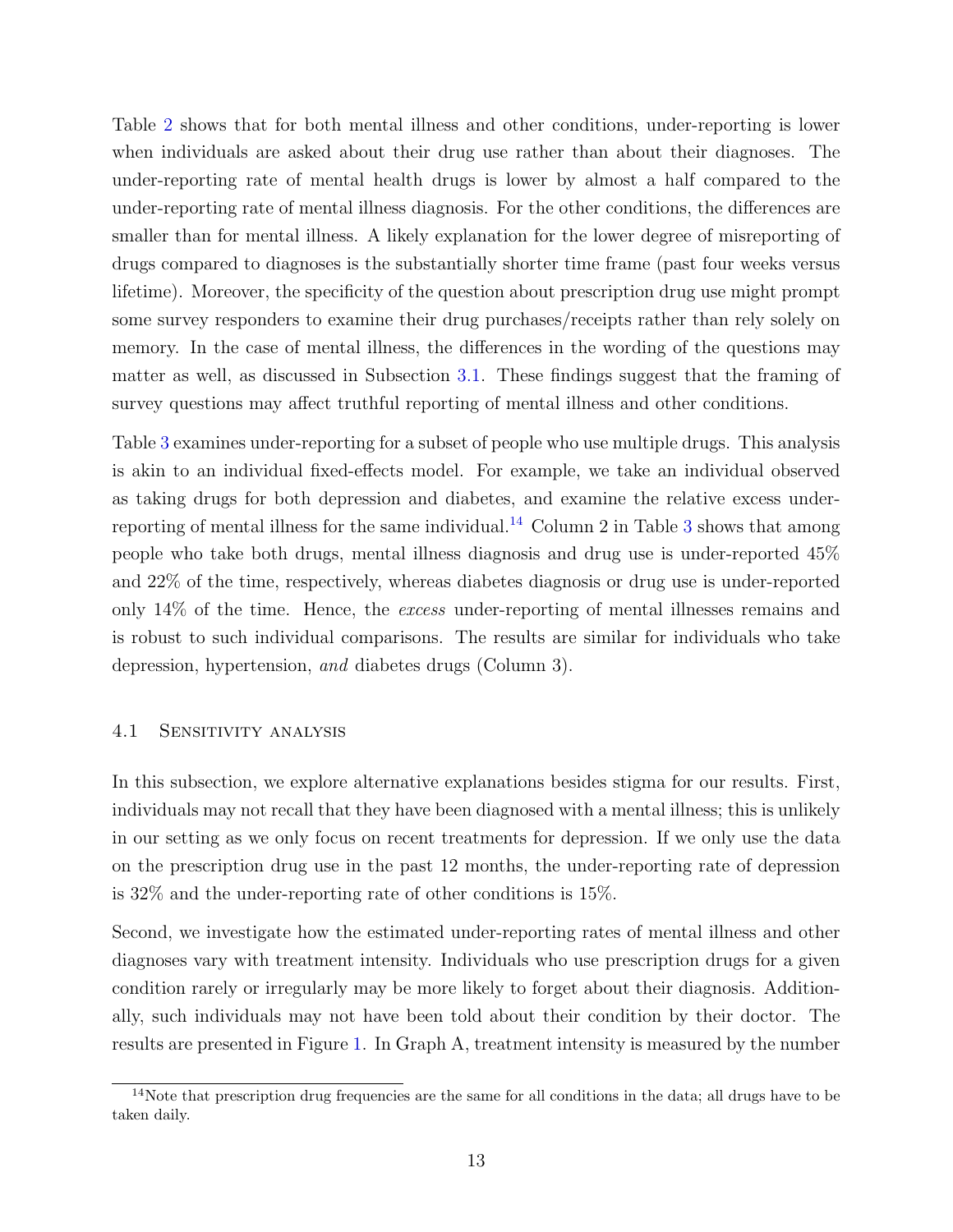Table 2 shows that for both mental illness and other conditions, under-reporting is lower when individuals are asked about their drug use rather than about their diagnoses. The under-reporting rate of mental health drugs is lower by almost a half compared to the under-reporting rate of mental illness diagnosis. For the other conditions, the differences are smaller than for mental illness. A likely explanation for the lower degree of misreporting of drugs compared to diagnoses is the substantially shorter time frame (past four weeks versus lifetime). Moreover, the specificity of the question about prescription drug use might prompt some survey responders to examine their drug purchases/receipts rather than rely solely on memory. In the case of mental illness, the differences in the wording of the questions may matter as well, as discussed in Subsection 3.1. These findings suggest that the framing of survey questions may affect truthful reporting of mental illness and other conditions.

Table 3 examines under-reporting for a subset of people who use multiple drugs. This analysis is akin to an individual fixed-effects model. For example, we take an individual observed as taking drugs for both depression and diabetes, and examine the relative excess under-reporting of mental illness for the same individual.[14] Column 2 in Table 3 shows that among people who take both drugs, mental illness diagnosis and drug use is under-reported 45% and 22% of the time, respectively, whereas diabetes diagnosis or drug use is under-reported only 14% of the time. Hence, the *excess* under-reporting of mental illnesses remains and is robust to such individual comparisons. The results are similar for individuals who take depression, hypertension, *and* diabetes drugs (Column 3).

### 4.1 Sensitivity analysis

In this subsection, we explore alternative explanations besides stigma for our results. First, individuals may not recall that they have been diagnosed with a mental illness; this is unlikely in our setting as we only focus on recent treatments for depression. If we only use the data on the prescription drug use in the past 12 months, the under-reporting rate of depression is 32% and the under-reporting rate of other conditions is 15%.

Second, we investigate how the estimated under-reporting rates of mental illness and other diagnoses vary with treatment intensity. Individuals who use prescription drugs for a given condition rarely or irregularly may be more likely to forget about their diagnosis. Additionally, such individuals may not have been told about their condition by their doctor. The results are presented in Figure 1. In Graph A, treatment intensity is measured by the number

[14] Note that prescription drug frequencies are the same for all conditions in the data; all drugs have to be taken daily.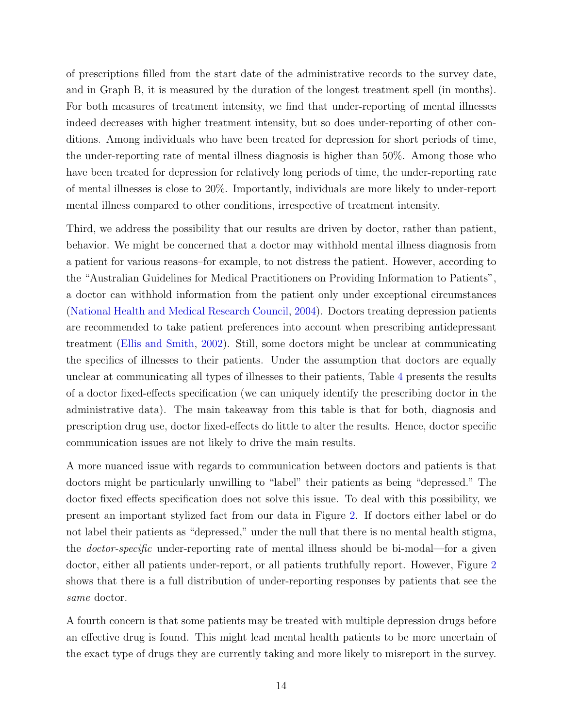of prescriptions filled from the start date of the administrative records to the survey date, and in Graph B, it is measured by the duration of the longest treatment spell (in months). For both measures of treatment intensity, we find that under-reporting of mental illnesses indeed decreases with higher treatment intensity, but so does under-reporting of other conditions. Among individuals who have been treated for depression for short periods of time, the under-reporting rate of mental illness diagnosis is higher than 50%. Among those who have been treated for depression for relatively long periods of time, the under-reporting rate of mental illnesses is close to 20%. Importantly, individuals are more likely to under-report mental illness compared to other conditions, irrespective of treatment intensity.

Third, we address the possibility that our results are driven by doctor, rather than patient, behavior. We might be concerned that a doctor may withhold mental illness diagnosis from a patient for various reasons–for example, to not distress the patient. However, according to the "Australian Guidelines for Medical Practitioners on Providing Information to Patients", a doctor can withhold information from the patient only under exceptional circumstances (National Health and Medical Research Council, 2004). Doctors treating depression patients are recommended to take patient preferences into account when prescribing antidepressant treatment (Ellis and Smith, 2002). Still, some doctors might be unclear at communicating the specifics of illnesses to their patients. Under the assumption that doctors are equally unclear at communicating all types of illnesses to their patients, Table 4 presents the results of a doctor fixed-effects specification (we can uniquely identify the prescribing doctor in the administrative data). The main takeaway from this table is that for both, diagnosis and prescription drug use, doctor fixed-effects do little to alter the results. Hence, doctor specific communication issues are not likely to drive the main results.

A more nuanced issue with regards to communication between doctors and patients is that doctors might be particularly unwilling to "label" their patients as being "depressed." The doctor fixed effects specification does not solve this issue. To deal with this possibility, we present an important stylized fact from our data in Figure 2. If doctors either label or do not label their patients as "depressed," under the null that there is no mental health stigma, the *doctor-specific* under-reporting rate of mental illness should be bi-modal—for a given doctor, either all patients under-report, or all patients truthfully report. However, Figure 2 shows that there is a full distribution of under-reporting responses by patients that see the *same* doctor.

A fourth concern is that some patients may be treated with multiple depression drugs before an effective drug is found. This might lead mental health patients to be more uncertain of the exact type of drugs they are currently taking and more likely to misreport in the survey.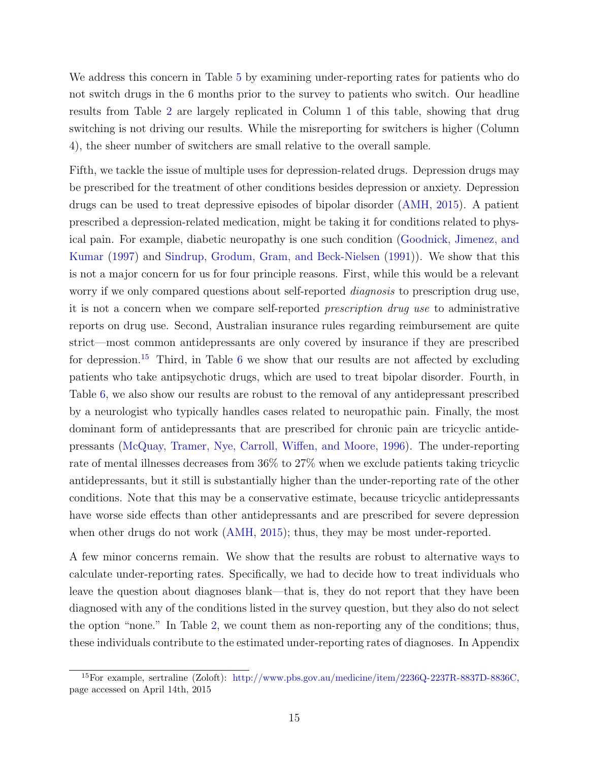We address this concern in Table 5 by examining under-reporting rates for patients who do not switch drugs in the 6 months prior to the survey to patients who switch. Our headline results from Table 2 are largely replicated in Column 1 of this table, showing that drug switching is not driving our results. While the misreporting for switchers is higher (Column 4), the sheer number of switchers are small relative to the overall sample.

Fifth, we tackle the issue of multiple uses for depression-related drugs. Depression drugs may be prescribed for the treatment of other conditions besides depression or anxiety. Depression drugs can be used to treat depressive episodes of bipolar disorder (AMH, 2015). A patient prescribed a depression-related medication, might be taking it for conditions related to physical pain. For example, diabetic neuropathy is one such condition (Goodnick, Jimenez, and Kumar (1997) and Sindrup, Grodum, Gram, and Beck-Nielsen (1991)). We show that this is not a major concern for us for four principle reasons. First, while this would be a relevant worry if we only compared questions about self-reported *diagnosis* to prescription drug use, it is not a concern when we compare self-reported *prescription drug use* to administrative reports on drug use. Second, Australian insurance rules regarding reimbursement are quite strict—most common antidepressants are only covered by insurance if they are prescribed for depression.[15] Third, in Table 6 we show that our results are not affected by excluding patients who take antipsychotic drugs, which are used to treat bipolar disorder. Fourth, in Table 6, we also show our results are robust to the removal of any antidepressant prescribed by a neurologist who typically handles cases related to neuropathic pain. Finally, the most dominant form of antidepressants that are prescribed for chronic pain are tricyclic antidepressants (McQuay, Tramer, Nye, Carroll, Wiffen, and Moore, 1996). The under-reporting rate of mental illnesses decreases from 36% to 27% when we exclude patients taking tricyclic antidepressants, but it still is substantially higher than the under-reporting rate of the other conditions. Note that this may be a conservative estimate, because tricyclic antidepressants have worse side effects than other antidepressants and are prescribed for severe depression when other drugs do not work (AMH, 2015); thus, they may be most under-reported.

A few minor concerns remain. We show that the results are robust to alternative ways to calculate under-reporting rates. Specifically, we had to decide how to treat individuals who leave the question about diagnoses blank—that is, they do not report that they have been diagnosed with any of the conditions listed in the survey question, but they also do not select the option "none." In Table 2, we count them as non-reporting any of the conditions; thus, these individuals contribute to the estimated under-reporting rates of diagnoses. In Appendix

[15] For example, sertraline (Zoloft): http://www.pbs.gov.au/medicine/item/2236Q-2237R-8837D-8836C, page accessed on April 14th, 2015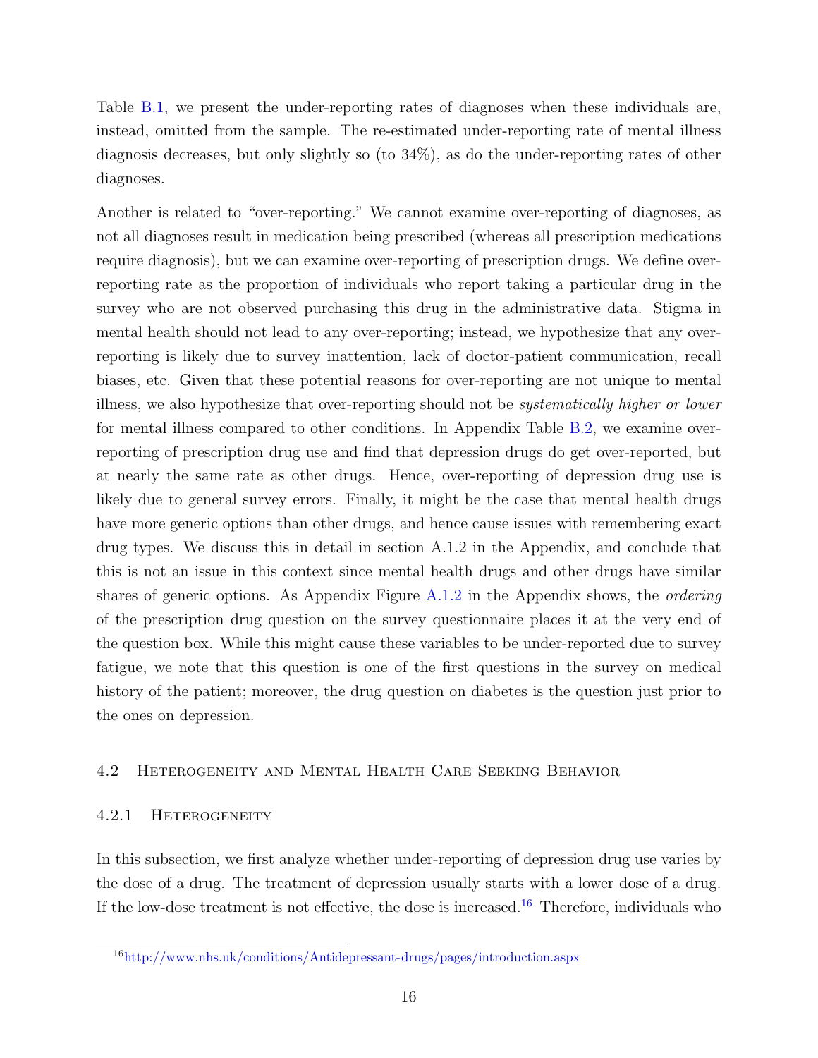Table B.1, we present the under-reporting rates of diagnoses when these individuals are, instead, omitted from the sample. The re-estimated under-reporting rate of mental illness diagnosis decreases, but only slightly so (to 34%), as do the under-reporting rates of other diagnoses.

Another is related to "over-reporting." We cannot examine over-reporting of diagnoses, as not all diagnoses result in medication being prescribed (whereas all prescription medications require diagnosis), but we can examine over-reporting of prescription drugs. We define over-reporting rate as the proportion of individuals who report taking a particular drug in the survey who are not observed purchasing this drug in the administrative data. Stigma in mental health should not lead to any over-reporting; instead, we hypothesize that any over-reporting is likely due to survey inattention, lack of doctor-patient communication, recall biases, etc. Given that these potential reasons for over-reporting are not unique to mental illness, we also hypothesize that over-reporting should not be *systematically higher or lower* for mental illness compared to other conditions. In Appendix Table B.2, we examine over-reporting of prescription drug use and find that depression drugs do get over-reported, but at nearly the same rate as other drugs. Hence, over-reporting of depression drug use is likely due to general survey errors. Finally, it might be the case that mental health drugs have more generic options than other drugs, and hence cause issues with remembering exact drug types. We discuss this in detail in section A.1.2 in the Appendix, and conclude that this is not an issue in this context since mental health drugs and other drugs have similar shares of generic options. As Appendix Figure A.1.2 in the Appendix shows, the *ordering* of the prescription drug question on the survey questionnaire places it at the very end of the question box. While this might cause these variables to be under-reported due to survey fatigue, we note that this question is one of the first questions in the survey on medical history of the patient; moreover, the drug question on diabetes is the question just prior to the ones on depression.

## 4.2 Heterogeneity and Mental Health Care Seeking Behavior

### 4.2.1 Heterogeneity

In this subsection, we first analyze whether under-reporting of depression drug use varies by the dose of a drug. The treatment of depression usually starts with a lower dose of a drug. If the low-dose treatment is not effective, the dose is increased.[16] Therefore, individuals who

[16] http://www.nhs.uk/conditions/Antidepressant-drugs/pages/introduction.aspx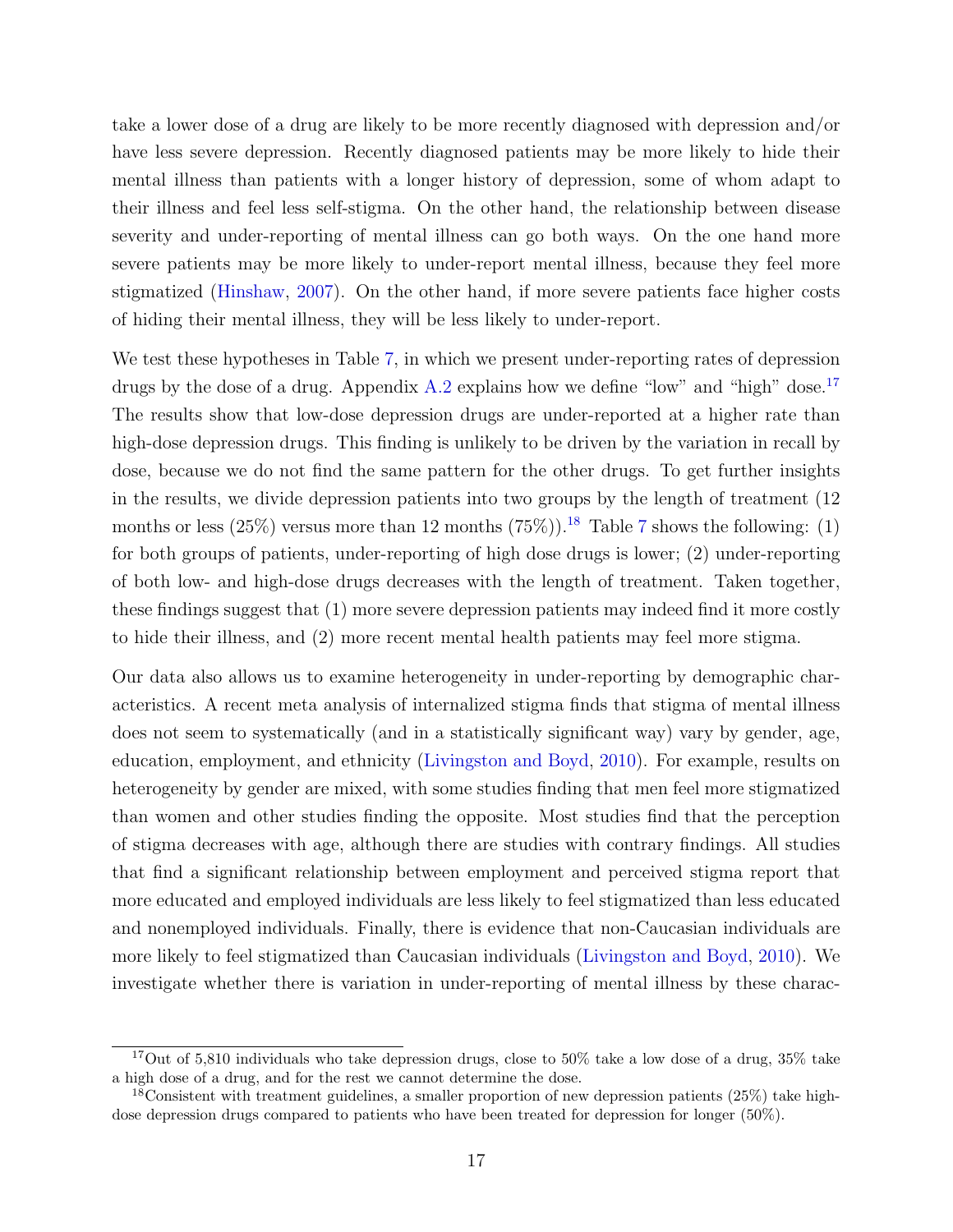take a lower dose of a drug are likely to be more recently diagnosed with depression and/or have less severe depression. Recently diagnosed patients may be more likely to hide their mental illness than patients with a longer history of depression, some of whom adapt to their illness and feel less self-stigma. On the other hand, the relationship between disease severity and under-reporting of mental illness can go both ways. On the one hand more severe patients may be more likely to under-report mental illness, because they feel more stigmatized (Hinshaw, 2007). On the other hand, if more severe patients face higher costs of hiding their mental illness, they will be less likely to under-report.

We test these hypotheses in Table 7, in which we present under-reporting rates of depression drugs by the dose of a drug. Appendix A.2 explains how we define "low" and "high" dose.[17] The results show that low-dose depression drugs are under-reported at a higher rate than high-dose depression drugs. This finding is unlikely to be driven by the variation in recall by dose, because we do not find the same pattern for the other drugs. To get further insights in the results, we divide depression patients into two groups by the length of treatment (12 months or less (25%) versus more than 12 months (75%)).[18] Table 7 shows the following: (1) for both groups of patients, under-reporting of high dose drugs is lower; (2) under-reporting of both low- and high-dose drugs decreases with the length of treatment. Taken together, these findings suggest that (1) more severe depression patients may indeed find it more costly to hide their illness, and (2) more recent mental health patients may feel more stigma.

Our data also allows us to examine heterogeneity in under-reporting by demographic characteristics. A recent meta analysis of internalized stigma finds that stigma of mental illness does not seem to systematically (and in a statistically significant way) vary by gender, age, education, employment, and ethnicity (Livingston and Boyd, 2010). For example, results on heterogeneity by gender are mixed, with some studies finding that men feel more stigmatized than women and other studies finding the opposite. Most studies find that the perception of stigma decreases with age, although there are studies with contrary findings. All studies that find a significant relationship between employment and perceived stigma report that more educated and employed individuals are less likely to feel stigmatized than less educated and nonemployed individuals. Finally, there is evidence that non-Caucasian individuals are more likely to feel stigmatized than Caucasian individuals (Livingston and Boyd, 2010). We investigate whether there is variation in under-reporting of mental illness by these charac-

[17] Out of 5,810 individuals who take depression drugs, close to 50% take a low dose of a drug, 35% take a high dose of a drug, and for the rest we cannot determine the dose.

[18] Consistent with treatment guidelines, a smaller proportion of new depression patients (25%) take high-dose depression drugs compared to patients who have been treated for depression for longer (50%).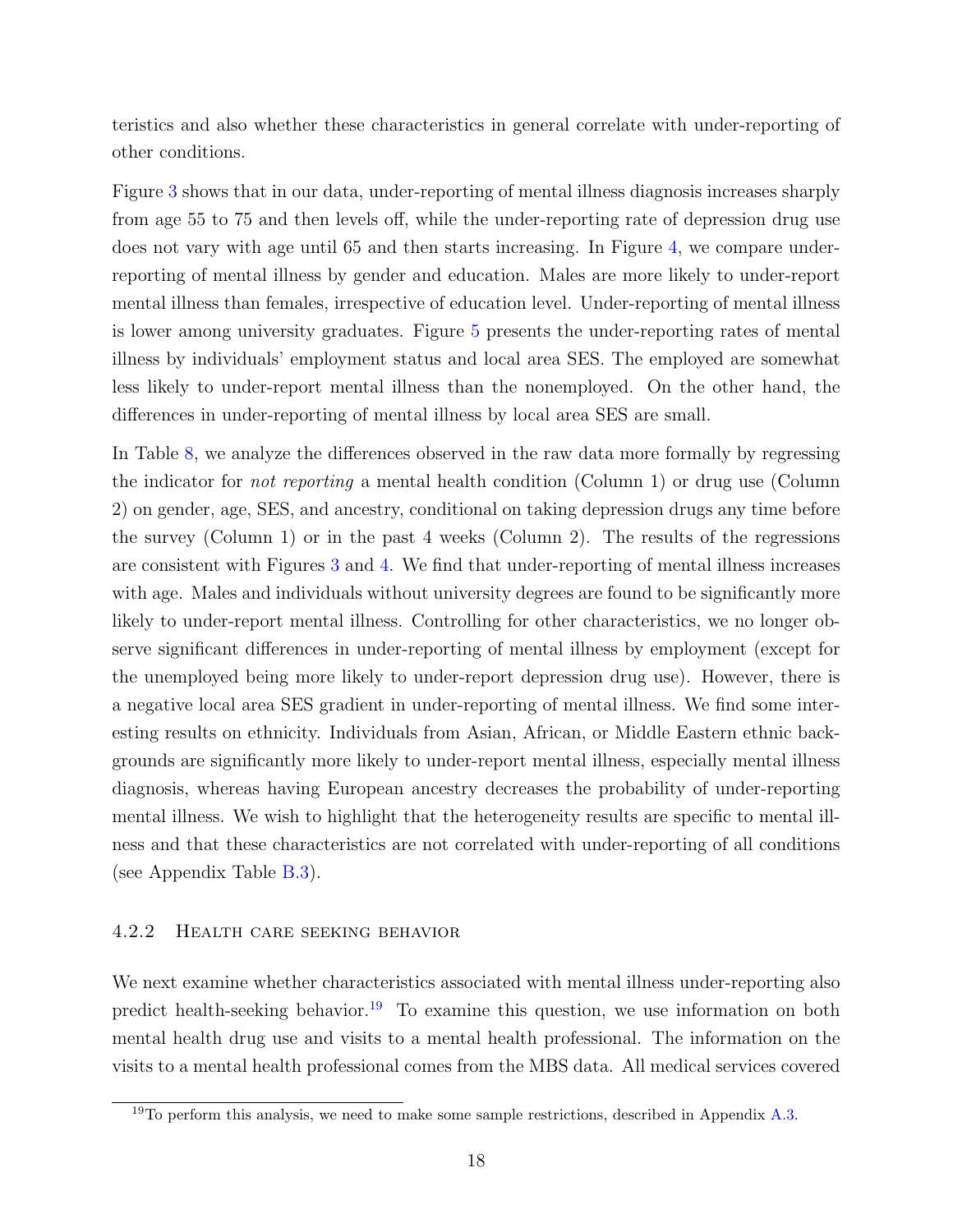teristics and also whether these characteristics in general correlate with under-reporting of other conditions.

Figure 3 shows that in our data, under-reporting of mental illness diagnosis increases sharply from age 55 to 75 and then levels off, while the under-reporting rate of depression drug use does not vary with age until 65 and then starts increasing. In Figure 4, we compare under-reporting of mental illness by gender and education. Males are more likely to under-report mental illness than females, irrespective of education level. Under-reporting of mental illness is lower among university graduates. Figure 5 presents the under-reporting rates of mental illness by individuals' employment status and local area SES. The employed are somewhat less likely to under-report mental illness than the nonemployed. On the other hand, the differences in under-reporting of mental illness by local area SES are small.

In Table 8, we analyze the differences observed in the raw data more formally by regressing the indicator for *not reporting* a mental health condition (Column 1) or drug use (Column 2) on gender, age, SES, and ancestry, conditional on taking depression drugs any time before the survey (Column 1) or in the past 4 weeks (Column 2). The results of the regressions are consistent with Figures 3 and 4. We find that under-reporting of mental illness increases with age. Males and individuals without university degrees are found to be significantly more likely to under-report mental illness. Controlling for other characteristics, we no longer observe significant differences in under-reporting of mental illness by employment (except for the unemployed being more likely to under-report depression drug use). However, there is a negative local area SES gradient in under-reporting of mental illness. We find some interesting results on ethnicity. Individuals from Asian, African, or Middle Eastern ethnic backgrounds are significantly more likely to under-report mental illness, especially mental illness diagnosis, whereas having European ancestry decreases the probability of under-reporting mental illness. We wish to highlight that the heterogeneity results are specific to mental illness and that these characteristics are not correlated with under-reporting of all conditions (see Appendix Table B.3).

### 4.2.2 Health care seeking behavior

We next examine whether characteristics associated with mental illness under-reporting also predict health-seeking behavior.[19] To examine this question, we use information on both mental health drug use and visits to a mental health professional. The information on the visits to a mental health professional comes from the MBS data. All medical services covered

[19] To perform this analysis, we need to make some sample restrictions, described in Appendix A.3.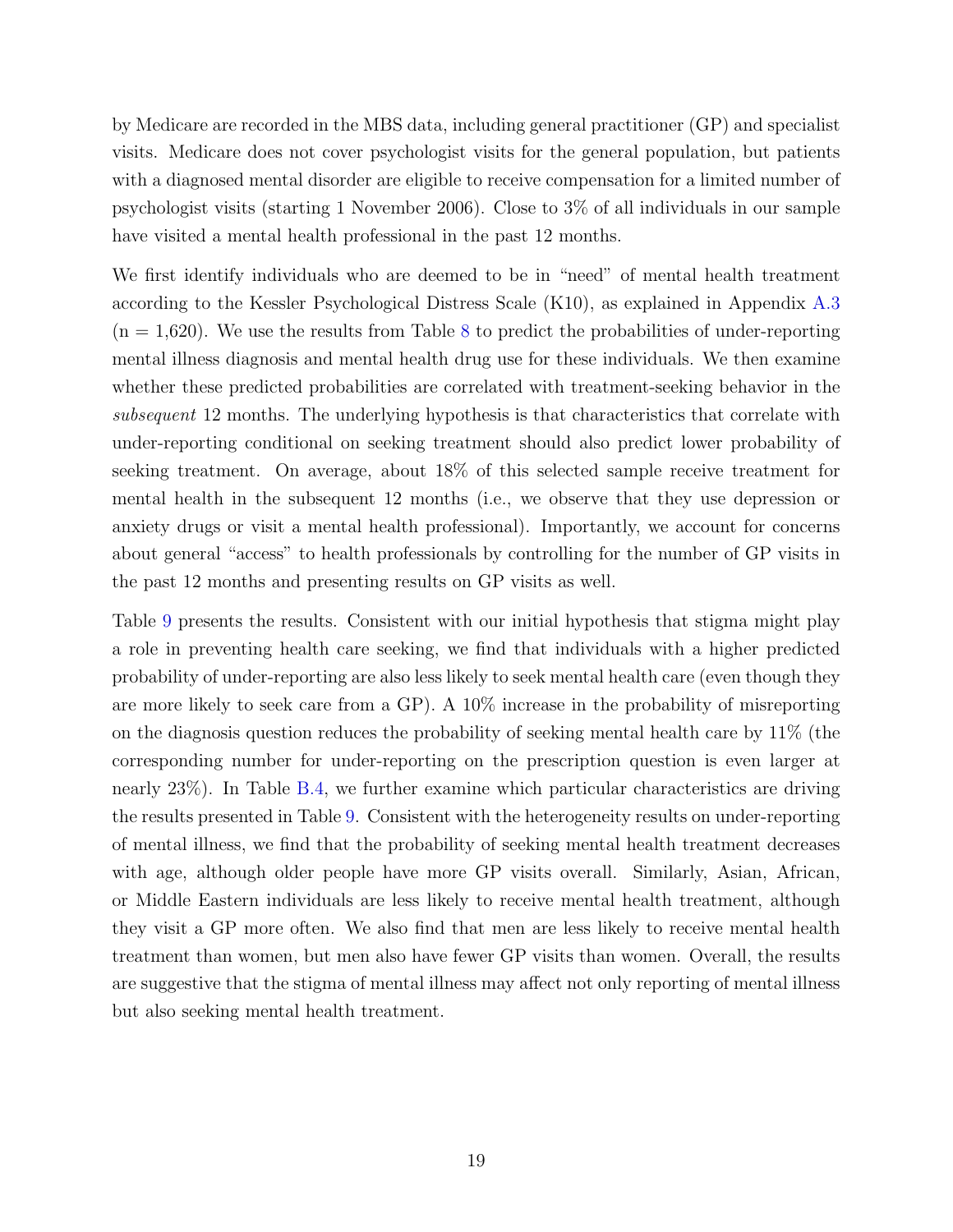by Medicare are recorded in the MBS data, including general practitioner (GP) and specialist visits. Medicare does not cover psychologist visits for the general population, but patients with a diagnosed mental disorder are eligible to receive compensation for a limited number of psychologist visits (starting 1 November 2006). Close to 3% of all individuals in our sample have visited a mental health professional in the past 12 months.

We first identify individuals who are deemed to be in "need" of mental health treatment according to the Kessler Psychological Distress Scale (K10), as explained in Appendix A.3 (n = 1,620). We use the results from Table 8 to predict the probabilities of under-reporting mental illness diagnosis and mental health drug use for these individuals. We then examine whether these predicted probabilities are correlated with treatment-seeking behavior in the *subsequent* 12 months. The underlying hypothesis is that characteristics that correlate with under-reporting conditional on seeking treatment should also predict lower probability of seeking treatment. On average, about 18% of this selected sample receive treatment for mental health in the subsequent 12 months (i.e., we observe that they use depression or anxiety drugs or visit a mental health professional). Importantly, we account for concerns about general "access" to health professionals by controlling for the number of GP visits in the past 12 months and presenting results on GP visits as well.

Table 9 presents the results. Consistent with our initial hypothesis that stigma might play a role in preventing health care seeking, we find that individuals with a higher predicted probability of under-reporting are also less likely to seek mental health care (even though they are more likely to seek care from a GP). A 10% increase in the probability of misreporting on the diagnosis question reduces the probability of seeking mental health care by 11% (the corresponding number for under-reporting on the prescription question is even larger at nearly 23%). In Table B.4, we further examine which particular characteristics are driving the results presented in Table 9. Consistent with the heterogeneity results on under-reporting of mental illness, we find that the probability of seeking mental health treatment decreases with age, although older people have more GP visits overall. Similarly, Asian, African, or Middle Eastern individuals are less likely to receive mental health treatment, although they visit a GP more often. We also find that men are less likely to receive mental health treatment than women, but men also have fewer GP visits than women. Overall, the results are suggestive that the stigma of mental illness may affect not only reporting of mental illness but also seeking mental health treatment.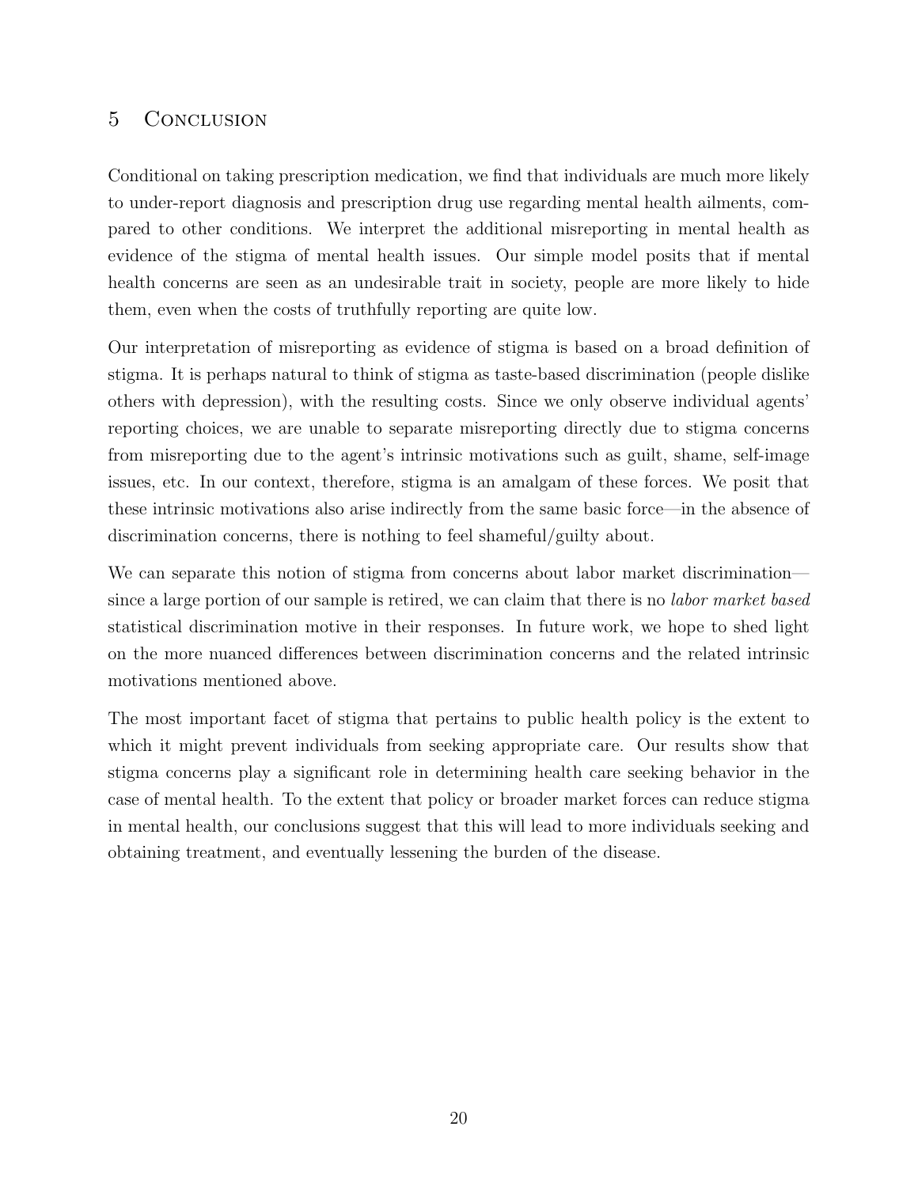## 5 Conclusion

Conditional on taking prescription medication, we find that individuals are much more likely to under-report diagnosis and prescription drug use regarding mental health ailments, compared to other conditions. We interpret the additional misreporting in mental health as evidence of the stigma of mental health issues. Our simple model posits that if mental health concerns are seen as an undesirable trait in society, people are more likely to hide them, even when the costs of truthfully reporting are quite low.

Our interpretation of misreporting as evidence of stigma is based on a broad definition of stigma. It is perhaps natural to think of stigma as taste-based discrimination (people dislike others with depression), with the resulting costs. Since we only observe individual agents' reporting choices, we are unable to separate misreporting directly due to stigma concerns from misreporting due to the agent's intrinsic motivations such as guilt, shame, self-image issues, etc. In our context, therefore, stigma is an amalgam of these forces. We posit that these intrinsic motivations also arise indirectly from the same basic force—in the absence of discrimination concerns, there is nothing to feel shameful/guilty about.

We can separate this notion of stigma from concerns about labor market discrimination—since a large portion of our sample is retired, we can claim that there is no *labor market based* statistical discrimination motive in their responses. In future work, we hope to shed light on the more nuanced differences between discrimination concerns and the related intrinsic motivations mentioned above.

The most important facet of stigma that pertains to public health policy is the extent to which it might prevent individuals from seeking appropriate care. Our results show that stigma concerns play a significant role in determining health care seeking behavior in the case of mental health. To the extent that policy or broader market forces can reduce stigma in mental health, our conclusions suggest that this will lead to more individuals seeking and obtaining treatment, and eventually lessening the burden of the disease.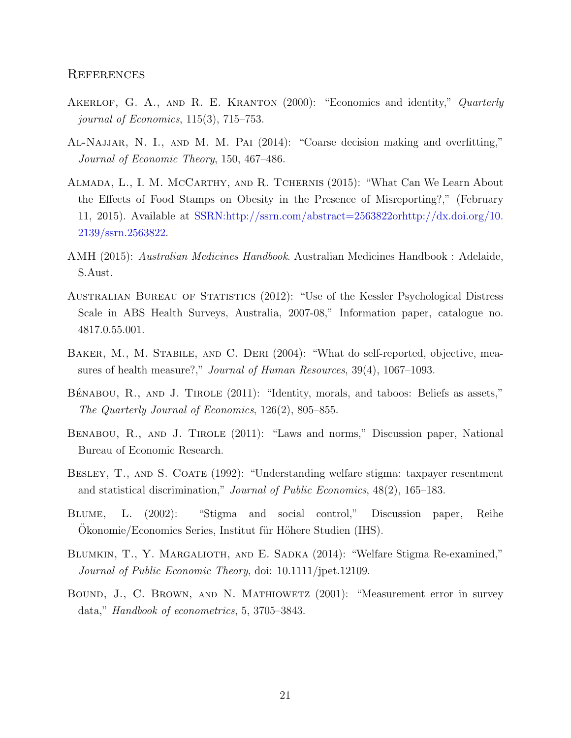# References

Akerlof, G. A., and R. E. Kranton (2000): "Economics and identity," *Quarterly journal of Economics*, 115(3), 715–753.

Al-Najjar, N. I., and M. M. Pai (2014): "Coarse decision making and overfitting," *Journal of Economic Theory*, 150, 467–486.

Almada, L., I. M. McCarthy, and R. Tchernis (2015): "What Can We Learn About the Effects of Food Stamps on Obesity in the Presence of Misreporting?," (February 11, 2015). Available at SSRN:http://ssrn.com/abstract=2563822orhttp://dx.doi.org/10.2139/ssrn.2563822.

AMH (2015): *Australian Medicines Handbook*. Australian Medicines Handbook : Adelaide, S.Aust.

Australian Bureau of Statistics (2012): "Use of the Kessler Psychological Distress Scale in ABS Health Surveys, Australia, 2007-08," Information paper, catalogue no. 4817.0.55.001.

Baker, M., M. Stabile, and C. Deri (2004): "What do self-reported, objective, measures of health measure?," *Journal of Human Resources*, 39(4), 1067–1093.

Bénabou, R., and J. Tirole (2011): "Identity, morals, and taboos: Beliefs as assets," *The Quarterly Journal of Economics*, 126(2), 805–855.

Benabou, R., and J. Tirole (2011): "Laws and norms," Discussion paper, National Bureau of Economic Research.

Besley, T., and S. Coate (1992): "Understanding welfare stigma: taxpayer resentment and statistical discrimination," *Journal of Public Economics*, 48(2), 165–183.

Blume, L. (2002): "Stigma and social control," Discussion paper, Reihe Ökonomie/Economics Series, Institut für Höhere Studien (IHS).

Blumkin, T., Y. Margalioth, and E. Sadka (2014): "Welfare Stigma Re-examined," *Journal of Public Economic Theory*, doi: 10.1111/jpet.12109.

Bound, J., C. Brown, and N. Mathiowetz (2001): "Measurement error in survey data," *Handbook of econometrics*, 5, 3705–3843.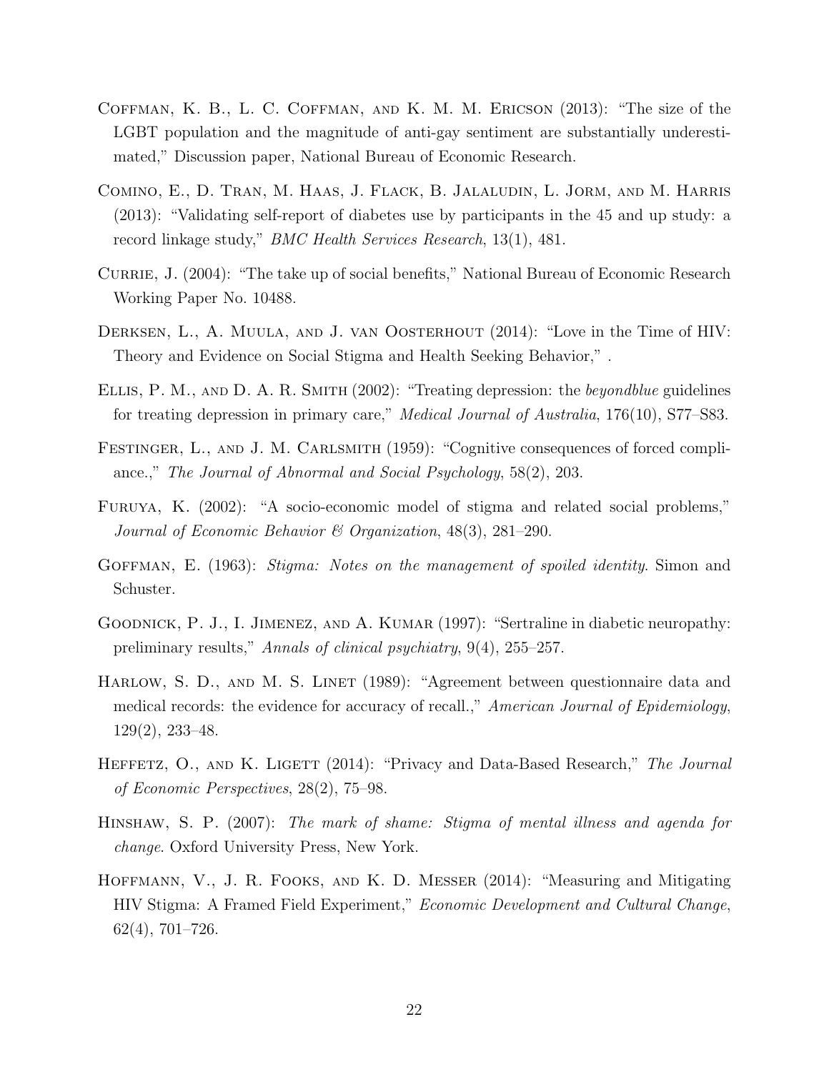Coffman, K. B., L. C. Coffman, and K. M. M. Ericson (2013): "The size of the LGBT population and the magnitude of anti-gay sentiment are substantially underestimated," Discussion paper, National Bureau of Economic Research.

Comino, E., D. Tran, M. Haas, J. Flack, B. Jalaludin, L. Jorm, and M. Harris (2013): "Validating self-report of diabetes use by participants in the 45 and up study: a record linkage study," *BMC Health Services Research*, 13(1), 481.

Currie, J. (2004): "The take up of social benefits," National Bureau of Economic Research Working Paper No. 10488.

Derksen, L., A. Muula, and J. van Oosterhout (2014): "Love in the Time of HIV: Theory and Evidence on Social Stigma and Health Seeking Behavior," .

Ellis, P. M., and D. A. R. Smith (2002): "Treating depression: the *beyondblue* guidelines for treating depression in primary care," *Medical Journal of Australia*, 176(10), S77–S83.

Festinger, L., and J. M. Carlsmith (1959): "Cognitive consequences of forced compliance.," *The Journal of Abnormal and Social Psychology*, 58(2), 203.

Furuya, K. (2002): "A socio-economic model of stigma and related social problems," *Journal of Economic Behavior & Organization*, 48(3), 281–290.

Goffman, E. (1963): *Stigma: Notes on the management of spoiled identity*. Simon and Schuster.

Goodnick, P. J., I. Jimenez, and A. Kumar (1997): "Sertraline in diabetic neuropathy: preliminary results," *Annals of clinical psychiatry*, 9(4), 255–257.

Harlow, S. D., and M. S. Linet (1989): "Agreement between questionnaire data and medical records: the evidence for accuracy of recall.," *American Journal of Epidemiology*, 129(2), 233–48.

Heffetz, O., and K. Ligett (2014): "Privacy and Data-Based Research," *The Journal of Economic Perspectives*, 28(2), 75–98.

Hinshaw, S. P. (2007): *The mark of shame: Stigma of mental illness and agenda for change*. Oxford University Press, New York.

Hoffmann, V., J. R. Fooks, and K. D. Messer (2014): "Measuring and Mitigating HIV Stigma: A Framed Field Experiment," *Economic Development and Cultural Change*, 62(4), 701–726.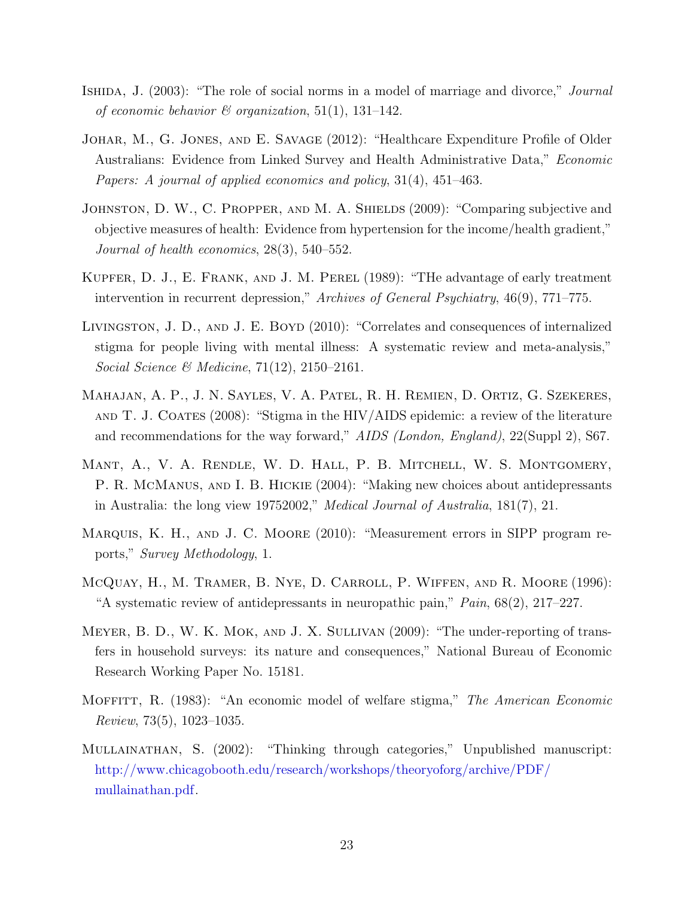Ishida, J. (2003): "The role of social norms in a model of marriage and divorce," *Journal of economic behavior & organization*, 51(1), 131–142.

Johar, M., G. Jones, and E. Savage (2012): "Healthcare Expenditure Profile of Older Australians: Evidence from Linked Survey and Health Administrative Data," *Economic Papers: A journal of applied economics and policy*, 31(4), 451–463.

Johnston, D. W., C. Propper, and M. A. Shields (2009): "Comparing subjective and objective measures of health: Evidence from hypertension for the income/health gradient," *Journal of health economics*, 28(3), 540–552.

Kupfer, D. J., E. Frank, and J. M. Perel (1989): "THe advantage of early treatment intervention in recurrent depression," *Archives of General Psychiatry*, 46(9), 771–775.

Livingston, J. D., and J. E. Boyd (2010): "Correlates and consequences of internalized stigma for people living with mental illness: A systematic review and meta-analysis," *Social Science & Medicine*, 71(12), 2150–2161.

Mahajan, A. P., J. N. Sayles, V. A. Patel, R. H. Remien, D. Ortiz, G. Szekeres, and T. J. Coates (2008): "Stigma in the HIV/AIDS epidemic: a review of the literature and recommendations for the way forward," *AIDS (London, England)*, 22(Suppl 2), S67.

Mant, A., V. A. Rendle, W. D. Hall, P. B. Mitchell, W. S. Montgomery, P. R. McManus, and I. B. Hickie (2004): "Making new choices about antidepressants in Australia: the long view 19752002," *Medical Journal of Australia*, 181(7), 21.

Marquis, K. H., and J. C. Moore (2010): "Measurement errors in SIPP program reports," *Survey Methodology*, 1.

McQuay, H., M. Tramer, B. Nye, D. Carroll, P. Wiffen, and R. Moore (1996): "A systematic review of antidepressants in neuropathic pain," *Pain*, 68(2), 217–227.

Meyer, B. D., W. K. Mok, and J. X. Sullivan (2009): "The under-reporting of transfers in household surveys: its nature and consequences," National Bureau of Economic Research Working Paper No. 15181.

Moffitt, R. (1983): "An economic model of welfare stigma," *The American Economic Review*, 73(5), 1023–1035.

Mullainathan, S. (2002): "Thinking through categories," Unpublished manuscript: http://www.chicagobooth.edu/research/workshops/theoryoforg/archive/PDF/mullainathan.pdf.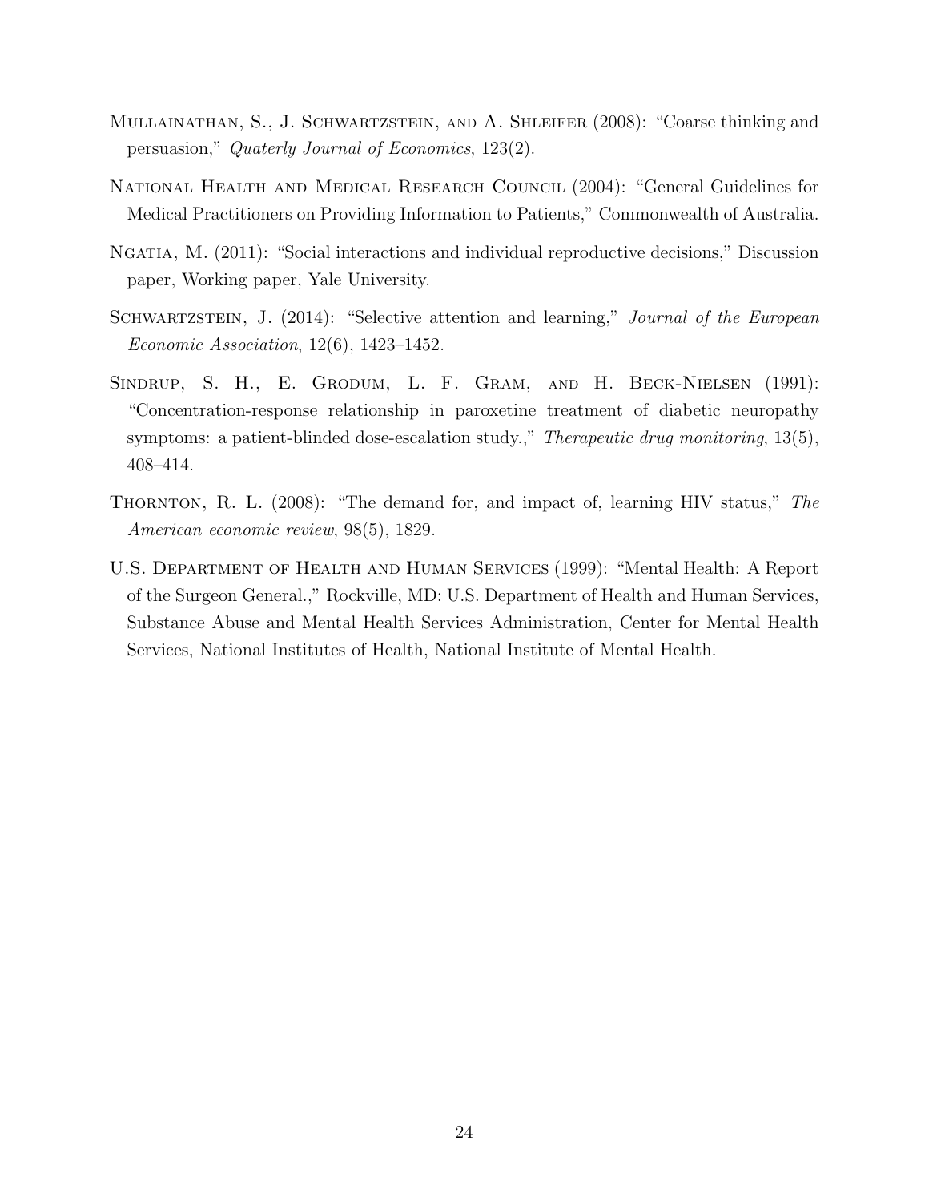Mullainathan, S., J. Schwartzstein, and A. Shleifer (2008): "Coarse thinking and persuasion," *Quaterly Journal of Economics*, 123(2).

National Health and Medical Research Council (2004): "General Guidelines for Medical Practitioners on Providing Information to Patients," Commonwealth of Australia.

Ngatia, M. (2011): "Social interactions and individual reproductive decisions," Discussion paper, Working paper, Yale University.

Schwartzstein, J. (2014): "Selective attention and learning," *Journal of the European Economic Association*, 12(6), 1423–1452.

Sindrup, S. H., E. Grodum, L. F. Gram, and H. Beck-Nielsen (1991): "Concentration-response relationship in paroxetine treatment of diabetic neuropathy symptoms: a patient-blinded dose-escalation study.," *Therapeutic drug monitoring*, 13(5), 408–414.

Thornton, R. L. (2008): "The demand for, and impact of, learning HIV status," *The American economic review*, 98(5), 1829.

U.S. Department of Health and Human Services (1999): "Mental Health: A Report of the Surgeon General.," Rockville, MD: U.S. Department of Health and Human Services, Substance Abuse and Mental Health Services Administration, Center for Mental Health Services, National Institutes of Health, National Institute of Mental Health.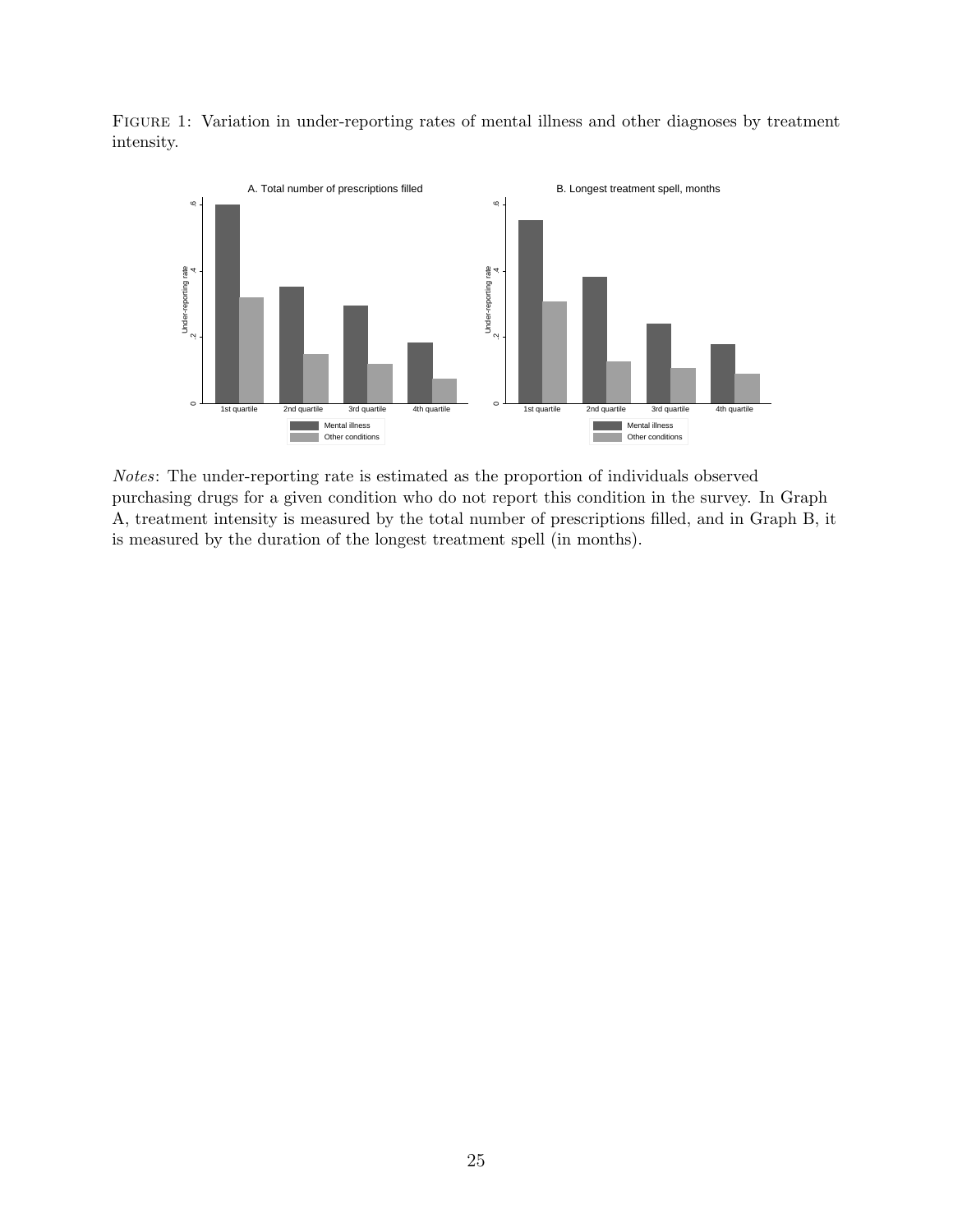FIGURE 1: Variation in under-reporting rates of mental illness and other diagnoses by treatment intensity.

*Notes*: The under-reporting rate is estimated as the proportion of individuals observed purchasing drugs for a given condition who do not report this condition in the survey. In Graph A, treatment intensity is measured by the total number of prescriptions filled, and in Graph B, it is measured by the duration of the longest treatment spell (in months).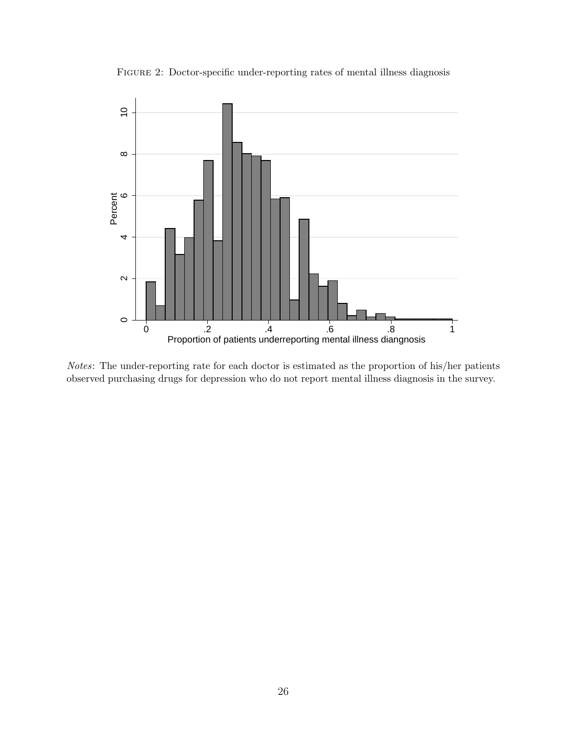Figure 2: Doctor-specific under-reporting rates of mental illness diagnosis

*Notes*: The under-reporting rate for each doctor is estimated as the proportion of his/her patients observed purchasing drugs for depression who do not report mental illness diagnosis in the survey.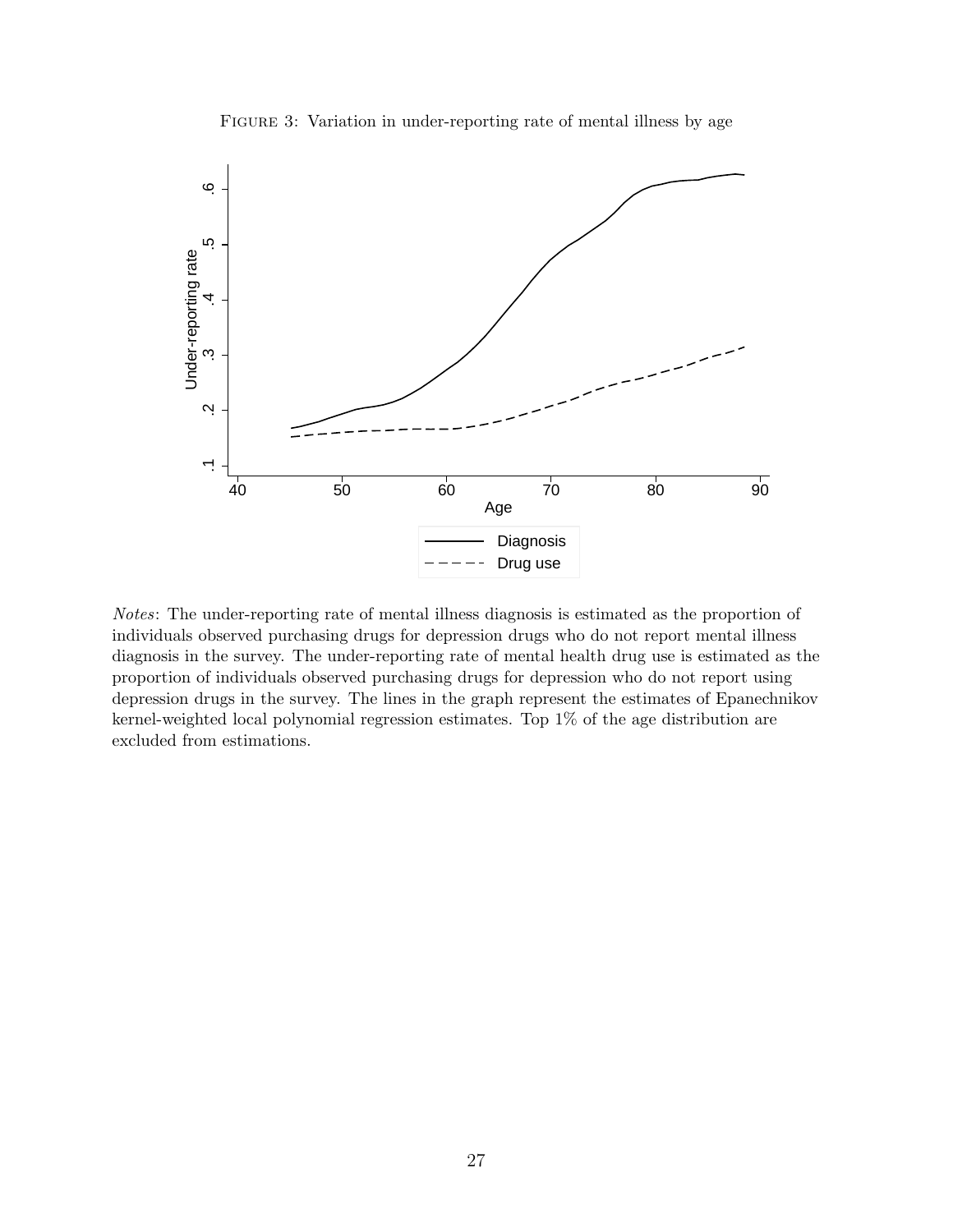FIGURE 3: Variation in under-reporting rate of mental illness by age

*Notes*: The under-reporting rate of mental illness diagnosis is estimated as the proportion of individuals observed purchasing drugs for depression drugs who do not report mental illness diagnosis in the survey. The under-reporting rate of mental health drug use is estimated as the proportion of individuals observed purchasing drugs for depression who do not report using depression drugs in the survey. The lines in the graph represent the estimates of Epanechnikov kernel-weighted local polynomial regression estimates. Top 1% of the age distribution are excluded from estimations.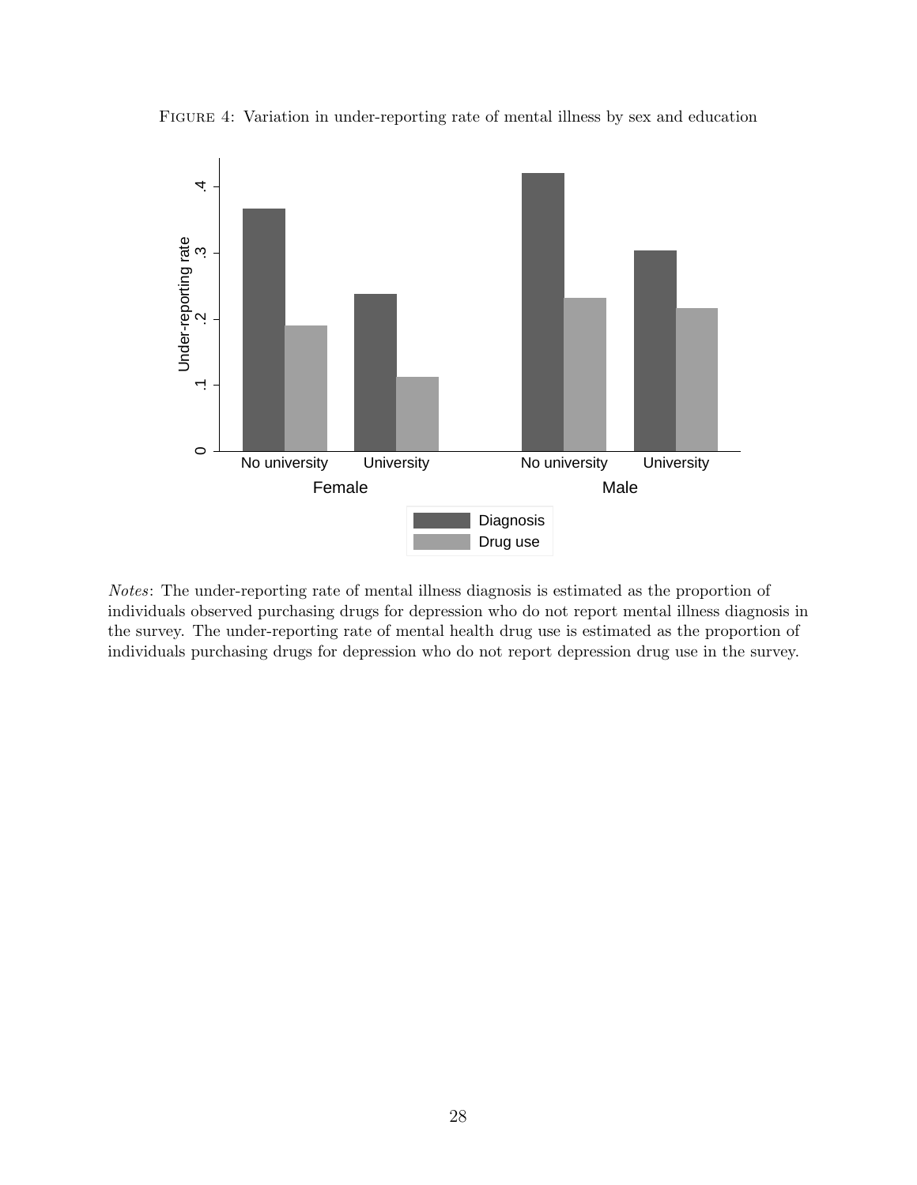Figure 4: Variation in under-reporting rate of mental illness by sex and education

*Notes*: The under-reporting rate of mental illness diagnosis is estimated as the proportion of individuals observed purchasing drugs for depression who do not report mental illness diagnosis in the survey. The under-reporting rate of mental health drug use is estimated as the proportion of individuals purchasing drugs for depression who do not report depression drug use in the survey.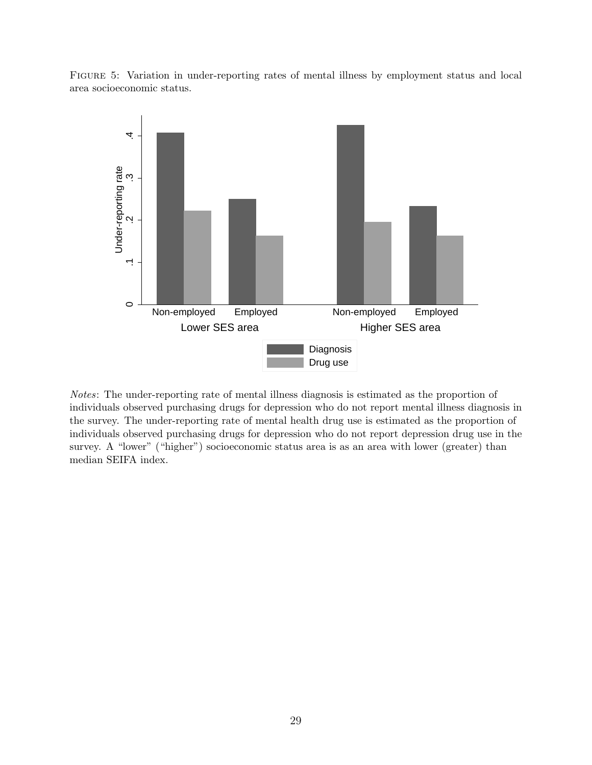FIGURE 5: Variation in under-reporting rates of mental illness by employment status and local area socioeconomic status.

*Notes*: The under-reporting rate of mental illness diagnosis is estimated as the proportion of individuals observed purchasing drugs for depression who do not report mental illness diagnosis in the survey. The under-reporting rate of mental health drug use is estimated as the proportion of individuals observed purchasing drugs for depression who do not report depression drug use in the survey. A "lower" ("higher") socioeconomic status area is as an area with lower (greater) than median SEIFA index.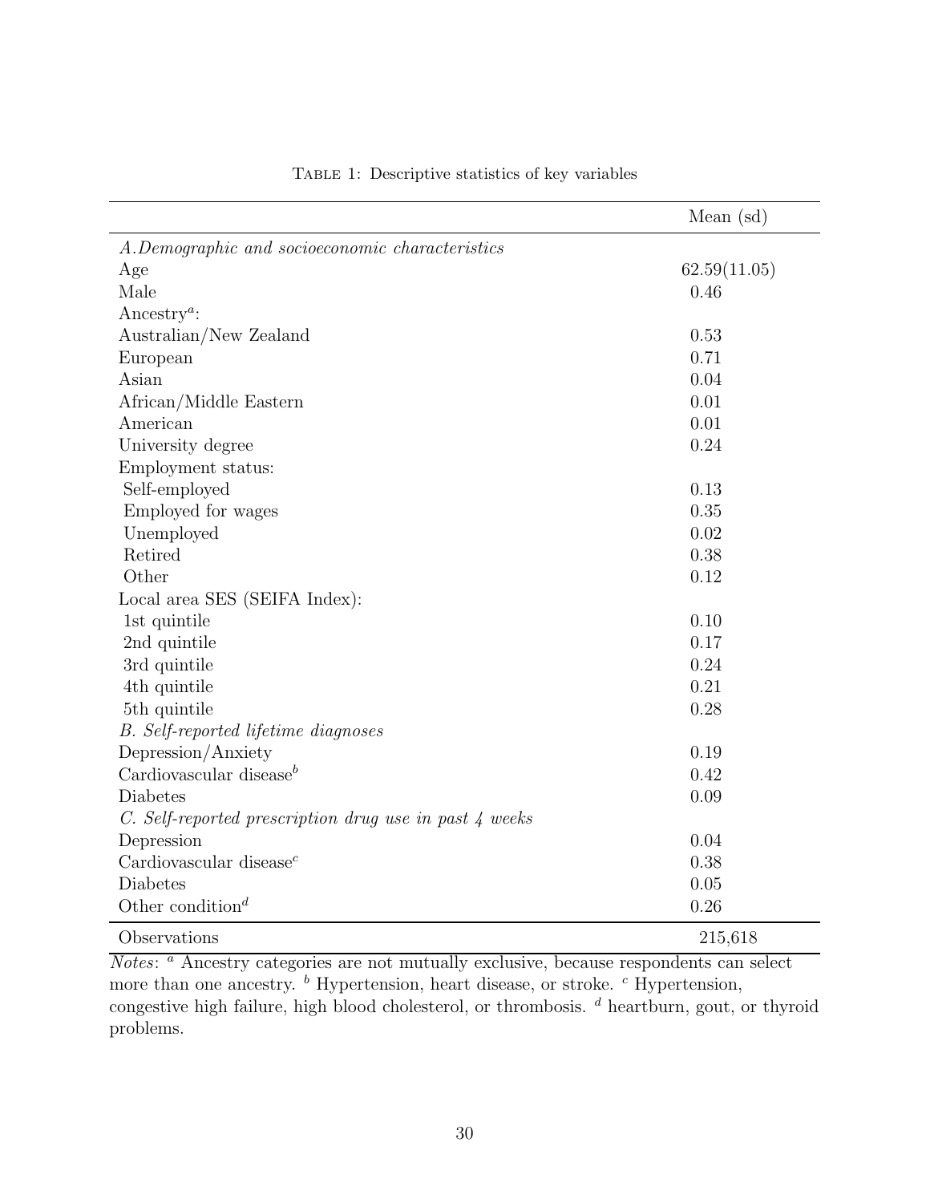Table 1: Descriptive statistics of key variables

| | Mean (sd) |
|---|---|
| *A. Demographic and socioeconomic characteristics* | |
| Age | 62.59(11.05) |
| Male | 0.46 |
| Ancestry[a]: | |
| Australian/New Zealand | 0.53 |
| European | 0.71 |
| Asian | 0.04 |
| African/Middle Eastern | 0.01 |
| American | 0.01 |
| University degree | 0.24 |
| Employment status: | |
| Self-employed | 0.13 |
| Employed for wages | 0.35 |
| Unemployed | 0.02 |
| Retired | 0.38 |
| Other | 0.12 |
| Local area SES (SEIFA Index): | |
| 1st quintile | 0.10 |
| 2nd quintile | 0.17 |
| 3rd quintile | 0.24 |
| 4th quintile | 0.21 |
| 5th quintile | 0.28 |
| *B. Self-reported lifetime diagnoses* | |
| Depression/Anxiety | 0.19 |
| Cardiovascular disease[b] | 0.42 |
| Diabetes | 0.09 |
| *C. Self-reported prescription drug use in past 4 weeks* | |
| Depression | 0.04 |
| Cardiovascular disease[c] | 0.38 |
| Diabetes | 0.05 |
| Other condition[d] | 0.26 |
| Observations | 215,618 |

*Notes*: [a] Ancestry categories are not mutually exclusive, because respondents can select more than one ancestry. [b] Hypertension, heart disease, or stroke. [c] Hypertension, congestive high failure, high blood cholesterol, or thrombosis. [d] heartburn, gout, or thyroid problems.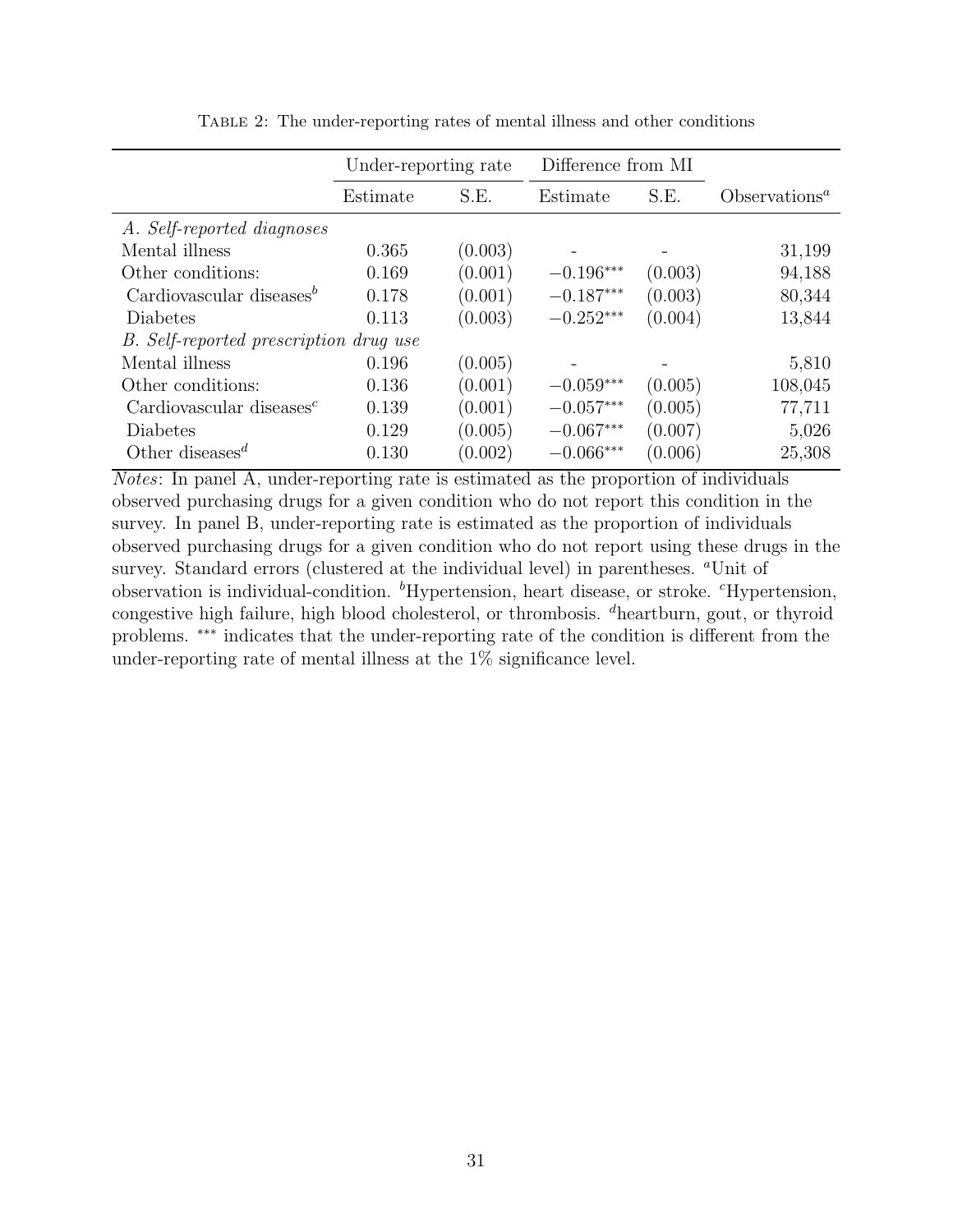TABLE 2: The under-reporting rates of mental illness and other conditions

| | Under-reporting rate | | Difference from MI | | |
|---|---|---|---|---|---|
| | Estimate | S.E. | Estimate | S.E. | Observations[a] |
| *A. Self-reported diagnoses* | | | | | |
| Mental illness | 0.365 | (0.003) | - | - | 31,199 |
| Other conditions: | 0.169 | (0.001) | $-0.196^{***}$ | (0.003) | 94,188 |
| Cardiovascular diseases[b] | 0.178 | (0.001) | $-0.187^{***}$ | (0.003) | 80,344 |
| Diabetes | 0.113 | (0.003) | $-0.252^{***}$ | (0.004) | 13,844 |
| *B. Self-reported prescription drug use* | | | | | |
| Mental illness | 0.196 | (0.005) | - | - | 5,810 |
| Other conditions: | 0.136 | (0.001) | $-0.059^{***}$ | (0.005) | 108,045 |
| Cardiovascular diseases[c] | 0.139 | (0.001) | $-0.057^{***}$ | (0.005) | 77,711 |
| Diabetes | 0.129 | (0.005) | $-0.067^{***}$ | (0.007) | 5,026 |
| Other diseases[d] | 0.130 | (0.002) | $-0.066^{***}$ | (0.006) | 25,308 |

*Notes*: In panel A, under-reporting rate is estimated as the proportion of individuals observed purchasing drugs for a given condition who do not report this condition in the survey. In panel B, under-reporting rate is estimated as the proportion of individuals observed purchasing drugs for a given condition who do not report using these drugs in the survey. Standard errors (clustered at the individual level) in parentheses. [a]Unit of observation is individual-condition. [b]Hypertension, heart disease, or stroke. [c]Hypertension, congestive high failure, high blood cholesterol, or thrombosis. [d]heartburn, gout, or thyroid problems. *** indicates that the under-reporting rate of the condition is different from the under-reporting rate of mental illness at the 1% significance level.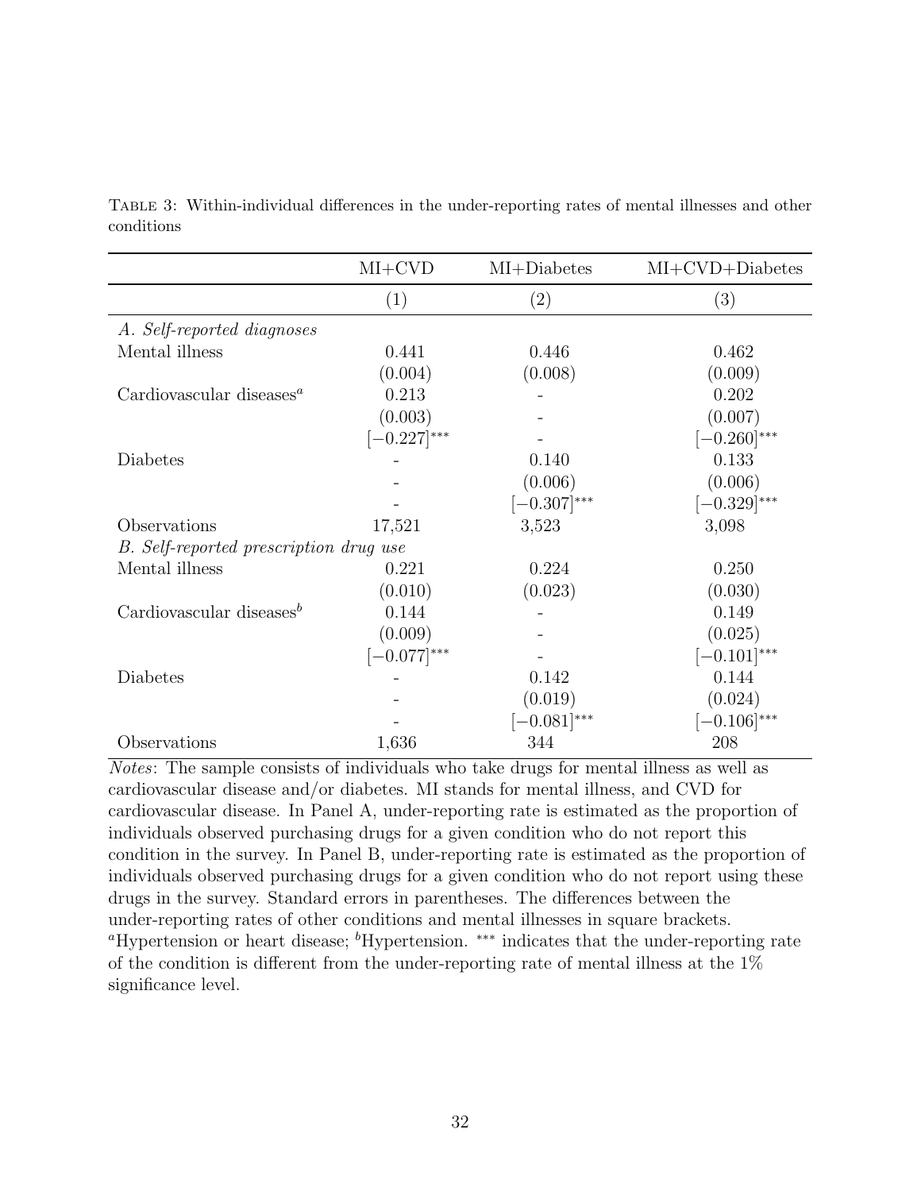TABLE 3: Within-individual differences in the under-reporting rates of mental illnesses and other conditions

| | MI+CVD | MI+Diabetes | MI+CVD+Diabetes |
|---|---|---|---|
| | (1) | (2) | (3) |
| *A. Self-reported diagnoses* | | | |
| Mental illness | 0.441 | 0.446 | 0.462 |
| | (0.004) | (0.008) | (0.009) |
| Cardiovascular diseases[a] | 0.213 | - | 0.202 |
| | (0.003) | - | (0.007) |
| | [−0.227]*** | - | [−0.260]*** |
| Diabetes | - | 0.140 | 0.133 |
| | - | (0.006) | (0.006) |
| | - | [−0.307]*** | [−0.329]*** |
| Observations | 17,521 | 3,523 | 3,098 |
| *B. Self-reported prescription drug use* | | | |
| Mental illness | 0.221 | 0.224 | 0.250 |
| | (0.010) | (0.023) | (0.030) |
| Cardiovascular diseases[b] | 0.144 | - | 0.149 |
| | (0.009) | - | (0.025) |
| | [−0.077]*** | - | [−0.101]*** |
| Diabetes | - | 0.142 | 0.144 |
| | - | (0.019) | (0.024) |
| | - | [−0.081]*** | [−0.106]*** |
| Observations | 1,636 | 344 | 208 |

*Notes*: The sample consists of individuals who take drugs for mental illness as well as cardiovascular disease and/or diabetes. MI stands for mental illness, and CVD for cardiovascular disease. In Panel A, under-reporting rate is estimated as the proportion of individuals observed purchasing drugs for a given condition who do not report this condition in the survey. In Panel B, under-reporting rate is estimated as the proportion of individuals observed purchasing drugs for a given condition who do not report using these drugs in the survey. Standard errors in parentheses. The differences between the under-reporting rates of other conditions and mental illnesses in square brackets. [a]Hypertension or heart disease; [b]Hypertension. *** indicates that the under-reporting rate of the condition is different from the under-reporting rate of mental illness at the 1% significance level.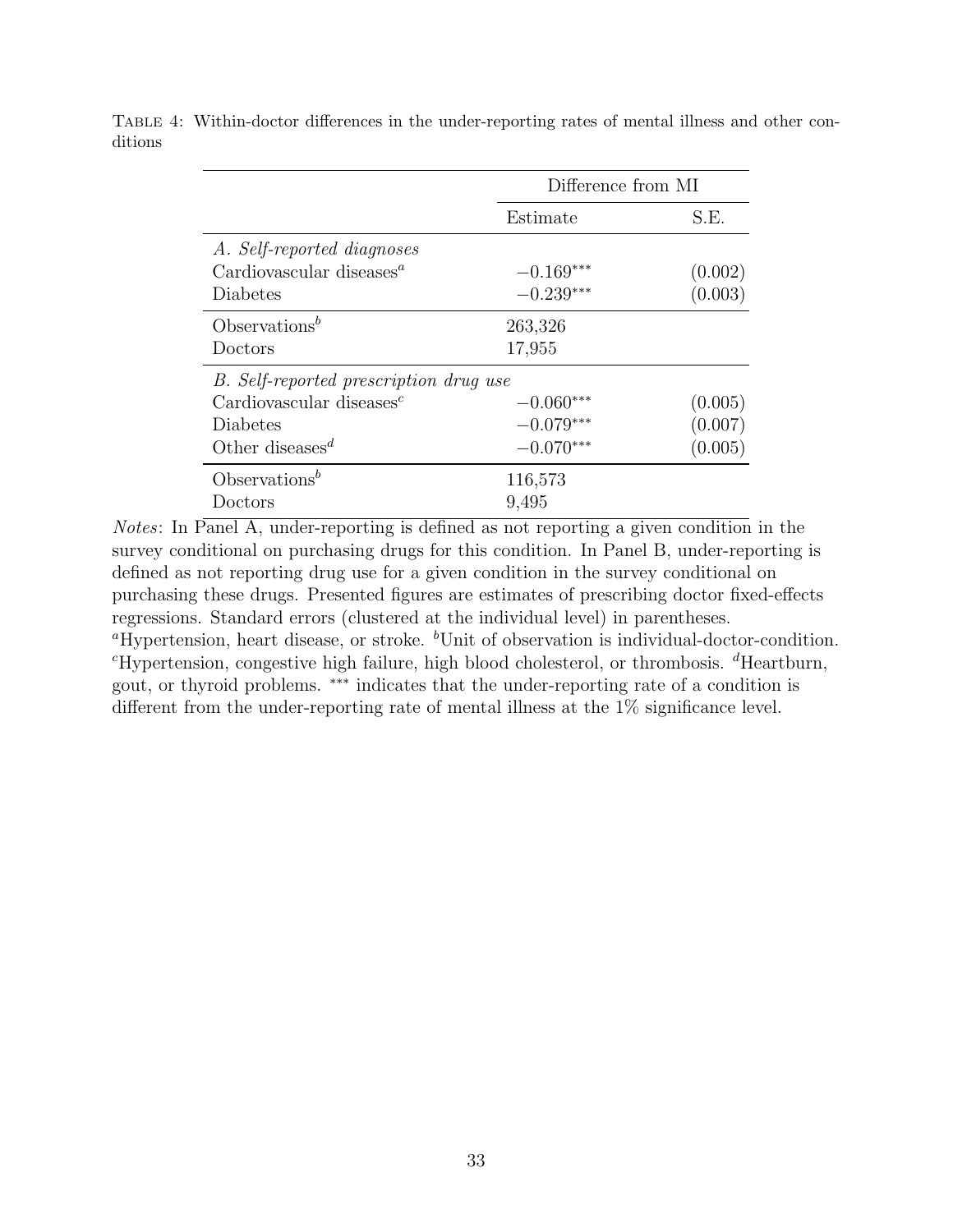Table 4: Within-doctor differences in the under-reporting rates of mental illness and other conditions

| | Difference from MI | |
|---|---|---|
| | Estimate | S.E. |
| *A. Self-reported diagnoses* | | |
| Cardiovascular diseases[a] | $-0.169^{***}$ | (0.002) |
| Diabetes | $-0.239^{***}$ | (0.003) |
| Observations[b] | 263,326 | |
| Doctors | 17,955 | |
| *B. Self-reported prescription drug use* | | |
| Cardiovascular diseases[c] | $-0.060^{***}$ | (0.005) |
| Diabetes | $-0.079^{***}$ | (0.007) |
| Other diseases[d] | $-0.070^{***}$ | (0.005) |
| Observations[b] | 116,573 | |
| Doctors | 9,495 | |

*Notes*: In Panel A, under-reporting is defined as not reporting a given condition in the survey conditional on purchasing drugs for this condition. In Panel B, under-reporting is defined as not reporting drug use for a given condition in the survey conditional on purchasing these drugs. Presented figures are estimates of prescribing doctor fixed-effects regressions. Standard errors (clustered at the individual level) in parentheses.
[a]Hypertension, heart disease, or stroke. [b]Unit of observation is individual-doctor-condition. [c]Hypertension, congestive high failure, high blood cholesterol, or thrombosis. [d]Heartburn, gout, or thyroid problems. *** indicates that the under-reporting rate of a condition is different from the under-reporting rate of mental illness at the 1% significance level.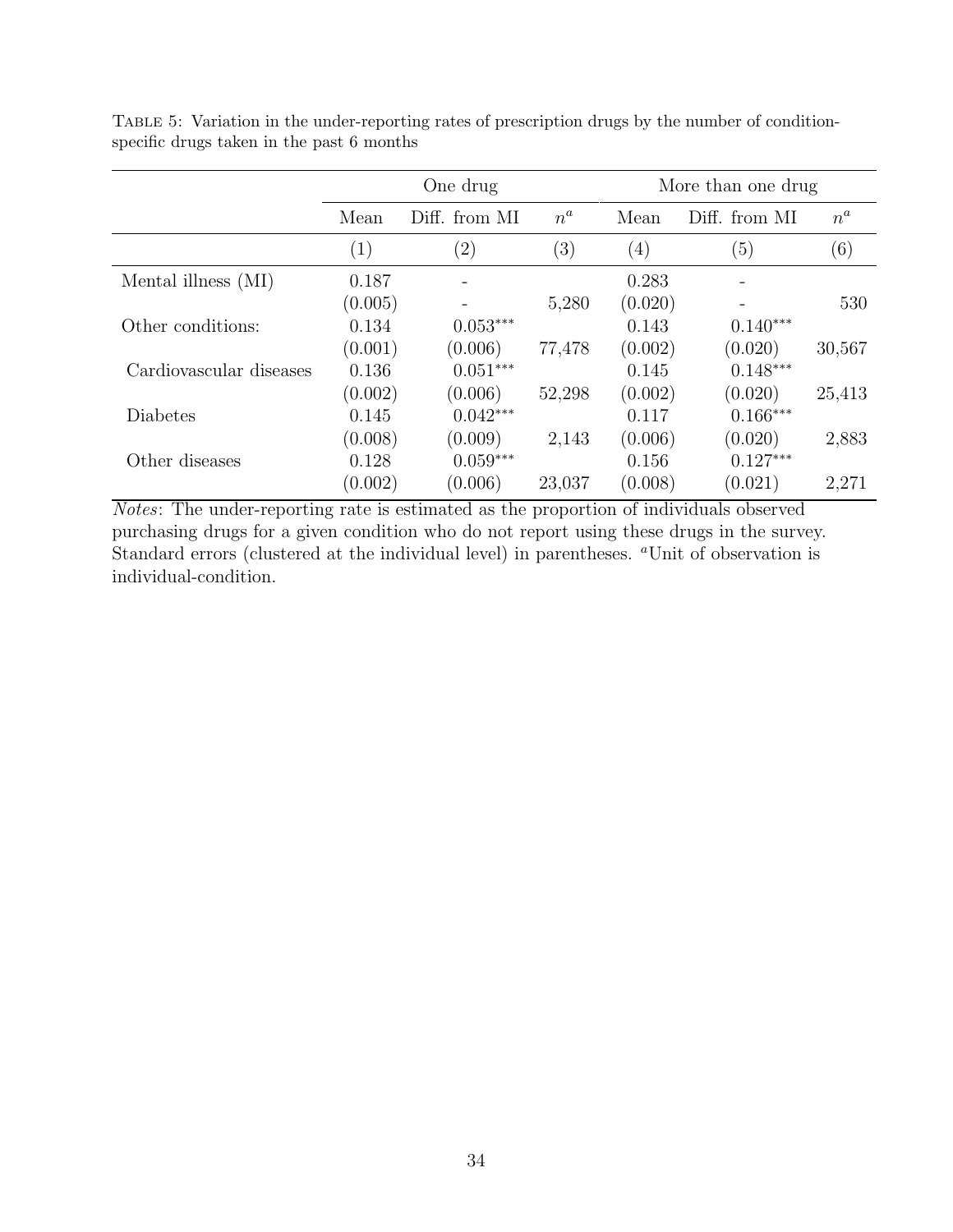Table 5: Variation in the under-reporting rates of prescription drugs by the number of condition-specific drugs taken in the past 6 months

| | One drug | | | More than one drug | | |
|---|---|---|---|---|---|---|
| | Mean | Diff. from MI | $n^a$ | Mean | Diff. from MI | $n^a$ |
| | (1) | (2) | (3) | (4) | (5) | (6) |
| Mental illness (MI) | 0.187 | - | | 0.283 | - | |
| | (0.005) | - | 5,280 | (0.020) | - | 530 |
| Other conditions: | 0.134 | 0.053*** | | 0.143 | 0.140*** | |
| | (0.001) | (0.006) | 77,478 | (0.002) | (0.020) | 30,567 |
| Cardiovascular diseases | 0.136 | 0.051*** | | 0.145 | 0.148*** | |
| | (0.002) | (0.006) | 52,298 | (0.002) | (0.020) | 25,413 |
| Diabetes | 0.145 | 0.042*** | | 0.117 | 0.166*** | |
| | (0.008) | (0.009) | 2,143 | (0.006) | (0.020) | 2,883 |
| Other diseases | 0.128 | 0.059*** | | 0.156 | 0.127*** | |
| | (0.002) | (0.006) | 23,037 | (0.008) | (0.021) | 2,271 |

*Notes*: The under-reporting rate is estimated as the proportion of individuals observed purchasing drugs for a given condition who do not report using these drugs in the survey. Standard errors (clustered at the individual level) in parentheses. [a]Unit of observation is individual-condition.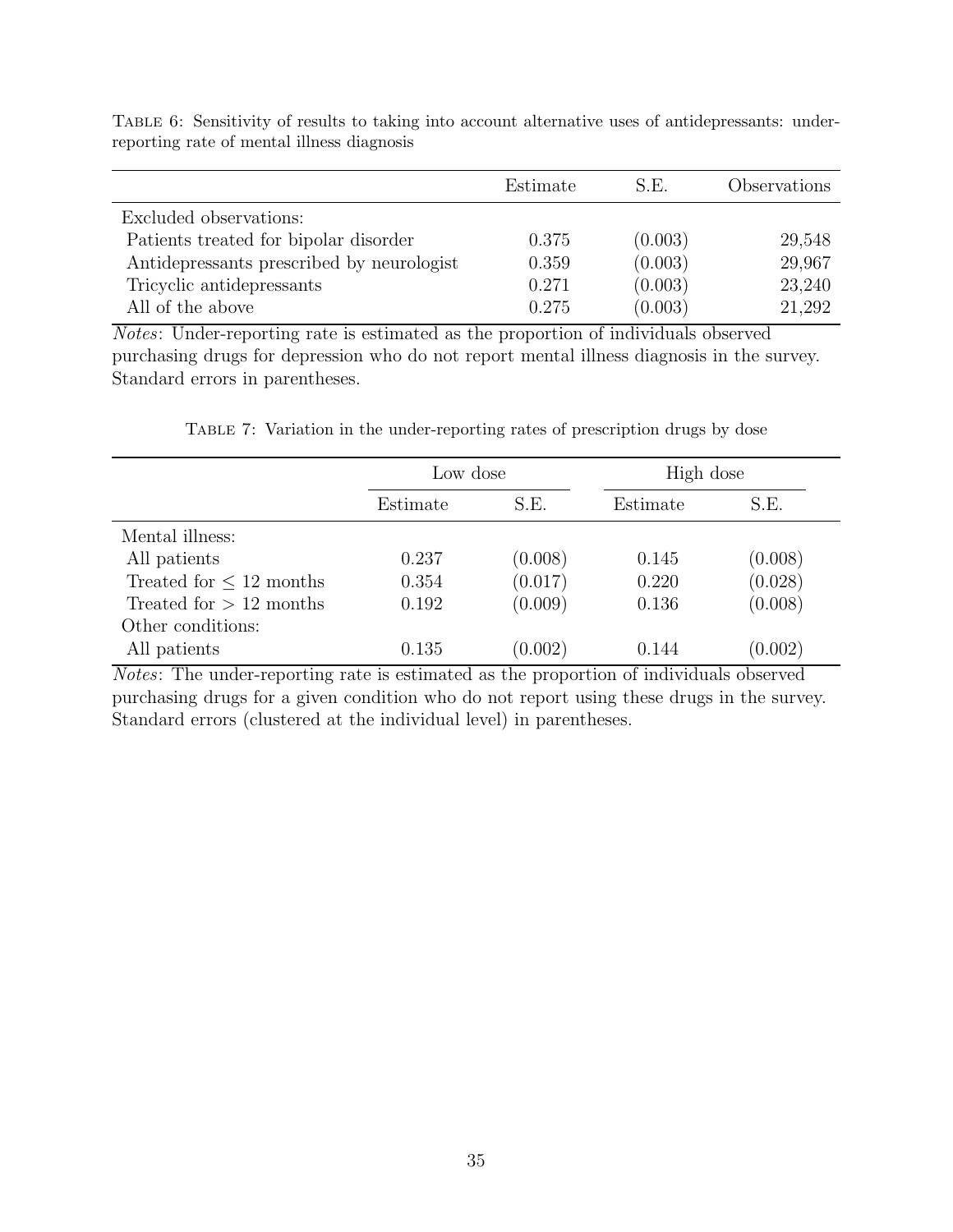Table 6: Sensitivity of results to taking into account alternative uses of antidepressants: under-reporting rate of mental illness diagnosis

| | Estimate | S.E. | Observations |
|---|---|---|---|
| Excluded observations: | | | |
| Patients treated for bipolar disorder | 0.375 | (0.003) | 29,548 |
| Antidepressants prescribed by neurologist | 0.359 | (0.003) | 29,967 |
| Tricyclic antidepressants | 0.271 | (0.003) | 23,240 |
| All of the above | 0.275 | (0.003) | 21,292 |

*Notes*: Under-reporting rate is estimated as the proportion of individuals observed purchasing drugs for depression who do not report mental illness diagnosis in the survey. Standard errors in parentheses.

Table 7: Variation in the under-reporting rates of prescription drugs by dose

| | Low dose | | High dose | |
|---|---|---|---|---|
| | Estimate | S.E. | Estimate | S.E. |
| Mental illness: | | | | |
| All patients | 0.237 | (0.008) | 0.145 | (0.008) |
| Treated for $\leq$ 12 months | 0.354 | (0.017) | 0.220 | (0.028) |
| Treated for $>$ 12 months | 0.192 | (0.009) | 0.136 | (0.008) |
| Other conditions: | | | | |
| All patients | 0.135 | (0.002) | 0.144 | (0.002) |

*Notes*: The under-reporting rate is estimated as the proportion of individuals observed purchasing drugs for a given condition who do not report using these drugs in the survey. Standard errors (clustered at the individual level) in parentheses.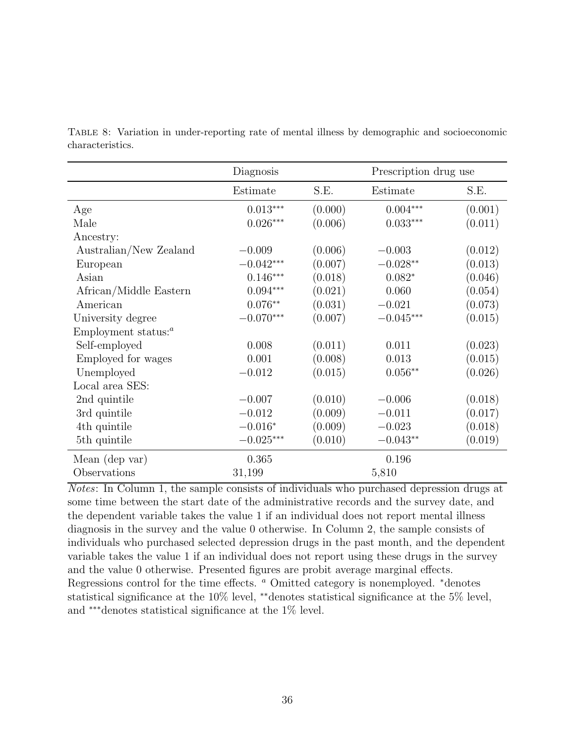TABLE 8: Variation in under-reporting rate of mental illness by demographic and socioeconomic characteristics.

| | Diagnosis | | Prescription drug use | |
|---|---|---|---|---|
| | Estimate | S.E. | Estimate | S.E. |
| Age | 0.013*** | (0.000) | 0.004*** | (0.001) |
| Male | 0.026*** | (0.006) | 0.033*** | (0.011) |
| Ancestry: | | | | |
| Australian/New Zealand | −0.009 | (0.006) | −0.003 | (0.012) |
| European | −0.042*** | (0.007) | −0.028** | (0.013) |
| Asian | 0.146*** | (0.018) | 0.082* | (0.046) |
| African/Middle Eastern | 0.094*** | (0.021) | 0.060 | (0.054) |
| American | 0.076** | (0.031) | −0.021 | (0.073) |
| University degree | −0.070*** | (0.007) | −0.045*** | (0.015) |
| Employment status:[a] | | | | |
| Self-employed | 0.008 | (0.011) | 0.011 | (0.023) |
| Employed for wages | 0.001 | (0.008) | 0.013 | (0.015) |
| Unemployed | −0.012 | (0.015) | 0.056** | (0.026) |
| Local area SES: | | | | |
| 2nd quintile | −0.007 | (0.010) | −0.006 | (0.018) |
| 3rd quintile | −0.012 | (0.009) | −0.011 | (0.017) |
| 4th quintile | −0.016* | (0.009) | −0.023 | (0.018) |
| 5th quintile | −0.025*** | (0.010) | −0.043** | (0.019) |
| Mean (dep var) | 0.365 | | 0.196 | |
| Observations | 31,199 | | 5,810 | |

*Notes*: In Column 1, the sample consists of individuals who purchased depression drugs at some time between the start date of the administrative records and the survey date, and the dependent variable takes the value 1 if an individual does not report mental illness diagnosis in the survey and the value 0 otherwise. In Column 2, the sample consists of individuals who purchased selected depression drugs in the past month, and the dependent variable takes the value 1 if an individual does not report using these drugs in the survey and the value 0 otherwise. Presented figures are probit average marginal effects. Regressions control for the time effects. [a] Omitted category is nonemployed. *denotes statistical significance at the 10% level, **denotes statistical significance at the 5% level, and ***denotes statistical significance at the 1% level.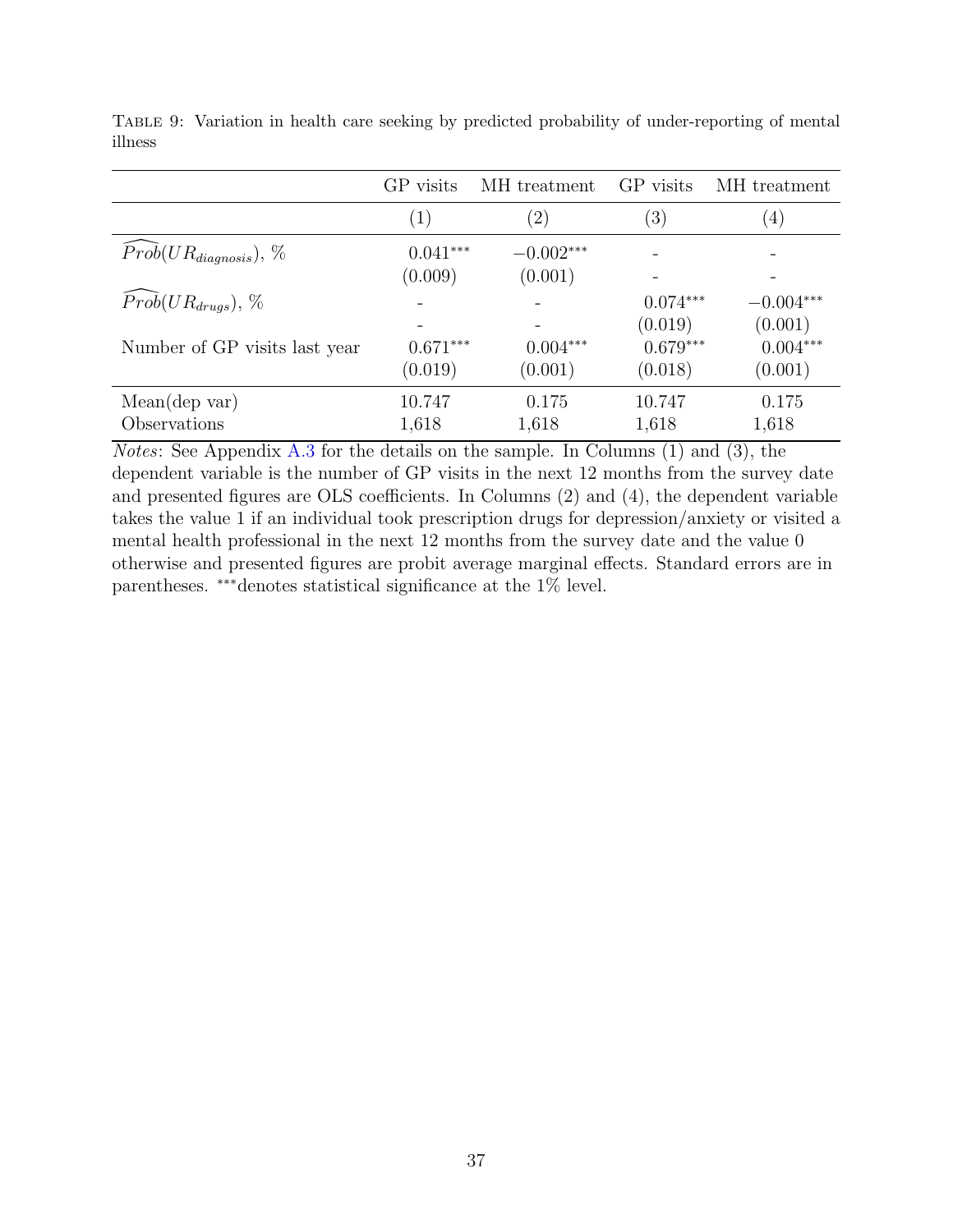TABLE 9: Variation in health care seeking by predicted probability of under-reporting of mental illness

| | GP visits | MH treatment | GP visits | MH treatment |
|---|---|---|---|---|
| | (1) | (2) | (3) | (4) |
| $\widehat{Prob}(UR_{diagnosis})$, % | $0.041^{***}$ | $-0.002^{***}$ | - | - |
| | (0.009) | (0.001) | - | - |
| $\widehat{Prob}(UR_{drugs})$, % | - | - | $0.074^{***}$ | $-0.004^{***}$ |
| | - | - | (0.019) | (0.001) |
| Number of GP visits last year | $0.671^{***}$ | $0.004^{***}$ | $0.679^{***}$ | $0.004^{***}$ |
| | (0.019) | (0.001) | (0.018) | (0.001) |
| Mean(dep var) | 10.747 | 0.175 | 10.747 | 0.175 |
| Observations | 1,618 | 1,618 | 1,618 | 1,618 |

*Notes*: See Appendix A.3 for the details on the sample. In Columns (1) and (3), the dependent variable is the number of GP visits in the next 12 months from the survey date and presented figures are OLS coefficients. In Columns (2) and (4), the dependent variable takes the value 1 if an individual took prescription drugs for depression/anxiety or visited a mental health professional in the next 12 months from the survey date and the value 0 otherwise and presented figures are probit average marginal effects. Standard errors are in parentheses. $^{***}$denotes statistical significance at the 1% level.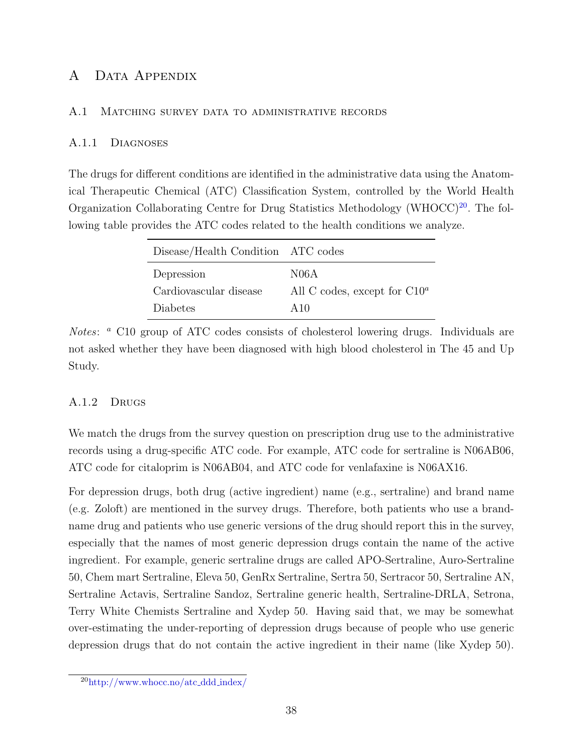# A Data Appendix

## A.1 Matching survey data to administrative records

### A.1.1 Diagnoses

The drugs for different conditions are identified in the administrative data using the Anatomical Therapeutic Chemical (ATC) Classification System, controlled by the World Health Organization Collaborating Centre for Drug Statistics Methodology (WHOCC)[20]. The following table provides the ATC codes related to the health conditions we analyze.

| Disease/Health Condition | ATC codes |
|---|---|
| Depression | N06A |
| Cardiovascular disease | All C codes, except for C10[a] |
| Diabetes | A10 |

*Notes*: [a] C10 group of ATC codes consists of cholesterol lowering drugs. Individuals are not asked whether they have been diagnosed with high blood cholesterol in The 45 and Up Study.

### A.1.2 Drugs

We match the drugs from the survey question on prescription drug use to the administrative records using a drug-specific ATC code. For example, ATC code for sertraline is N06AB06, ATC code for citaloprim is N06AB04, and ATC code for venlafaxine is N06AX16.

For depression drugs, both drug (active ingredient) name (e.g., sertraline) and brand name (e.g. Zoloft) are mentioned in the survey drugs. Therefore, both patients who use a brand-name drug and patients who use generic versions of the drug should report this in the survey, especially that the names of most generic depression drugs contain the name of the active ingredient. For example, generic sertraline drugs are called APO-Sertraline, Auro-Sertraline 50, Chem mart Sertraline, Eleva 50, GenRx Sertraline, Sertra 50, Sertracor 50, Sertraline AN, Sertraline Actavis, Sertraline Sandoz, Sertraline generic health, Sertraline-DRLA, Setrona, Terry White Chemists Sertraline and Xydep 50. Having said that, we may be somewhat over-estimating the under-reporting of depression drugs because of people who use generic depression drugs that do not contain the active ingredient in their name (like Xydep 50).

[20] http://www.whocc.no/atc_ddd_index/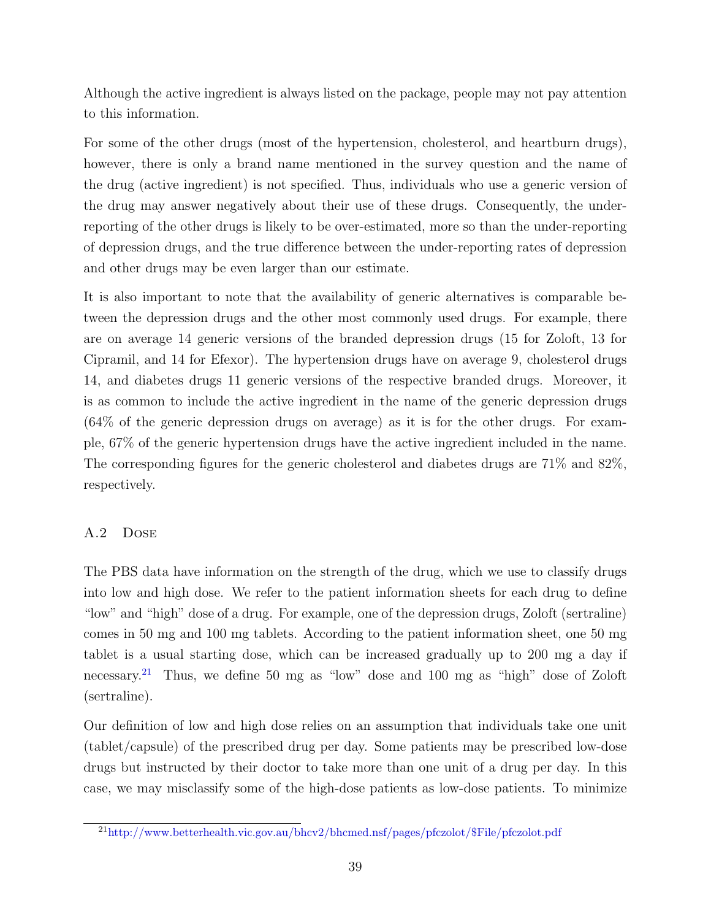Although the active ingredient is always listed on the package, people may not pay attention to this information.

For some of the other drugs (most of the hypertension, cholesterol, and heartburn drugs), however, there is only a brand name mentioned in the survey question and the name of the drug (active ingredient) is not specified. Thus, individuals who use a generic version of the drug may answer negatively about their use of these drugs. Consequently, the under-reporting of the other drugs is likely to be over-estimated, more so than the under-reporting of depression drugs, and the true difference between the under-reporting rates of depression and other drugs may be even larger than our estimate.

It is also important to note that the availability of generic alternatives is comparable between the depression drugs and the other most commonly used drugs. For example, there are on average 14 generic versions of the branded depression drugs (15 for Zoloft, 13 for Cipramil, and 14 for Efexor). The hypertension drugs have on average 9, cholesterol drugs 14, and diabetes drugs 11 generic versions of the respective branded drugs. Moreover, it is as common to include the active ingredient in the name of the generic depression drugs (64% of the generic depression drugs on average) as it is for the other drugs. For example, 67% of the generic hypertension drugs have the active ingredient included in the name. The corresponding figures for the generic cholesterol and diabetes drugs are 71% and 82%, respectively.

### A.2 Dose

The PBS data have information on the strength of the drug, which we use to classify drugs into low and high dose. We refer to the patient information sheets for each drug to define "low" and "high" dose of a drug. For example, one of the depression drugs, Zoloft (sertraline) comes in 50 mg and 100 mg tablets. According to the patient information sheet, one 50 mg tablet is a usual starting dose, which can be increased gradually up to 200 mg a day if necessary.[21] Thus, we define 50 mg as "low" dose and 100 mg as "high" dose of Zoloft (sertraline).

Our definition of low and high dose relies on an assumption that individuals take one unit (tablet/capsule) of the prescribed drug per day. Some patients may be prescribed low-dose drugs but instructed by their doctor to take more than one unit of a drug per day. In this case, we may misclassify some of the high-dose patients as low-dose patients. To minimize

[21] http://www.betterhealth.vic.gov.au/bhcv2/bhcmed.nsf/pages/pfczolot/$File/pfczolot.pdf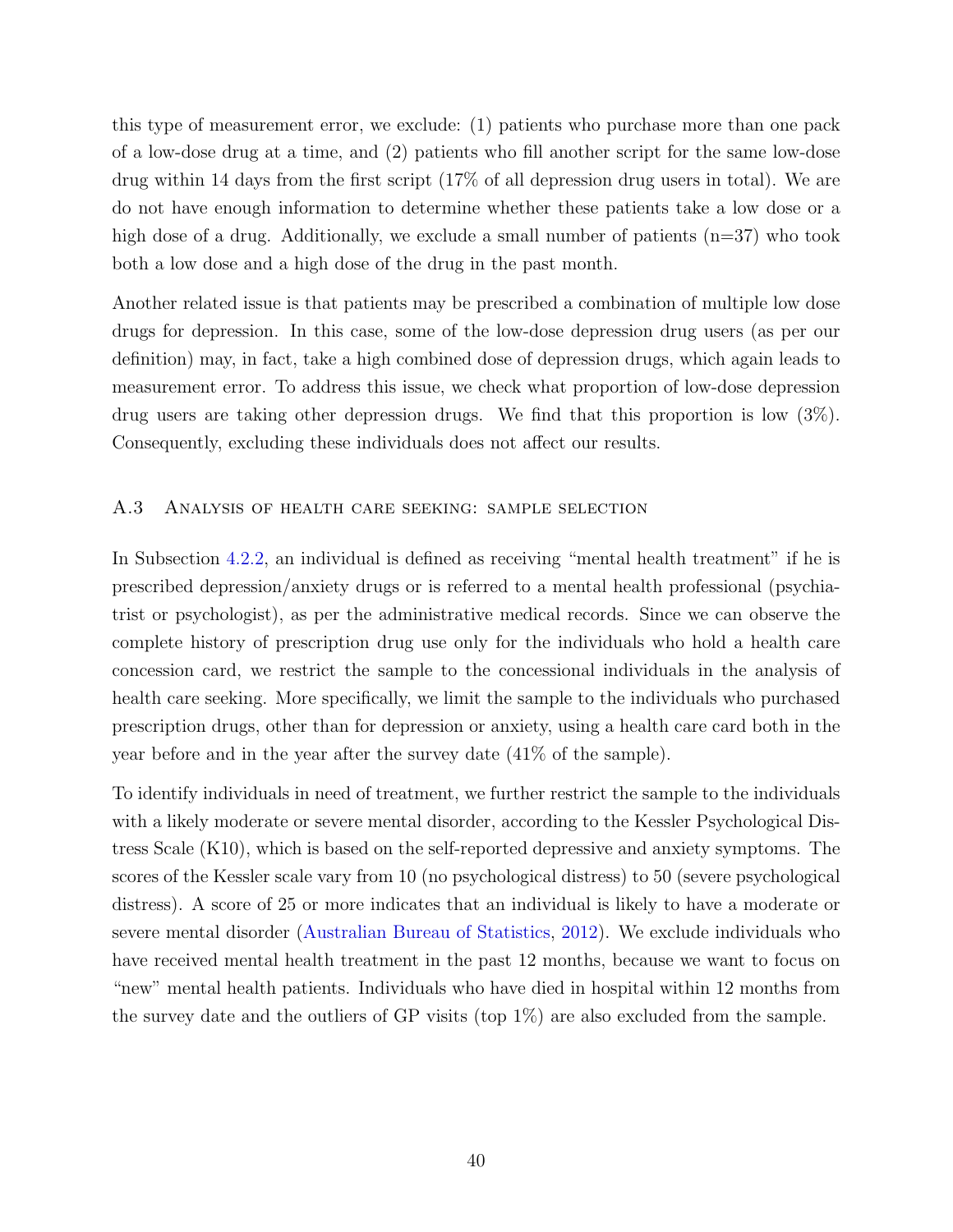this type of measurement error, we exclude: (1) patients who purchase more than one pack of a low-dose drug at a time, and (2) patients who fill another script for the same low-dose drug within 14 days from the first script (17% of all depression drug users in total). We are do not have enough information to determine whether these patients take a low dose or a high dose of a drug. Additionally, we exclude a small number of patients (n=37) who took both a low dose and a high dose of the drug in the past month.

Another related issue is that patients may be prescribed a combination of multiple low dose drugs for depression. In this case, some of the low-dose depression drug users (as per our definition) may, in fact, take a high combined dose of depression drugs, which again leads to measurement error. To address this issue, we check what proportion of low-dose depression drug users are taking other depression drugs. We find that this proportion is low (3%). Consequently, excluding these individuals does not affect our results.

### A.3 Analysis of health care seeking: sample selection

In Subsection 4.2.2, an individual is defined as receiving "mental health treatment" if he is prescribed depression/anxiety drugs or is referred to a mental health professional (psychiatrist or psychologist), as per the administrative medical records. Since we can observe the complete history of prescription drug use only for the individuals who hold a health care concession card, we restrict the sample to the concessional individuals in the analysis of health care seeking. More specifically, we limit the sample to the individuals who purchased prescription drugs, other than for depression or anxiety, using a health care card both in the year before and in the year after the survey date (41% of the sample).

To identify individuals in need of treatment, we further restrict the sample to the individuals with a likely moderate or severe mental disorder, according to the Kessler Psychological Distress Scale (K10), which is based on the self-reported depressive and anxiety symptoms. The scores of the Kessler scale vary from 10 (no psychological distress) to 50 (severe psychological distress). A score of 25 or more indicates that an individual is likely to have a moderate or severe mental disorder (Australian Bureau of Statistics, 2012). We exclude individuals who have received mental health treatment in the past 12 months, because we want to focus on "new" mental health patients. Individuals who have died in hospital within 12 months from the survey date and the outliers of GP visits (top 1%) are also excluded from the sample.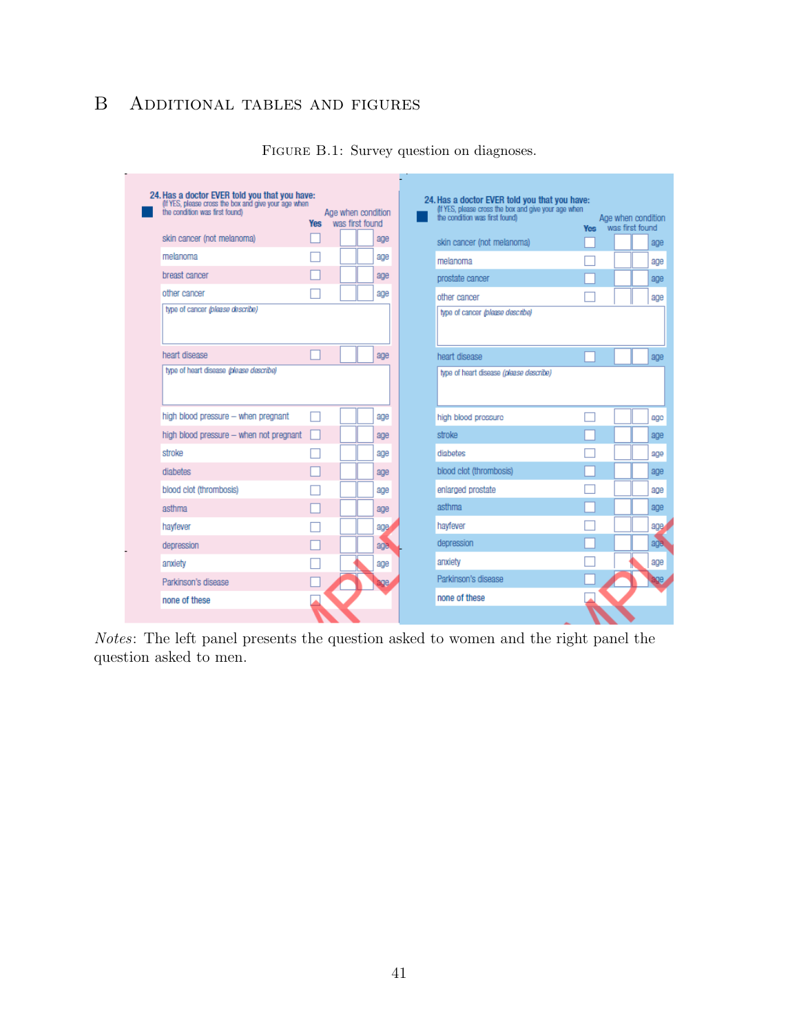# B Additional tables and figures

Figure B.1: Survey question on diagnoses.

*Notes*: The left panel presents the question asked to women and the right panel the question asked to men.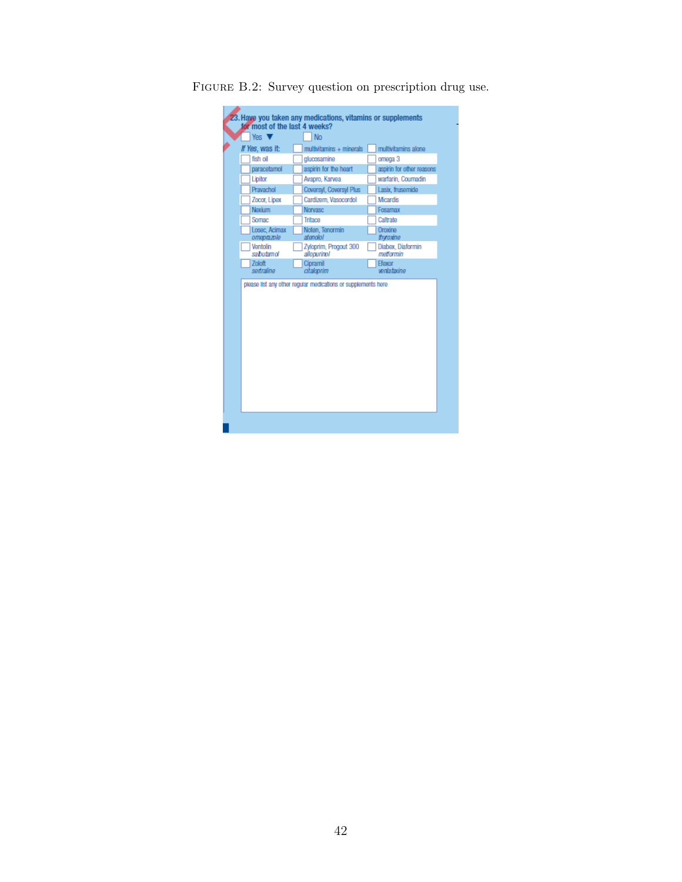Figure B.2: Survey question on prescription drug use.

23. Have you taken any medications, vitamins or supplements for most of the last 4 weeks?

☐ Yes ▼ ☐ No

*If Yes*, was it:

| | | |
|---|---|---|
| | ☐ multivitamins + minerals | ☐ multivitamins alone |
| ☐ fish oil | ☐ glucosamine | ☐ omega 3 |
| ☐ paracetamol | ☐ aspirin for the heart | ☐ aspirin for other reasons |
| ☐ Lipitor | ☐ Avapro, Karvea | ☐ warfarin, Coumadin |
| ☐ Pravachol | ☐ Coversyl, Coversyl Plus | ☐ Lasix, frusemide |
| ☐ Zocor, Lipex | ☐ Cardizem, Vasocordol | ☐ Micardis |
| ☐ Nexium | ☐ Norvasc | ☐ Fosamax |
| ☐ Somac | ☐ Tritace | ☐ Caltrate |
| ☐ Losec, Acimax *omeprazole* | ☐ Noten, Tenormin *atenolol* | ☐ Oroxine *thyroxine* |
| ☐ Ventolin *salbutamol* | ☐ Zyloprim, Progout 300 *allopurinol* | ☐ Diabex, Diaformin *metformin* |
| ☐ Zoloft *sertraline* | ☐ Cipramil *citaloprim* | ☐ Efexor *venlafaxine* |

please list any other regular medications or supplements here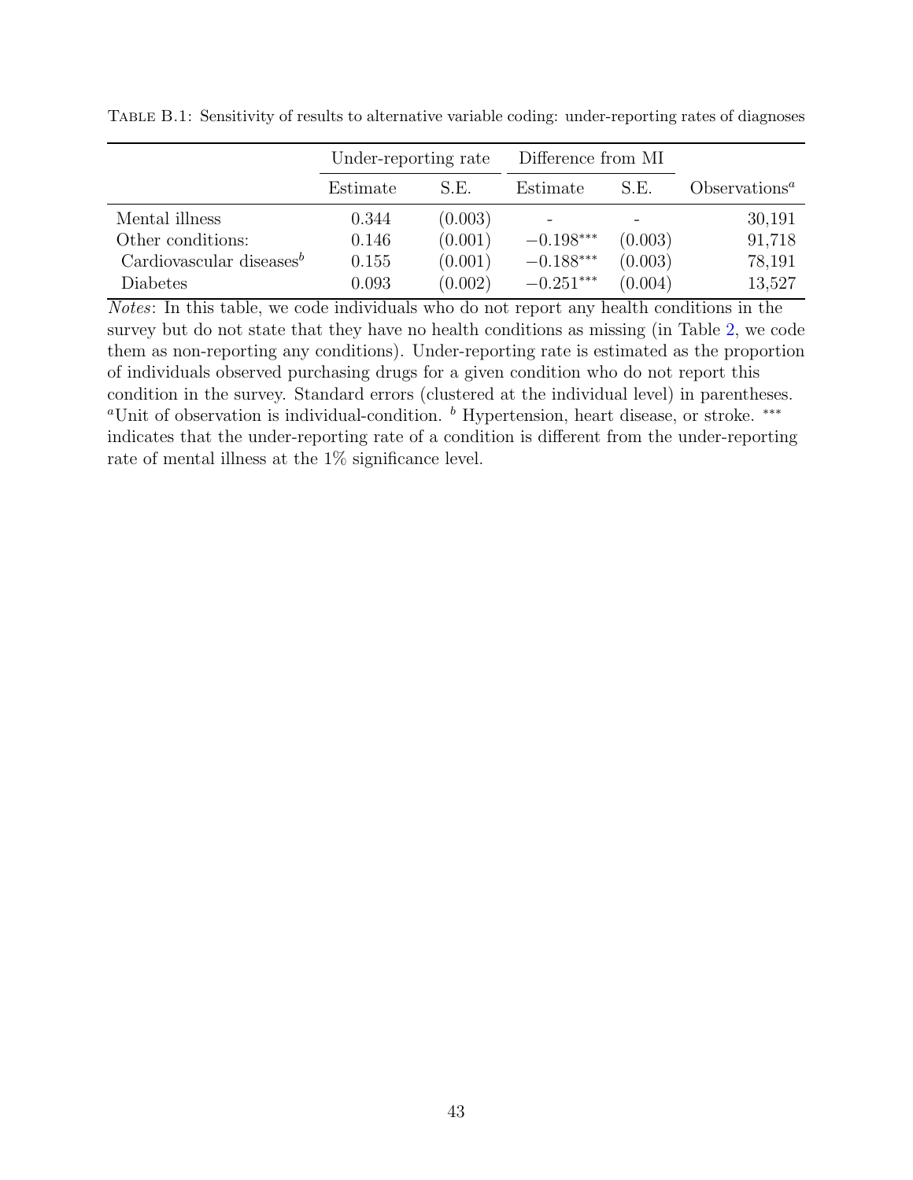Table B.1: Sensitivity of results to alternative variable coding: under-reporting rates of diagnoses

| | Under-reporting rate | | Difference from MI | | |
|---|---|---|---|---|---|
| | Estimate | S.E. | Estimate | S.E. | Observations[a] |
| Mental illness | 0.344 | (0.003) | - | - | 30,191 |
| Other conditions: | 0.146 | (0.001) | $-0.198^{***}$ | (0.003) | 91,718 |
| Cardiovascular diseases[b] | 0.155 | (0.001) | $-0.188^{***}$ | (0.003) | 78,191 |
| Diabetes | 0.093 | (0.002) | $-0.251^{***}$ | (0.004) | 13,527 |

*Notes*: In this table, we code individuals who do not report any health conditions in the survey but do not state that they have no health conditions as missing (in Table 2, we code them as non-reporting any conditions). Under-reporting rate is estimated as the proportion of individuals observed purchasing drugs for a given condition who do not report this condition in the survey. Standard errors (clustered at the individual level) in parentheses. [a]Unit of observation is individual-condition. [b] Hypertension, heart disease, or stroke. $^{***}$ indicates that the under-reporting rate of a condition is different from the under-reporting rate of mental illness at the 1% significance level.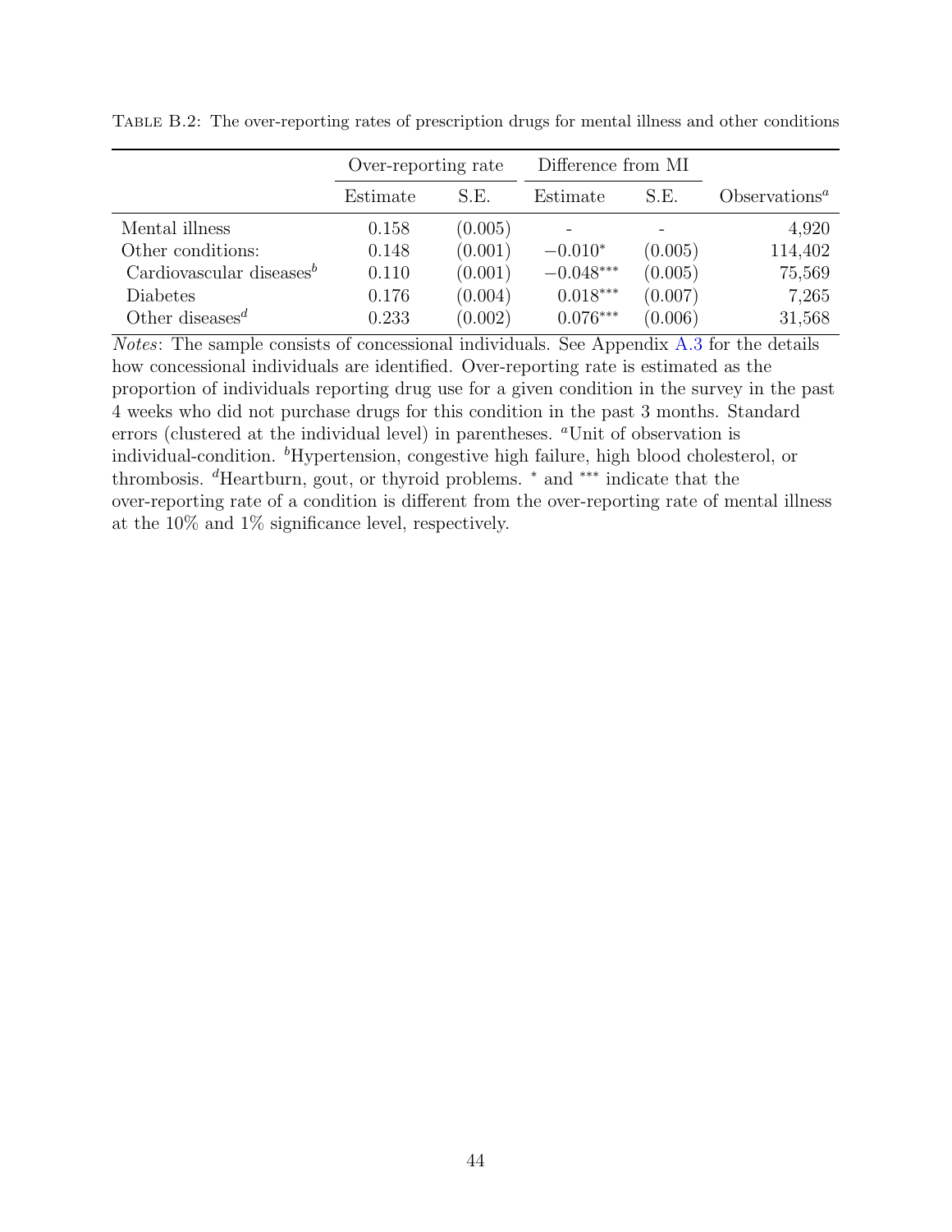TABLE B.2: The over-reporting rates of prescription drugs for mental illness and other conditions

| | Over-reporting rate | | Difference from MI | | |
|---|---|---|---|---|---|
| | Estimate | S.E. | Estimate | S.E. | Observations[a] |
| Mental illness | 0.158 | (0.005) | - | - | 4,920 |
| Other conditions: | 0.148 | (0.001) | $-0.010^{*}$ | (0.005) | 114,402 |
| Cardiovascular diseases[b] | 0.110 | (0.001) | $-0.048^{***}$ | (0.005) | 75,569 |
| Diabetes | 0.176 | (0.004) | $0.018^{***}$ | (0.007) | 7,265 |
| Other diseases[d] | 0.233 | (0.002) | $0.076^{***}$ | (0.006) | 31,568 |

*Notes*: The sample consists of concessional individuals. See Appendix A.3 for the details how concessional individuals are identified. Over-reporting rate is estimated as the proportion of individuals reporting drug use for a given condition in the survey in the past 4 weeks who did not purchase drugs for this condition in the past 3 months. Standard errors (clustered at the individual level) in parentheses. [a]Unit of observation is individual-condition. [b]Hypertension, congestive high failure, high blood cholesterol, or thrombosis. [d]Heartburn, gout, or thyroid problems. $^{*}$ and $^{***}$ indicate that the over-reporting rate of a condition is different from the over-reporting rate of mental illness at the 10% and 1% significance level, respectively.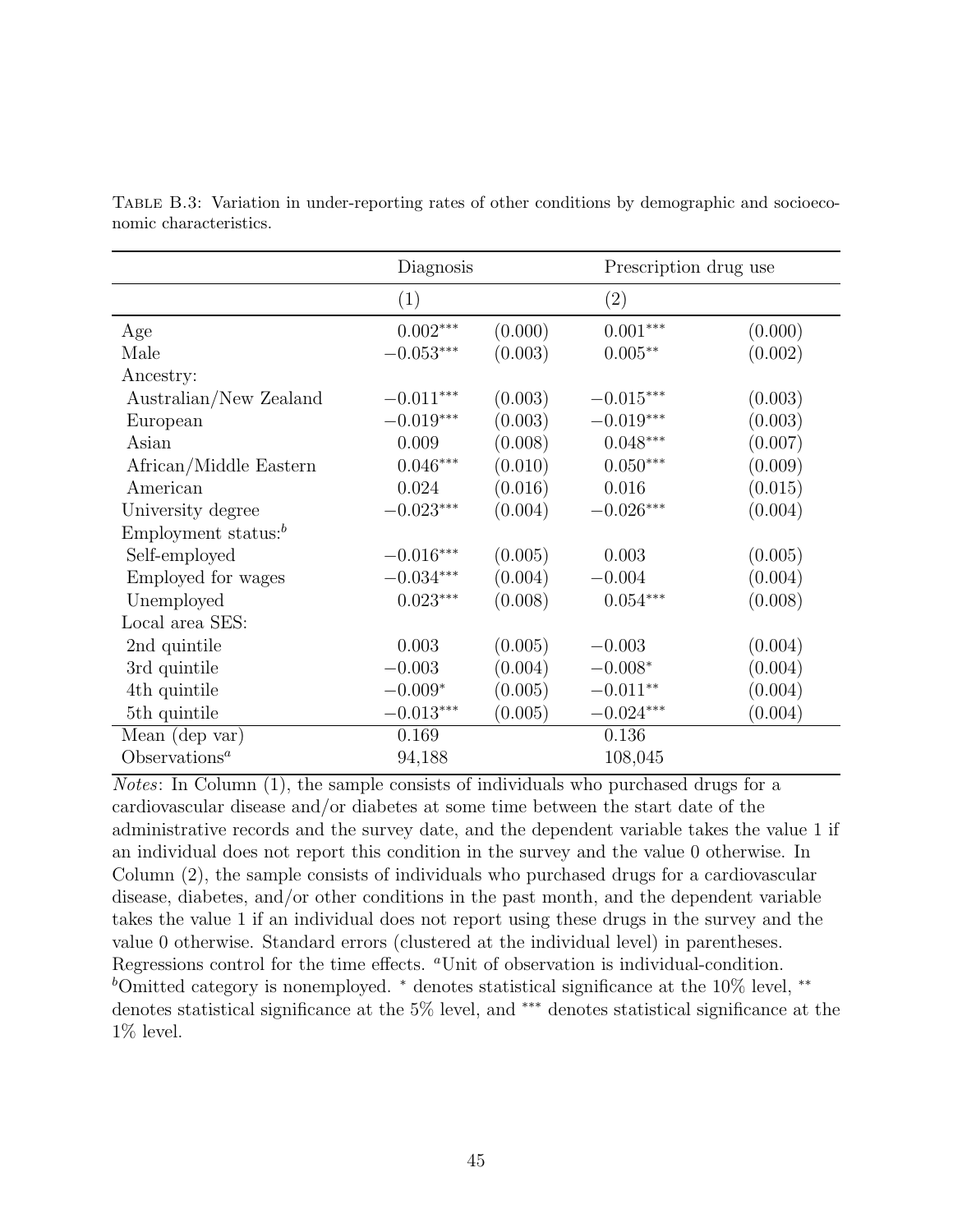Table B.3: Variation in under-reporting rates of other conditions by demographic and socioeconomic characteristics.

| | Diagnosis | | Prescription drug use | |
|---|---|---|---|---|
| | (1) | | (2) | |
| Age | $0.002^{***}$ | (0.000) | $0.001^{***}$ | (0.000) |
| Male | $-0.053^{***}$ | (0.003) | $0.005^{**}$ | (0.002) |
| Ancestry: | | | | |
| Australian/New Zealand | $-0.011^{***}$ | (0.003) | $-0.015^{***}$ | (0.003) |
| European | $-0.019^{***}$ | (0.003) | $-0.019^{***}$ | (0.003) |
| Asian | 0.009 | (0.008) | $0.048^{***}$ | (0.007) |
| African/Middle Eastern | $0.046^{***}$ | (0.010) | $0.050^{***}$ | (0.009) |
| American | 0.024 | (0.016) | 0.016 | (0.015) |
| University degree | $-0.023^{***}$ | (0.004) | $-0.026^{***}$ | (0.004) |
| Employment status:[b] | | | | |
| Self-employed | $-0.016^{***}$ | (0.005) | 0.003 | (0.005) |
| Employed for wages | $-0.034^{***}$ | (0.004) | $-0.004$ | (0.004) |
| Unemployed | $0.023^{***}$ | (0.008) | $0.054^{***}$ | (0.008) |
| Local area SES: | | | | |
| 2nd quintile | 0.003 | (0.005) | $-0.003$ | (0.004) |
| 3rd quintile | $-0.003$ | (0.004) | $-0.008^{*}$ | (0.004) |
| 4th quintile | $-0.009^{*}$ | (0.005) | $-0.011^{**}$ | (0.004) |
| 5th quintile | $-0.013^{***}$ | (0.005) | $-0.024^{***}$ | (0.004) |
| Mean (dep var) | 0.169 | | 0.136 | |
| Observations[a] | 94,188 | | 108,045 | |

*Notes*: In Column (1), the sample consists of individuals who purchased drugs for a cardiovascular disease and/or diabetes at some time between the start date of the administrative records and the survey date, and the dependent variable takes the value 1 if an individual does not report this condition in the survey and the value 0 otherwise. In Column (2), the sample consists of individuals who purchased drugs for a cardiovascular disease, diabetes, and/or other conditions in the past month, and the dependent variable takes the value 1 if an individual does not report using these drugs in the survey and the value 0 otherwise. Standard errors (clustered at the individual level) in parentheses. Regressions control for the time effects. [a]Unit of observation is individual-condition. [b]Omitted category is nonemployed. $^{*}$ denotes statistical significance at the 10% level, $^{**}$ denotes statistical significance at the 5% level, and $^{***}$ denotes statistical significance at the 1% level.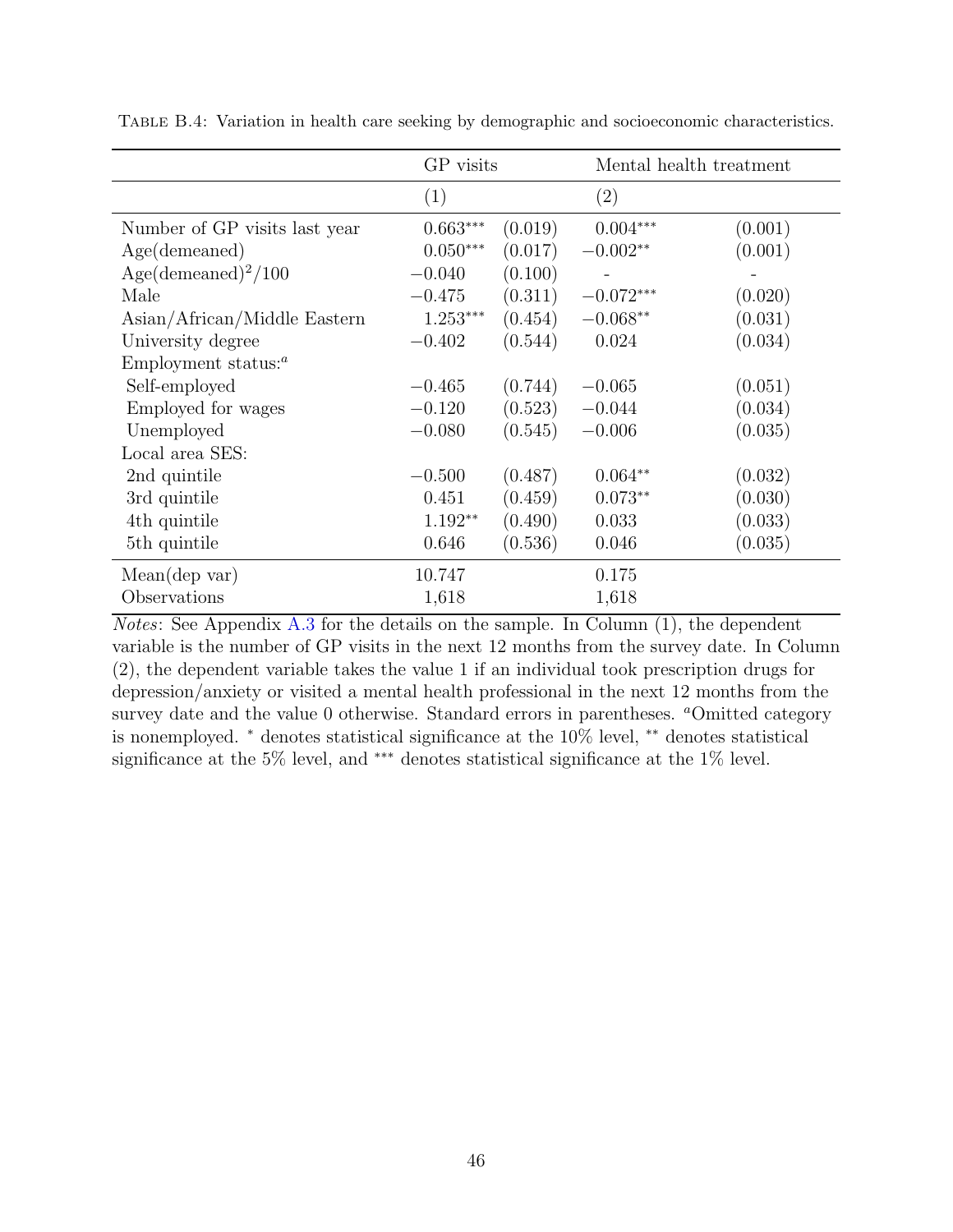TABLE B.4: Variation in health care seeking by demographic and socioeconomic characteristics.

| | GP visits | | Mental health treatment | |
|---|---|---|---|---|
| | (1) | | (2) | |
| Number of GP visits last year | 0.663*** | (0.019) | 0.004*** | (0.001) |
| Age(demeaned) | 0.050*** | (0.017) | −0.002** | (0.001) |
| Age(demeaned)$^2$/100 | −0.040 | (0.100) | - | - |
| Male | −0.475 | (0.311) | −0.072*** | (0.020) |
| Asian/African/Middle Eastern | 1.253*** | (0.454) | −0.068** | (0.031) |
| University degree | −0.402 | (0.544) | 0.024 | (0.034) |
| Employment status:[a] | | | | |
| Self-employed | −0.465 | (0.744) | −0.065 | (0.051) |
| Employed for wages | −0.120 | (0.523) | −0.044 | (0.034) |
| Unemployed | −0.080 | (0.545) | −0.006 | (0.035) |
| Local area SES: | | | | |
| 2nd quintile | −0.500 | (0.487) | 0.064** | (0.032) |
| 3rd quintile | 0.451 | (0.459) | 0.073** | (0.030) |
| 4th quintile | 1.192** | (0.490) | 0.033 | (0.033) |
| 5th quintile | 0.646 | (0.536) | 0.046 | (0.035) |
| Mean(dep var) | 10.747 | | 0.175 | |
| Observations | 1,618 | | 1,618 | |

*Notes*: See Appendix A.3 for the details on the sample. In Column (1), the dependent variable is the number of GP visits in the next 12 months from the survey date. In Column (2), the dependent variable takes the value 1 if an individual took prescription drugs for depression/anxiety or visited a mental health professional in the next 12 months from the survey date and the value 0 otherwise. Standard errors in parentheses. [a]Omitted category is nonemployed. * denotes statistical significance at the 10% level, ** denotes statistical significance at the 5% level, and *** denotes statistical significance at the 1% level.